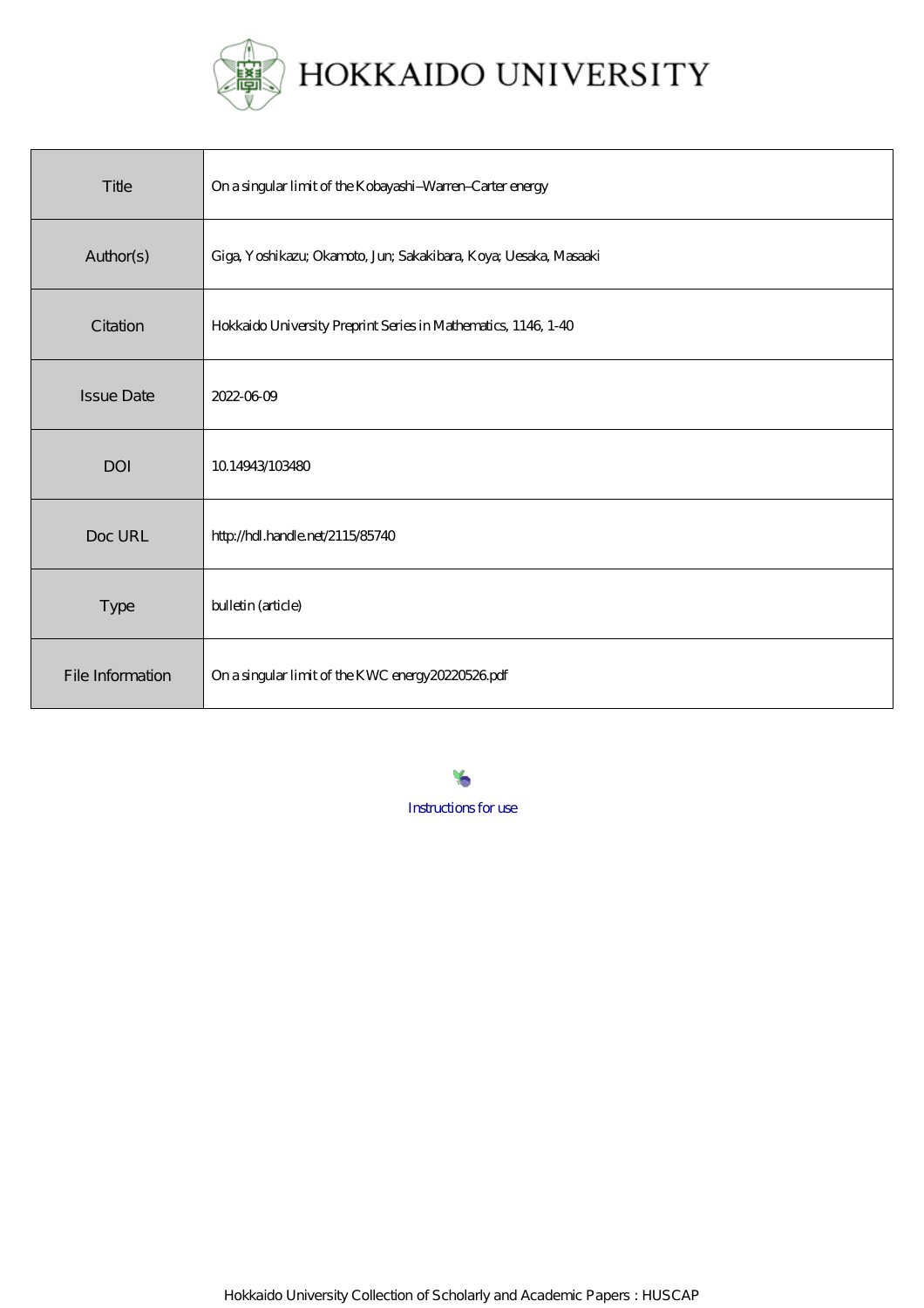# HOKKAIDO UNIVERSITY

| Title | On a singular limit of the Kobayashi–Warren–Carter energy |
|---|---|
| Author(s) | Giga, Yoshikazu; Okamoto, Jun; Sakakibara, Koya; Uesaka, Masaaki |
| Citation | Hokkaido University Preprint Series in Mathematics, 1146, 1-40 |
| Issue Date | 2022-06-09 |
| DOI | 10.14943/103480 |
| Doc URL | http://hdl.handle.net/2115/85740 |
| Type | bulletin (article) |
| File Information | On a singular limit of the KWC energy20220526.pdf |

Instructions for use

Hokkaido University Collection of Scholarly and Academic Papers : HUSCAP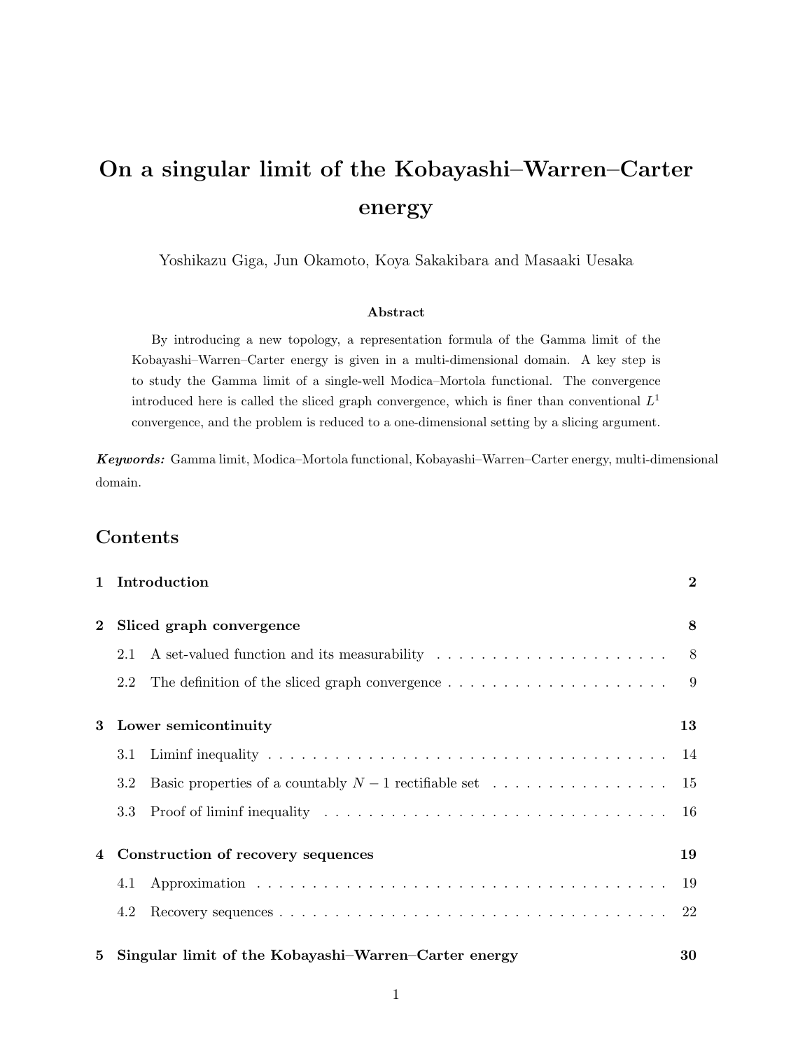# On a singular limit of the Kobayashi–Warren–Carter energy

Yoshikazu Giga, Jun Okamoto, Koya Sakakibara and Masaaki Uesaka

### Abstract

By introducing a new topology, a representation formula of the Gamma limit of the Kobayashi–Warren–Carter energy is given in a multi-dimensional domain. A key step is to study the Gamma limit of a single-well Modica–Mortola functional. The convergence introduced here is called the sliced graph convergence, which is finer than conventional $L^1$ convergence, and the problem is reduced to a one-dimensional setting by a slicing argument.

***Keywords:*** Gamma limit, Modica–Mortola functional, Kobayashi–Warren–Carter energy, multi-dimensional domain.

## Contents

**1 Introduction** — 2

**2 Sliced graph convergence** — 8

- 2.1 A set-valued function and its measurability — 8
- 2.2 The definition of the sliced graph convergence — 9

**3 Lower semicontinuity** — 13

- 3.1 Liminf inequality — 14
- 3.2 Basic properties of a countably $N-1$ rectifiable set — 15
- 3.3 Proof of liminf inequality — 16

**4 Construction of recovery sequences** — 19

- 4.1 Approximation — 19
- 4.2 Recovery sequences — 22

**5 Singular limit of the Kobayashi–Warren–Carter energy** — 30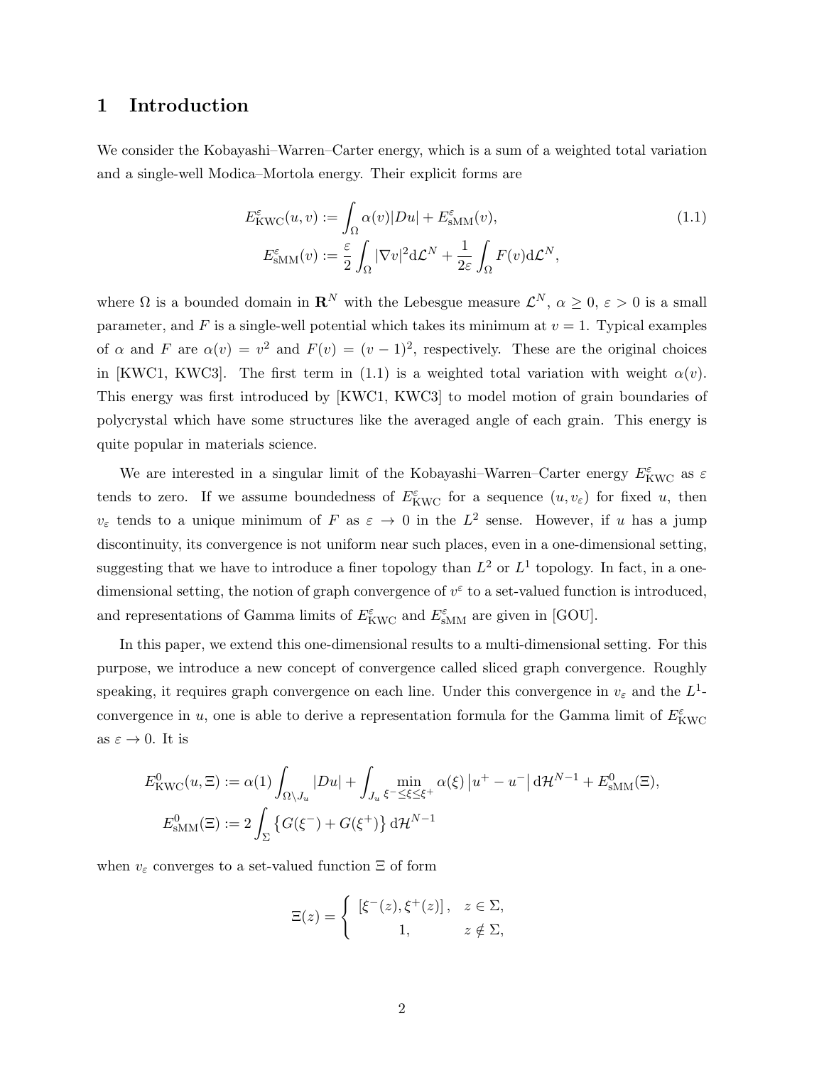# 1 Introduction

We consider the Kobayashi–Warren–Carter energy, which is a sum of a weighted total variation and a single-well Modica–Mortola energy. Their explicit forms are

$$
\begin{aligned}
E^{\varepsilon}_{\mathrm{KWC}}(u,v) &:= \int_{\Omega} \alpha(v)|Du| + E^{\varepsilon}_{\mathrm{sMM}}(v), \\
E^{\varepsilon}_{\mathrm{sMM}}(v) &:= \frac{\varepsilon}{2}\int_{\Omega} |\nabla v|^2 \mathrm{d}\mathcal{L}^N + \frac{1}{2\varepsilon}\int_{\Omega} F(v)\mathrm{d}\mathcal{L}^N,
\end{aligned}
\tag{1.1}
$$

where $\Omega$ is a bounded domain in $\mathbf{R}^N$ with the Lebesgue measure $\mathcal{L}^N$, $\alpha \geq 0$, $\varepsilon > 0$ is a small parameter, and $F$ is a single-well potential which takes its minimum at $v = 1$. Typical examples of $\alpha$ and $F$ are $\alpha(v) = v^2$ and $F(v) = (v-1)^2$, respectively. These are the original choices in [KWC1, KWC3]. The first term in (1.1) is a weighted total variation with weight $\alpha(v)$. This energy was first introduced by [KWC1, KWC3] to model motion of grain boundaries of polycrystal which have some structures like the averaged angle of each grain. This energy is quite popular in materials science.

We are interested in a singular limit of the Kobayashi–Warren–Carter energy $E^{\varepsilon}_{\mathrm{KWC}}$ as $\varepsilon$ tends to zero. If we assume boundedness of $E^{\varepsilon}_{\mathrm{KWC}}$ for a sequence $(u, v_\varepsilon)$ for fixed $u$, then $v_\varepsilon$ tends to a unique minimum of $F$ as $\varepsilon \to 0$ in the $L^2$ sense. However, if $u$ has a jump discontinuity, its convergence is not uniform near such places, even in a one-dimensional setting, suggesting that we have to introduce a finer topology than $L^2$ or $L^1$ topology. In fact, in a one-dimensional setting, the notion of graph convergence of $v^\varepsilon$ to a set-valued function is introduced, and representations of Gamma limits of $E^{\varepsilon}_{\mathrm{KWC}}$ and $E^{\varepsilon}_{\mathrm{sMM}}$ are given in [GOU].

In this paper, we extend this one-dimensional results to a multi-dimensional setting. For this purpose, we introduce a new concept of convergence called sliced graph convergence. Roughly speaking, it requires graph convergence on each line. Under this convergence in $v_\varepsilon$ and the $L^1$-convergence in $u$, one is able to derive a representation formula for the Gamma limit of $E^{\varepsilon}_{\mathrm{KWC}}$ as $\varepsilon \to 0$. It is

$$
\begin{aligned}
E^{0}_{\mathrm{KWC}}(u,\Xi) &:= \alpha(1)\int_{\Omega\setminus J_u} |Du| + \int_{J_u} \min_{\xi^- \leq \xi \leq \xi^+} \alpha(\xi)\left|u^+ - u^-\right| \mathrm{d}\mathcal{H}^{N-1} + E^{0}_{\mathrm{sMM}}(\Xi), \\
E^{0}_{\mathrm{sMM}}(\Xi) &:= 2\int_{\Sigma} \left\{ G(\xi^-) + G(\xi^+) \right\} \mathrm{d}\mathcal{H}^{N-1}
\end{aligned}
$$

when $v_\varepsilon$ converges to a set-valued function $\Xi$ of form

$$
\Xi(z) = \begin{cases} \left[\xi^-(z), \xi^+(z)\right], & z \in \Sigma, \\ 1, & z \notin \Sigma, \end{cases}
$$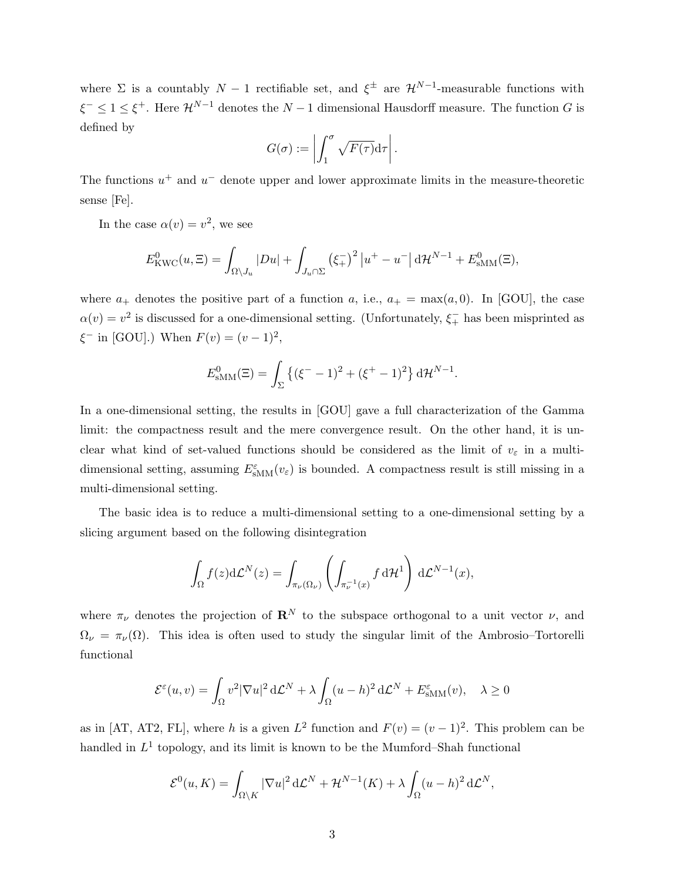where $\Sigma$ is a countably $N-1$ rectifiable set, and $\xi^\pm$ are $\mathcal{H}^{N-1}$-measurable functions with $\xi^- \leq 1 \leq \xi^+$. Here $\mathcal{H}^{N-1}$ denotes the $N-1$ dimensional Hausdorff measure. The function $G$ is defined by

$$G(\sigma) := \left| \int_1^\sigma \sqrt{F(\tau)} \mathrm{d}\tau \right|.$$

The functions $u^+$ and $u^-$ denote upper and lower approximate limits in the measure-theoretic sense [Fe].

In the case $\alpha(v) = v^2$, we see

$$E^0_{\mathrm{KWC}}(u, \Xi) = \int_{\Omega \setminus J_u} |Du| + \int_{J_u \cap \Sigma} \left(\xi^-_+\right)^2 \left|u^+ - u^-\right| \mathrm{d}\mathcal{H}^{N-1} + E^0_{\mathrm{sMM}}(\Xi),$$

where $a_+$ denotes the positive part of a function $a$, i.e., $a_+ = \max(a, 0)$. In [GOU], the case $\alpha(v) = v^2$ is discussed for a one-dimensional setting. (Unfortunately, $\xi^-_+$ has been misprinted as $\xi^-$ in [GOU].) When $F(v) = (v-1)^2$,

$$E^0_{\mathrm{sMM}}(\Xi) = \int_\Sigma \left\{ (\xi^- - 1)^2 + (\xi^+ - 1)^2 \right\} \mathrm{d}\mathcal{H}^{N-1}.$$

In a one-dimensional setting, the results in [GOU] gave a full characterization of the Gamma limit: the compactness result and the mere convergence result. On the other hand, it is unclear what kind of set-valued functions should be considered as the limit of $v_\varepsilon$ in a multi-dimensional setting, assuming $E^\varepsilon_{\mathrm{sMM}}(v_\varepsilon)$ is bounded. A compactness result is still missing in a multi-dimensional setting.

The basic idea is to reduce a multi-dimensional setting to a one-dimensional setting by a slicing argument based on the following disintegration

$$\int_\Omega f(z) \mathrm{d}\mathcal{L}^N(z) = \int_{\pi_\nu(\Omega_\nu)} \left( \int_{\pi_\nu^{-1}(x)} f \, \mathrm{d}\mathcal{H}^1 \right) \mathrm{d}\mathcal{L}^{N-1}(x),$$

where $\pi_\nu$ denotes the projection of $\mathbf{R}^N$ to the subspace orthogonal to a unit vector $\nu$, and $\Omega_\nu = \pi_\nu(\Omega)$. This idea is often used to study the singular limit of the Ambrosio–Tortorelli functional

$$\mathcal{E}^\varepsilon(u, v) = \int_\Omega v^2 |\nabla u|^2 \, \mathrm{d}\mathcal{L}^N + \lambda \int_\Omega (u-h)^2 \, \mathrm{d}\mathcal{L}^N + E^\varepsilon_{\mathrm{sMM}}(v), \quad \lambda \geq 0$$

as in [AT, AT2, FL], where $h$ is a given $L^2$ function and $F(v) = (v-1)^2$. This problem can be handled in $L^1$ topology, and its limit is known to be the Mumford–Shah functional

$$\mathcal{E}^0(u, K) = \int_{\Omega \setminus K} |\nabla u|^2 \, \mathrm{d}\mathcal{L}^N + \mathcal{H}^{N-1}(K) + \lambda \int_\Omega (u-h)^2 \, \mathrm{d}\mathcal{L}^N,$$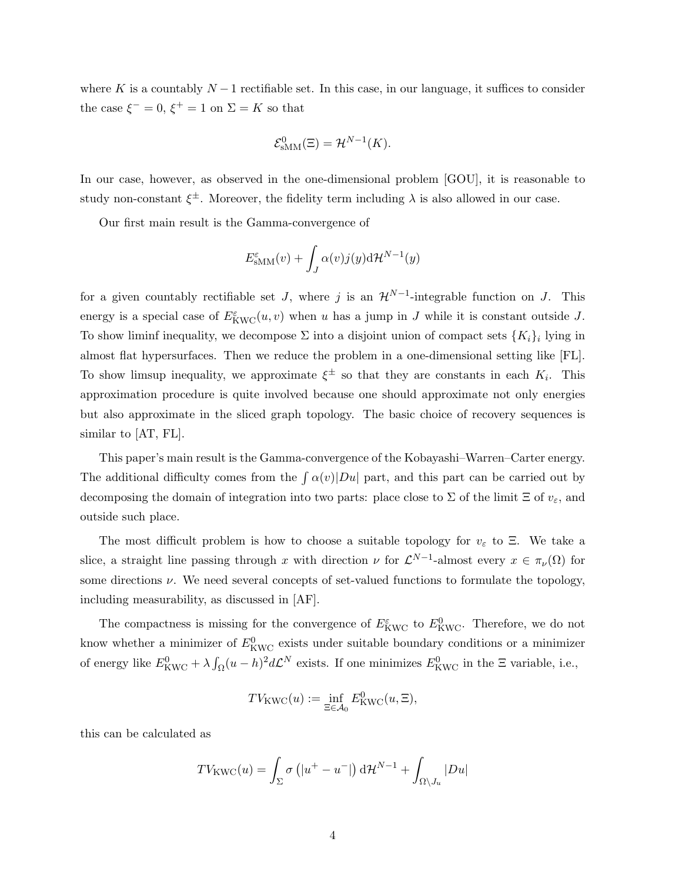where $K$ is a countably $N-1$ rectifiable set. In this case, in our language, it suffices to consider the case $\xi^- = 0$, $\xi^+ = 1$ on $\Sigma = K$ so that

$$\mathcal{E}^0_{\mathrm{sMM}}(\Xi) = \mathcal{H}^{N-1}(K).$$

In our case, however, as observed in the one-dimensional problem [GOU], it is reasonable to study non-constant $\xi^\pm$. Moreover, the fidelity term including $\lambda$ is also allowed in our case.

Our first main result is the Gamma-convergence of

$$E^\varepsilon_{\mathrm{sMM}}(v) + \int_J \alpha(v) j(y) \mathrm{d}\mathcal{H}^{N-1}(y)$$

for a given countably rectifiable set $J$, where $j$ is an $\mathcal{H}^{N-1}$-integrable function on $J$. This energy is a special case of $E^\varepsilon_{\mathrm{KWC}}(u,v)$ when $u$ has a jump in $J$ while it is constant outside $J$. To show liminf inequality, we decompose $\Sigma$ into a disjoint union of compact sets $\{K_i\}_i$ lying in almost flat hypersurfaces. Then we reduce the problem in a one-dimensional setting like [FL]. To show limsup inequality, we approximate $\xi^\pm$ so that they are constants in each $K_i$. This approximation procedure is quite involved because one should approximate not only energies but also approximate in the sliced graph topology. The basic choice of recovery sequences is similar to [AT, FL].

This paper's main result is the Gamma-convergence of the Kobayashi–Warren–Carter energy. The additional difficulty comes from the $\int \alpha(v)|Du|$ part, and this part can be carried out by decomposing the domain of integration into two parts: place close to $\Sigma$ of the limit $\Xi$ of $v_\varepsilon$, and outside such place.

The most difficult problem is how to choose a suitable topology for $v_\varepsilon$ to $\Xi$. We take a slice, a straight line passing through $x$ with direction $\nu$ for $\mathcal{L}^{N-1}$-almost every $x \in \pi_\nu(\Omega)$ for some directions $\nu$. We need several concepts of set-valued functions to formulate the topology, including measurability, as discussed in [AF].

The compactness is missing for the convergence of $E^\varepsilon_{\mathrm{KWC}}$ to $E^0_{\mathrm{KWC}}$. Therefore, we do not know whether a minimizer of $E^0_{\mathrm{KWC}}$ exists under suitable boundary conditions or a minimizer of energy like $E^0_{\mathrm{KWC}} + \lambda \int_\Omega (u-h)^2 d\mathcal{L}^N$ exists. If one minimizes $E^0_{\mathrm{KWC}}$ in the $\Xi$ variable, i.e.,

$$TV_{\mathrm{KWC}}(u) := \inf_{\Xi \in \mathcal{A}_0} E^0_{\mathrm{KWC}}(u, \Xi),$$

this can be calculated as

$$TV_{\mathrm{KWC}}(u) = \int_\Sigma \sigma\left(|u^+ - u^-|\right) \mathrm{d}\mathcal{H}^{N-1} + \int_{\Omega \setminus J_u} |Du|$$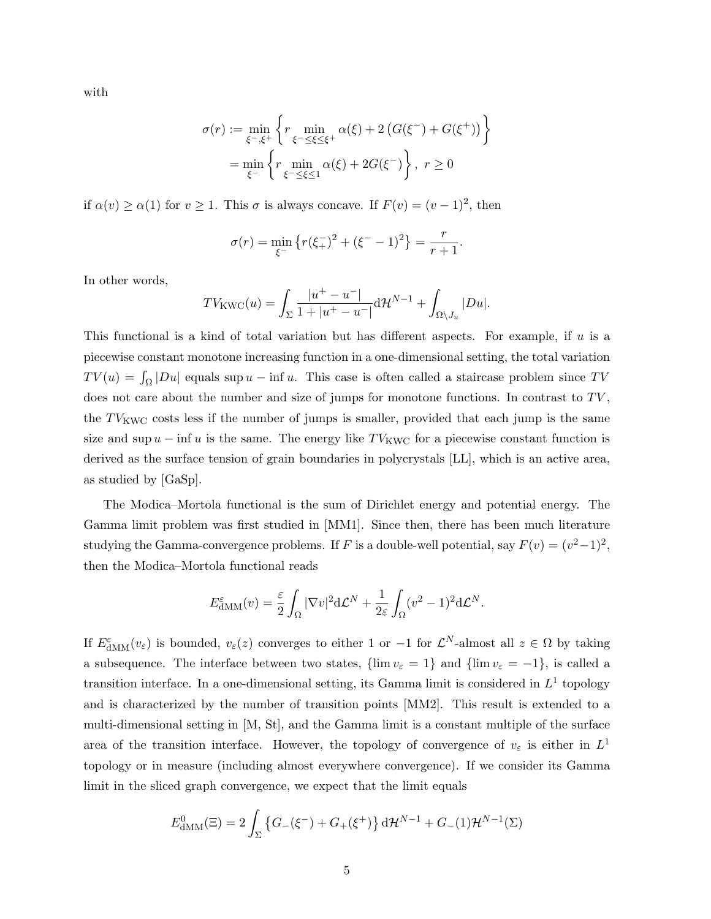with

$$
\begin{aligned}
\sigma(r) &:= \min_{\xi^-,\xi^+} \left\{ r \min_{\xi^- \le \xi \le \xi^+} \alpha(\xi) + 2\left(G(\xi^-) + G(\xi^+)\right) \right\} \\
&= \min_{\xi^-} \left\{ r \min_{\xi^- \le \xi \le 1} \alpha(\xi) + 2G(\xi^-) \right\}, \ r \ge 0
\end{aligned}
$$

if $\alpha(v) \ge \alpha(1)$ for $v \ge 1$. This $\sigma$ is always concave. If $F(v) = (v-1)^2$, then

$$
\sigma(r) = \min_{\xi^-} \left\{ r(\xi_+^-)^2 + (\xi^- - 1)^2 \right\} = \frac{r}{r+1}.
$$

In other words,

$$
TV_{\mathrm{KWC}}(u) = \int_\Sigma \frac{|u^+ - u^-|}{1 + |u^+ - u^-|} \mathrm{d}\mathcal{H}^{N-1} + \int_{\Omega \setminus J_u} |Du|.
$$

This functional is a kind of total variation but has different aspects. For example, if $u$ is a piecewise constant monotone increasing function in a one-dimensional setting, the total variation $TV(u) = \int_\Omega |Du|$ equals $\sup u - \inf u$. This case is often called a staircase problem since $TV$ does not care about the number and size of jumps for monotone functions. In contrast to $TV$, the $TV_{\mathrm{KWC}}$ costs less if the number of jumps is smaller, provided that each jump is the same size and $\sup u - \inf u$ is the same. The energy like $TV_{\mathrm{KWC}}$ for a piecewise constant function is derived as the surface tension of grain boundaries in polycrystals [LL], which is an active area, as studied by [GaSp].

The Modica–Mortola functional is the sum of Dirichlet energy and potential energy. The Gamma limit problem was first studied in [MM1]. Since then, there has been much literature studying the Gamma-convergence problems. If $F$ is a double-well potential, say $F(v) = (v^2-1)^2$, then the Modica–Mortola functional reads

$$
E^\varepsilon_{\mathrm{dMM}}(v) = \frac{\varepsilon}{2} \int_\Omega |\nabla v|^2 \mathrm{d}\mathcal{L}^N + \frac{1}{2\varepsilon} \int_\Omega (v^2 - 1)^2 \mathrm{d}\mathcal{L}^N.
$$

If $E^\varepsilon_{\mathrm{dMM}}(v_\varepsilon)$ is bounded, $v_\varepsilon(z)$ converges to either 1 or $-1$ for $\mathcal{L}^N$-almost all $z \in \Omega$ by taking a subsequence. The interface between two states, $\{\lim v_\varepsilon = 1\}$ and $\{\lim v_\varepsilon = -1\}$, is called a transition interface. In a one-dimensional setting, its Gamma limit is considered in $L^1$ topology and is characterized by the number of transition points [MM2]. This result is extended to a multi-dimensional setting in [M, St], and the Gamma limit is a constant multiple of the surface area of the transition interface. However, the topology of convergence of $v_\varepsilon$ is either in $L^1$ topology or in measure (including almost everywhere convergence). If we consider its Gamma limit in the sliced graph convergence, we expect that the limit equals

$$
E^0_{\mathrm{dMM}}(\Xi) = 2 \int_\Sigma \left\{ G_-(\xi^-) + G_+(\xi^+) \right\} \mathrm{d}\mathcal{H}^{N-1} + G_-(1)\mathcal{H}^{N-1}(\Sigma)
$$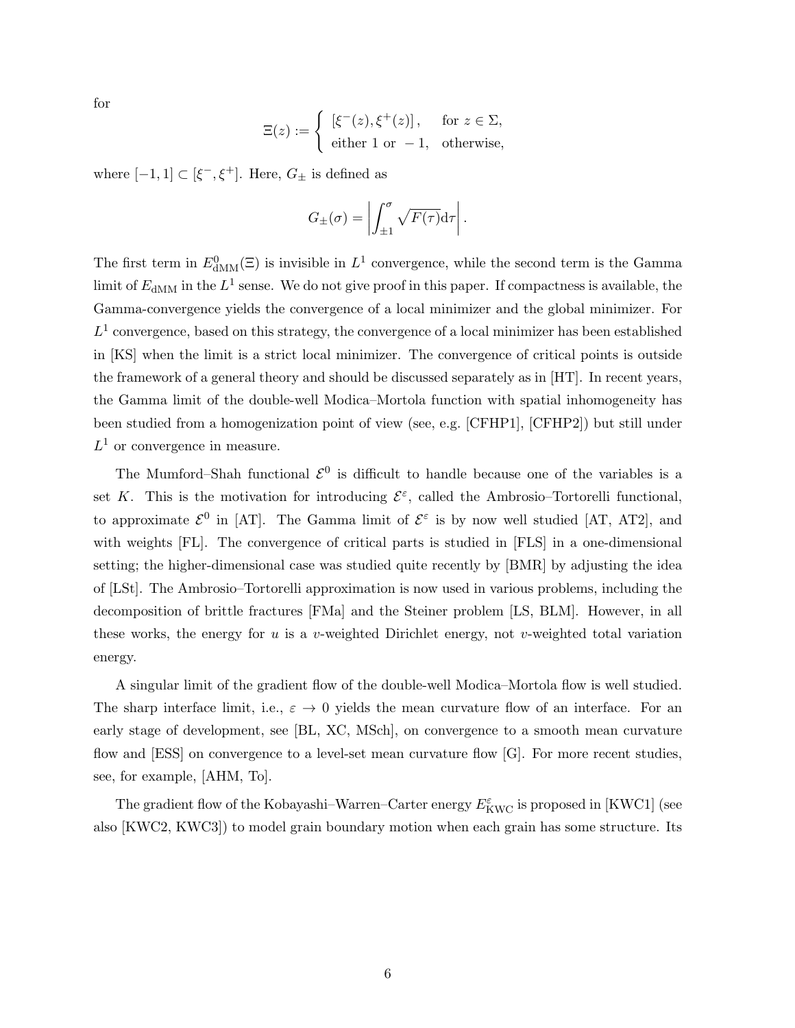for

$$\Xi(z) := \left\{ \begin{array}{ll} [\xi^-(z), \xi^+(z)], & \text{for } z \in \Sigma, \\ \text{either 1 or } -1, & \text{otherwise,} \end{array} \right.$$

where $[-1,1] \subset [\xi^-, \xi^+]$. Here, $G_\pm$ is defined as

$$G_\pm(\sigma) = \left| \int_{\pm 1}^{\sigma} \sqrt{F(\tau)} \mathrm{d}\tau \right|.$$

The first term in $E^0_{\mathrm{dMM}}(\Xi)$ is invisible in $L^1$ convergence, while the second term is the Gamma limit of $E_{\mathrm{dMM}}$ in the $L^1$ sense. We do not give proof in this paper. If compactness is available, the Gamma-convergence yields the convergence of a local minimizer and the global minimizer. For $L^1$ convergence, based on this strategy, the convergence of a local minimizer has been established in [KS] when the limit is a strict local minimizer. The convergence of critical points is outside the framework of a general theory and should be discussed separately as in [HT]. In recent years, the Gamma limit of the double-well Modica–Mortola function with spatial inhomogeneity has been studied from a homogenization point of view (see, e.g. [CFHP1], [CFHP2]) but still under $L^1$ or convergence in measure.

The Mumford–Shah functional $\mathcal{E}^0$ is difficult to handle because one of the variables is a set $K$. This is the motivation for introducing $\mathcal{E}^\varepsilon$, called the Ambrosio–Tortorelli functional, to approximate $\mathcal{E}^0$ in [AT]. The Gamma limit of $\mathcal{E}^\varepsilon$ is by now well studied [AT, AT2], and with weights [FL]. The convergence of critical parts is studied in [FLS] in a one-dimensional setting; the higher-dimensional case was studied quite recently by [BMR] by adjusting the idea of [LSt]. The Ambrosio–Tortorelli approximation is now used in various problems, including the decomposition of brittle fractures [FMa] and the Steiner problem [LS, BLM]. However, in all these works, the energy for $u$ is a $v$-weighted Dirichlet energy, not $v$-weighted total variation energy.

A singular limit of the gradient flow of the double-well Modica–Mortola flow is well studied. The sharp interface limit, i.e., $\varepsilon \to 0$ yields the mean curvature flow of an interface. For an early stage of development, see [BL, XC, MSch], on convergence to a smooth mean curvature flow and [ESS] on convergence to a level-set mean curvature flow [G]. For more recent studies, see, for example, [AHM, To].

The gradient flow of the Kobayashi–Warren–Carter energy $E^\varepsilon_{\mathrm{KWC}}$ is proposed in [KWC1] (see also [KWC2, KWC3]) to model grain boundary motion when each grain has some structure. Its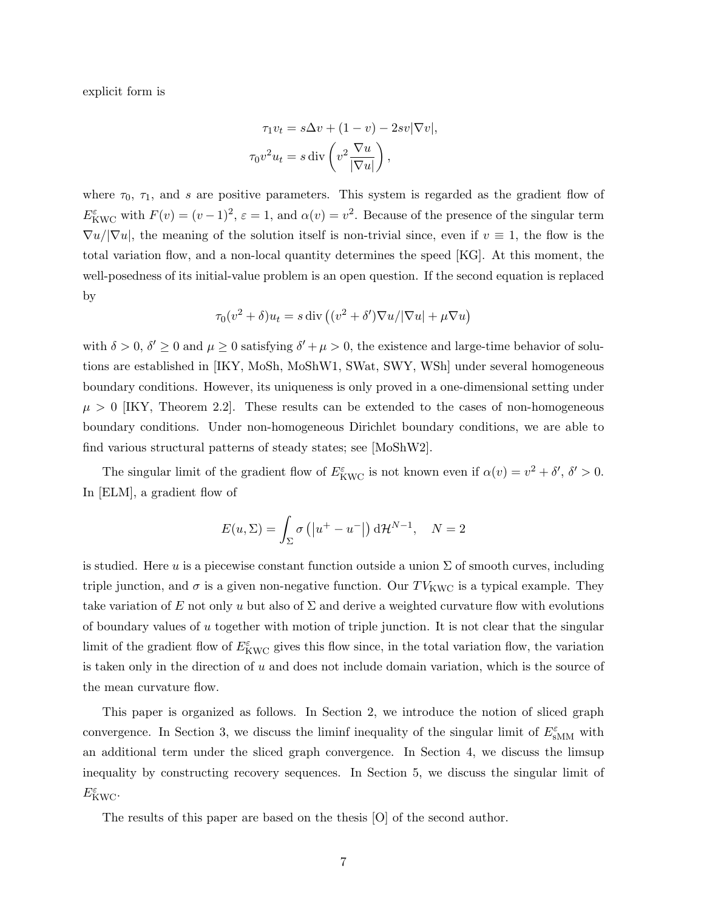explicit form is

$$
\begin{aligned}
\tau_1 v_t &= s\Delta v + (1-v) - 2sv|\nabla v|, \\
\tau_0 v^2 u_t &= s \operatorname{div}\left( v^2 \frac{\nabla u}{|\nabla u|} \right),
\end{aligned}
$$

where $\tau_0$, $\tau_1$, and $s$ are positive parameters. This system is regarded as the gradient flow of $E^\varepsilon_{\mathrm{KWC}}$ with $F(v) = (v-1)^2$, $\varepsilon = 1$, and $\alpha(v) = v^2$. Because of the presence of the singular term $\nabla u/|\nabla u|$, the meaning of the solution itself is non-trivial since, even if $v \equiv 1$, the flow is the total variation flow, and a non-local quantity determines the speed [KG]. At this moment, the well-posedness of its initial-value problem is an open question. If the second equation is replaced by

$$
\tau_0 (v^2 + \delta) u_t = s \operatorname{div}\left( (v^2 + \delta')\nabla u/|\nabla u| + \mu \nabla u \right)
$$

with $\delta > 0$, $\delta' \geq 0$ and $\mu \geq 0$ satisfying $\delta' + \mu > 0$, the existence and large-time behavior of solutions are established in [IKY, MoSh, MoShW1, SWat, SWY, WSh] under several homogeneous boundary conditions. However, its uniqueness is only proved in a one-dimensional setting under $\mu > 0$ [IKY, Theorem 2.2]. These results can be extended to the cases of non-homogeneous boundary conditions. Under non-homogeneous Dirichlet boundary conditions, we are able to find various structural patterns of steady states; see [MoShW2].

The singular limit of the gradient flow of $E^\varepsilon_{\mathrm{KWC}}$ is not known even if $\alpha(v) = v^2 + \delta'$, $\delta' > 0$. In [ELM], a gradient flow of

$$
E(u, \Sigma) = \int_\Sigma \sigma\left( \left| u^+ - u^- \right| \right) \mathrm{d}\mathcal{H}^{N-1}, \quad N = 2
$$

is studied. Here $u$ is a piecewise constant function outside a union $\Sigma$ of smooth curves, including triple junction, and $\sigma$ is a given non-negative function. Our $TV_{\mathrm{KWC}}$ is a typical example. They take variation of $E$ not only $u$ but also of $\Sigma$ and derive a weighted curvature flow with evolutions of boundary values of $u$ together with motion of triple junction. It is not clear that the singular limit of the gradient flow of $E^\varepsilon_{\mathrm{KWC}}$ gives this flow since, in the total variation flow, the variation is taken only in the direction of $u$ and does not include domain variation, which is the source of the mean curvature flow.

This paper is organized as follows. In Section 2, we introduce the notion of sliced graph convergence. In Section 3, we discuss the liminf inequality of the singular limit of $E^\varepsilon_{\mathrm{sMM}}$ with an additional term under the sliced graph convergence. In Section 4, we discuss the limsup inequality by constructing recovery sequences. In Section 5, we discuss the singular limit of $E^\varepsilon_{\mathrm{KWC}}$.

The results of this paper are based on the thesis [O] of the second author.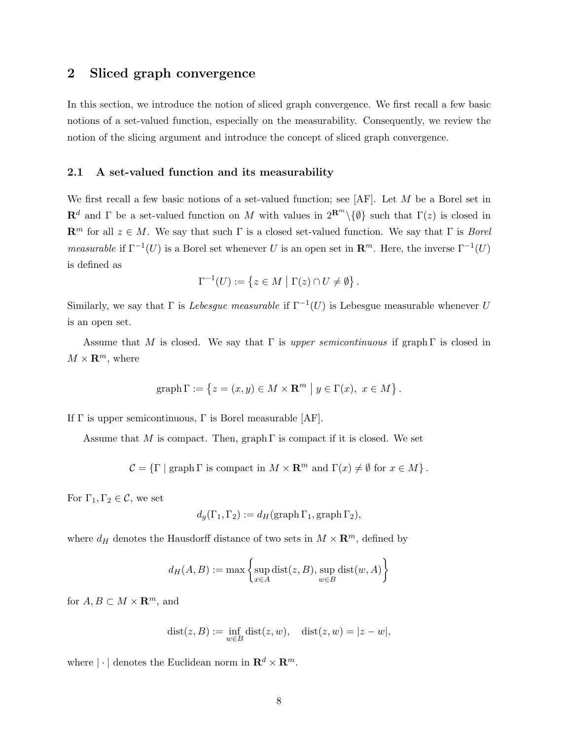## 2 Sliced graph convergence

In this section, we introduce the notion of sliced graph convergence. We first recall a few basic notions of a set-valued function, especially on the measurability. Consequently, we review the notion of the slicing argument and introduce the concept of sliced graph convergence.

### 2.1 A set-valued function and its measurability

We first recall a few basic notions of a set-valued function; see [AF]. Let $M$ be a Borel set in $\mathbf{R}^d$ and $\Gamma$ be a set-valued function on $M$ with values in $2^{\mathbf{R}^m}\backslash\{\emptyset\}$ such that $\Gamma(z)$ is closed in $\mathbf{R}^m$ for all $z \in M$. We say that such $\Gamma$ is a closed set-valued function. We say that $\Gamma$ is *Borel measurable* if $\Gamma^{-1}(U)$ is a Borel set whenever $U$ is an open set in $\mathbf{R}^m$. Here, the inverse $\Gamma^{-1}(U)$ is defined as

$$\Gamma^{-1}(U) := \left\{ z \in M \;\middle|\; \Gamma(z) \cap U \neq \emptyset \right\}.$$

Similarly, we say that $\Gamma$ is *Lebesgue measurable* if $\Gamma^{-1}(U)$ is Lebesgue measurable whenever $U$ is an open set.

Assume that $M$ is closed. We say that $\Gamma$ is *upper semicontinuous* if $\operatorname{graph}\Gamma$ is closed in $M \times \mathbf{R}^m$, where

$$\operatorname{graph}\Gamma := \left\{ z = (x,y) \in M \times \mathbf{R}^m \;\middle|\; y \in \Gamma(x),\ x \in M \right\}.$$

If $\Gamma$ is upper semicontinuous, $\Gamma$ is Borel measurable [AF].

Assume that $M$ is compact. Then, $\operatorname{graph}\Gamma$ is compact if it is closed. We set

$$\mathcal{C} = \left\{ \Gamma \mid \operatorname{graph}\Gamma \text{ is compact in } M \times \mathbf{R}^m \text{ and } \Gamma(x) \neq \emptyset \text{ for } x \in M \right\}.$$

For $\Gamma_1, \Gamma_2 \in \mathcal{C}$, we set

$$d_g(\Gamma_1, \Gamma_2) := d_H(\operatorname{graph}\Gamma_1, \operatorname{graph}\Gamma_2),$$

where $d_H$ denotes the Hausdorff distance of two sets in $M \times \mathbf{R}^m$, defined by

$$d_H(A,B) := \max\left\{ \sup_{x \in A} \operatorname{dist}(z,B), \sup_{w \in B} \operatorname{dist}(w,A) \right\}$$

for $A, B \subset M \times \mathbf{R}^m$, and

$$\operatorname{dist}(z,B) := \inf_{w \in B} \operatorname{dist}(z,w), \quad \operatorname{dist}(z,w) = |z-w|,$$

where $|\cdot|$ denotes the Euclidean norm in $\mathbf{R}^d \times \mathbf{R}^m$.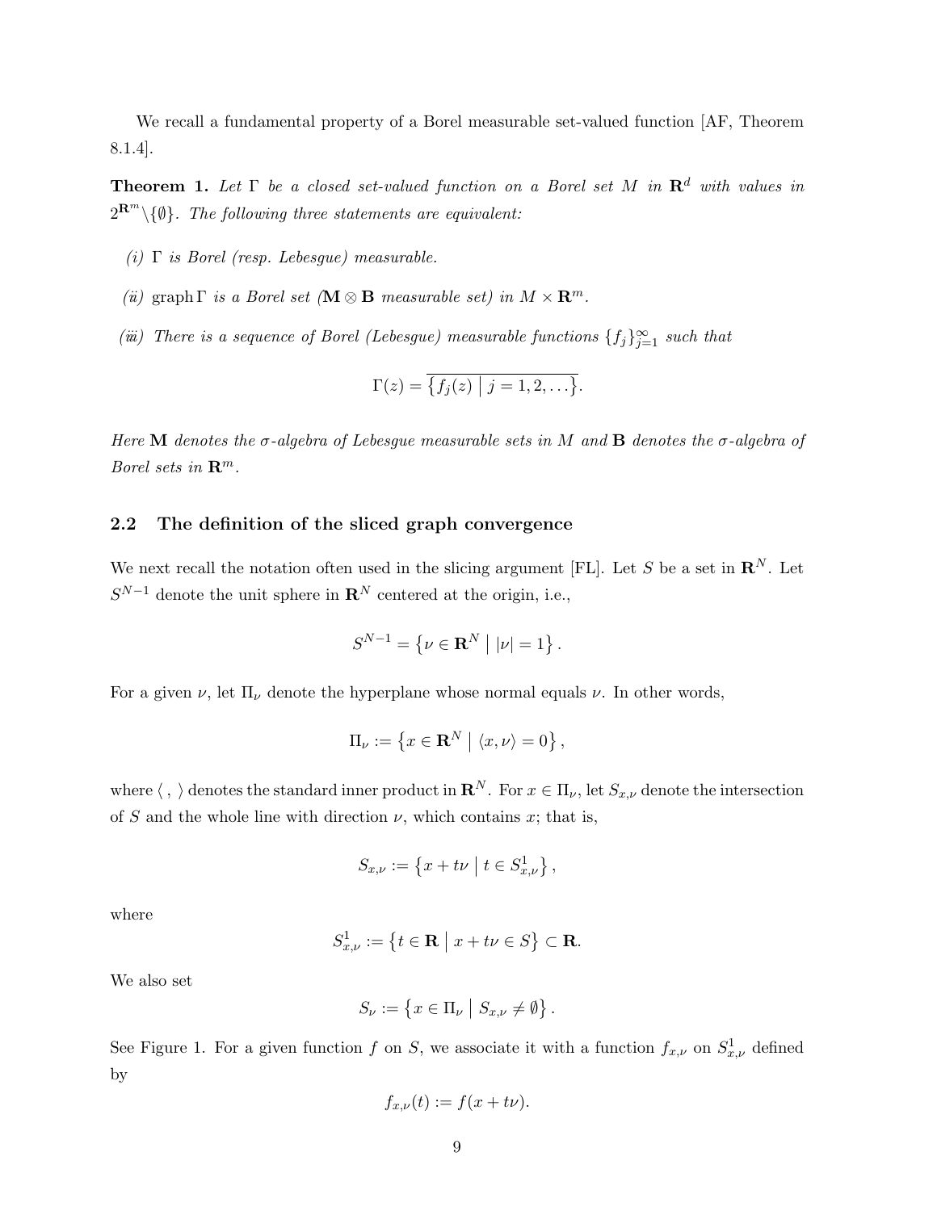We recall a fundamental property of a Borel measurable set-valued function [AF, Theorem 8.1.4].

**Theorem 1.** *Let $\Gamma$ be a closed set-valued function on a Borel set $M$ in $\mathbf{R}^d$ with values in $2^{\mathbf{R}^m}\backslash\{\emptyset\}$. The following three statements are equivalent:*

*(i) $\Gamma$ is Borel (resp. Lebesgue) measurable.*

*(ii) $\operatorname{graph}\Gamma$ is a Borel set ($\mathbf{M}\otimes\mathbf{B}$ measurable set) in $M\times\mathbf{R}^m$.*

*(iii) There is a sequence of Borel (Lebesgue) measurable functions $\{f_j\}_{j=1}^\infty$ such that*

$$\Gamma(z) = \overline{\left\{ f_j(z) \bigm| j = 1, 2, \dots \right\}}.$$

*Here $\mathbf{M}$ denotes the $\sigma$-algebra of Lebesgue measurable sets in $M$ and $\mathbf{B}$ denotes the $\sigma$-algebra of Borel sets in $\mathbf{R}^m$.*

## 2.2 The definition of the sliced graph convergence

We next recall the notation often used in the slicing argument [FL]. Let $S$ be a set in $\mathbf{R}^N$. Let $S^{N-1}$ denote the unit sphere in $\mathbf{R}^N$ centered at the origin, i.e.,

$$S^{N-1} = \left\{ \nu \in \mathbf{R}^N \bigm| |\nu| = 1 \right\}.$$

For a given $\nu$, let $\Pi_\nu$ denote the hyperplane whose normal equals $\nu$. In other words,

$$\Pi_\nu := \left\{ x \in \mathbf{R}^N \bigm| \langle x, \nu \rangle = 0 \right\},$$

where $\langle\ ,\ \rangle$ denotes the standard inner product in $\mathbf{R}^N$. For $x \in \Pi_\nu$, let $S_{x,\nu}$ denote the intersection of $S$ and the whole line with direction $\nu$, which contains $x$; that is,

$$S_{x,\nu} := \left\{ x + t\nu \bigm| t \in S^1_{x,\nu} \right\},$$

where

$$S^1_{x,\nu} := \left\{ t \in \mathbf{R} \bigm| x + t\nu \in S \right\} \subset \mathbf{R}.$$

We also set

$$S_\nu := \left\{ x \in \Pi_\nu \bigm| S_{x,\nu} \neq \emptyset \right\}.$$

See Figure 1. For a given function $f$ on $S$, we associate it with a function $f_{x,\nu}$ on $S^1_{x,\nu}$ defined by

$$f_{x,\nu}(t) := f(x + t\nu).$$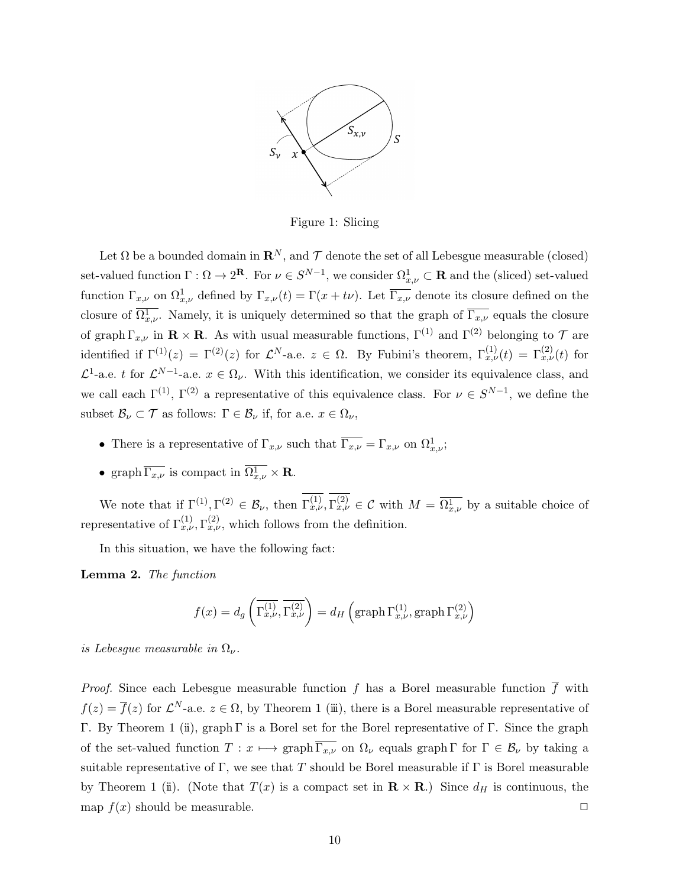Figure 1: Slicing

Let $\Omega$ be a bounded domain in $\mathbf{R}^N$, and $\mathcal{T}$ denote the set of all Lebesgue measurable (closed) set-valued function $\Gamma : \Omega \to 2^{\mathbf{R}}$. For $\nu \in S^{N-1}$, we consider $\Omega^1_{x,\nu} \subset \mathbf{R}$ and the (sliced) set-valued function $\Gamma_{x,\nu}$ on $\Omega^1_{x,\nu}$ defined by $\Gamma_{x,\nu}(t) = \Gamma(x + t\nu)$. Let $\overline{\Gamma_{x,\nu}}$ denote its closure defined on the closure of $\overline{\Omega^1_{x,\nu}}$. Namely, it is uniquely determined so that the graph of $\overline{\Gamma_{x,\nu}}$ equals the closure of $\operatorname{graph} \Gamma_{x,\nu}$ in $\mathbf{R} \times \mathbf{R}$. As with usual measurable functions, $\Gamma^{(1)}$ and $\Gamma^{(2)}$ belonging to $\mathcal{T}$ are identified if $\Gamma^{(1)}(z) = \Gamma^{(2)}(z)$ for $\mathcal{L}^N$-a.e. $z \in \Omega$. By Fubini's theorem, $\Gamma^{(1)}_{x,\nu}(t) = \Gamma^{(2)}_{x,\nu}(t)$ for $\mathcal{L}^1$-a.e. $t$ for $\mathcal{L}^{N-1}$-a.e. $x \in \Omega_\nu$. With this identification, we consider its equivalence class, and we call each $\Gamma^{(1)}$, $\Gamma^{(2)}$ a representative of this equivalence class. For $\nu \in S^{N-1}$, we define the subset $\mathcal{B}_\nu \subset \mathcal{T}$ as follows: $\Gamma \in \mathcal{B}_\nu$ if, for a.e. $x \in \Omega_\nu$,

- There is a representative of $\Gamma_{x,\nu}$ such that $\overline{\Gamma_{x,\nu}} = \Gamma_{x,\nu}$ on $\Omega^1_{x,\nu}$;
- $\operatorname{graph} \overline{\Gamma_{x,\nu}}$ is compact in $\overline{\Omega^1_{x,\nu}} \times \mathbf{R}$.

We note that if $\Gamma^{(1)}, \Gamma^{(2)} \in \mathcal{B}_\nu$, then $\overline{\Gamma^{(1)}_{x,\nu}}, \overline{\Gamma^{(2)}_{x,\nu}} \in \mathcal{C}$ with $M = \overline{\Omega^1_{x,\nu}}$ by a suitable choice of representative of $\Gamma^{(1)}_{x,\nu}, \Gamma^{(2)}_{x,\nu}$, which follows from the definition.

In this situation, we have the following fact:

**Lemma 2.** *The function*

$$f(x) = d_g\left(\overline{\Gamma^{(1)}_{x,\nu}}, \overline{\Gamma^{(2)}_{x,\nu}}\right) = d_H\left(\operatorname{graph} \Gamma^{(1)}_{x,\nu}, \operatorname{graph} \Gamma^{(2)}_{x,\nu}\right)$$

*is Lebesgue measurable in $\Omega_\nu$.*

*Proof.* Since each Lebesgue measurable function $f$ has a Borel measurable function $\overline{f}$ with $f(z) = \overline{f}(z)$ for $\mathcal{L}^N$-a.e. $z \in \Omega$, by Theorem 1 (iii), there is a Borel measurable representative of $\Gamma$. By Theorem 1 (ii), $\operatorname{graph} \Gamma$ is a Borel set for the Borel representative of $\Gamma$. Since the graph of the set-valued function $T : x \longmapsto \operatorname{graph} \overline{\Gamma_{x,\nu}}$ on $\Omega_\nu$ equals $\operatorname{graph} \Gamma$ for $\Gamma \in \mathcal{B}_\nu$ by taking a suitable representative of $\Gamma$, we see that $T$ should be Borel measurable if $\Gamma$ is Borel measurable by Theorem 1 (ii). (Note that $T(x)$ is a compact set in $\mathbf{R} \times \mathbf{R}$.) Since $d_H$ is continuous, the map $f(x)$ should be measurable. $\square$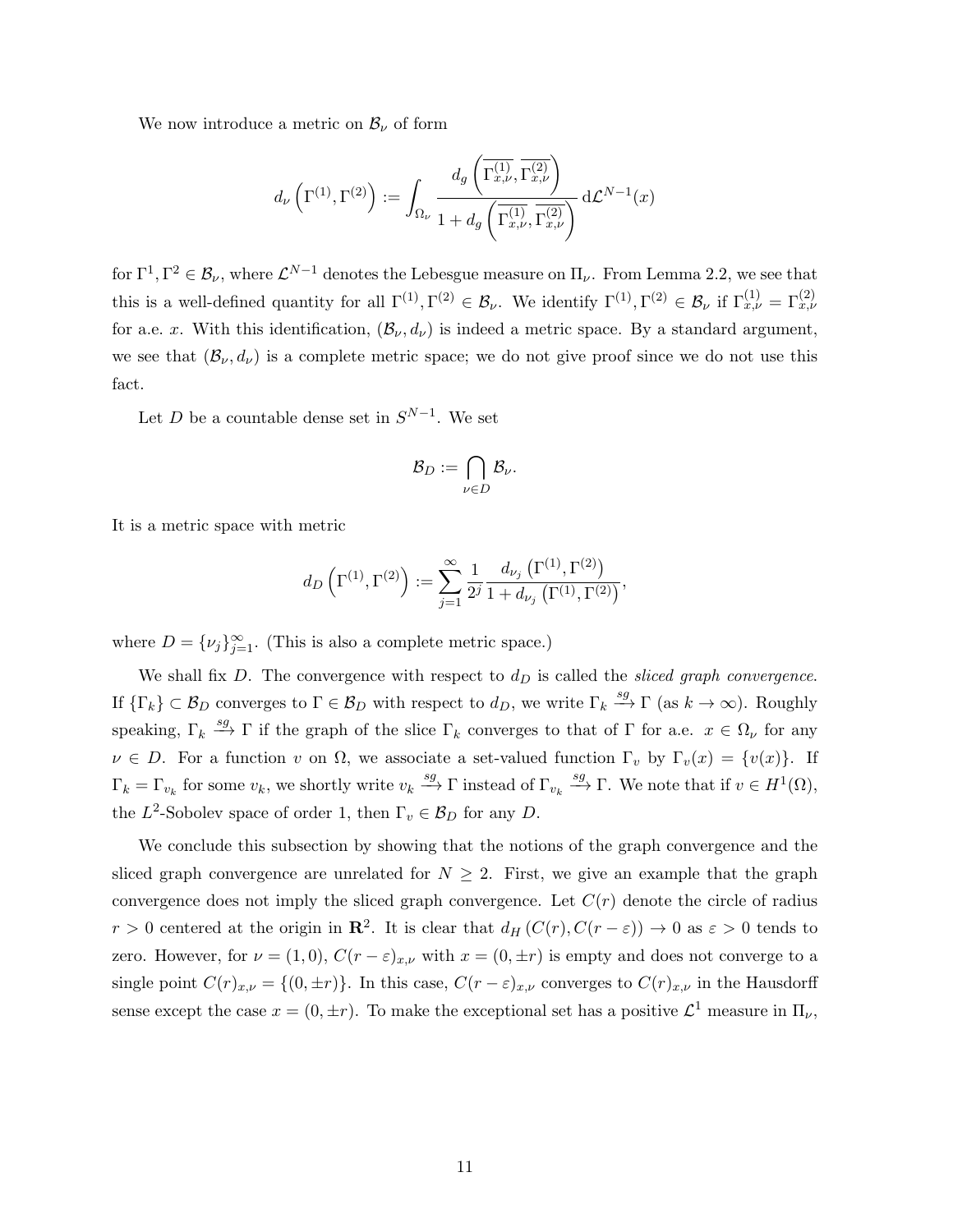We now introduce a metric on $\mathcal{B}_\nu$ of form

$$d_\nu\left(\Gamma^{(1)}, \Gamma^{(2)}\right) := \int_{\Omega_\nu} \frac{d_g\left(\overline{\Gamma^{(1)}_{x,\nu}}, \overline{\Gamma^{(2)}_{x,\nu}}\right)}{1 + d_g\left(\overline{\Gamma^{(1)}_{x,\nu}}, \overline{\Gamma^{(2)}_{x,\nu}}\right)} \, \mathrm{d}\mathcal{L}^{N-1}(x)$$

for $\Gamma^1, \Gamma^2 \in \mathcal{B}_\nu$, where $\mathcal{L}^{N-1}$ denotes the Lebesgue measure on $\Pi_\nu$. From Lemma 2.2, we see that this is a well-defined quantity for all $\Gamma^{(1)}, \Gamma^{(2)} \in \mathcal{B}_\nu$. We identify $\Gamma^{(1)}, \Gamma^{(2)} \in \mathcal{B}_\nu$ if $\Gamma^{(1)}_{x,\nu} = \Gamma^{(2)}_{x,\nu}$ for a.e. $x$. With this identification, $(\mathcal{B}_\nu, d_\nu)$ is indeed a metric space. By a standard argument, we see that $(\mathcal{B}_\nu, d_\nu)$ is a complete metric space; we do not give proof since we do not use this fact.

Let $D$ be a countable dense set in $S^{N-1}$. We set

$$\mathcal{B}_D := \bigcap_{\nu \in D} \mathcal{B}_\nu.$$

It is a metric space with metric

$$d_D\left(\Gamma^{(1)}, \Gamma^{(2)}\right) := \sum_{j=1}^{\infty} \frac{1}{2^j} \frac{d_{\nu_j}\left(\Gamma^{(1)}, \Gamma^{(2)}\right)}{1 + d_{\nu_j}\left(\Gamma^{(1)}, \Gamma^{(2)}\right)},$$

where $D = \{\nu_j\}_{j=1}^{\infty}$. (This is also a complete metric space.)

We shall fix $D$. The convergence with respect to $d_D$ is called the *sliced graph convergence*. If $\{\Gamma_k\} \subset \mathcal{B}_D$ converges to $\Gamma \in \mathcal{B}_D$ with respect to $d_D$, we write $\Gamma_k \xrightarrow{sg} \Gamma$ (as $k \to \infty$). Roughly speaking, $\Gamma_k \xrightarrow{sg} \Gamma$ if the graph of the slice $\Gamma_k$ converges to that of $\Gamma$ for a.e. $x \in \Omega_\nu$ for any $\nu \in D$. For a function $v$ on $\Omega$, we associate a set-valued function $\Gamma_v$ by $\Gamma_v(x) = \{v(x)\}$. If $\Gamma_k = \Gamma_{v_k}$ for some $v_k$, we shortly write $v_k \xrightarrow{sg} \Gamma$ instead of $\Gamma_{v_k} \xrightarrow{sg} \Gamma$. We note that if $v \in H^1(\Omega)$, the $L^2$-Sobolev space of order 1, then $\Gamma_v \in \mathcal{B}_D$ for any $D$.

We conclude this subsection by showing that the notions of the graph convergence and the sliced graph convergence are unrelated for $N \geq 2$. First, we give an example that the graph convergence does not imply the sliced graph convergence. Let $C(r)$ denote the circle of radius $r > 0$ centered at the origin in $\mathbf{R}^2$. It is clear that $d_H\left(C(r), C(r-\varepsilon)\right) \to 0$ as $\varepsilon > 0$ tends to zero. However, for $\nu = (1, 0)$, $C(r-\varepsilon)_{x,\nu}$ with $x = (0, \pm r)$ is empty and does not converge to a single point $C(r)_{x,\nu} = \{(0, \pm r)\}$. In this case, $C(r-\varepsilon)_{x,\nu}$ converges to $C(r)_{x,\nu}$ in the Hausdorff sense except the case $x = (0, \pm r)$. To make the exceptional set has a positive $\mathcal{L}^1$ measure in $\Pi_\nu$,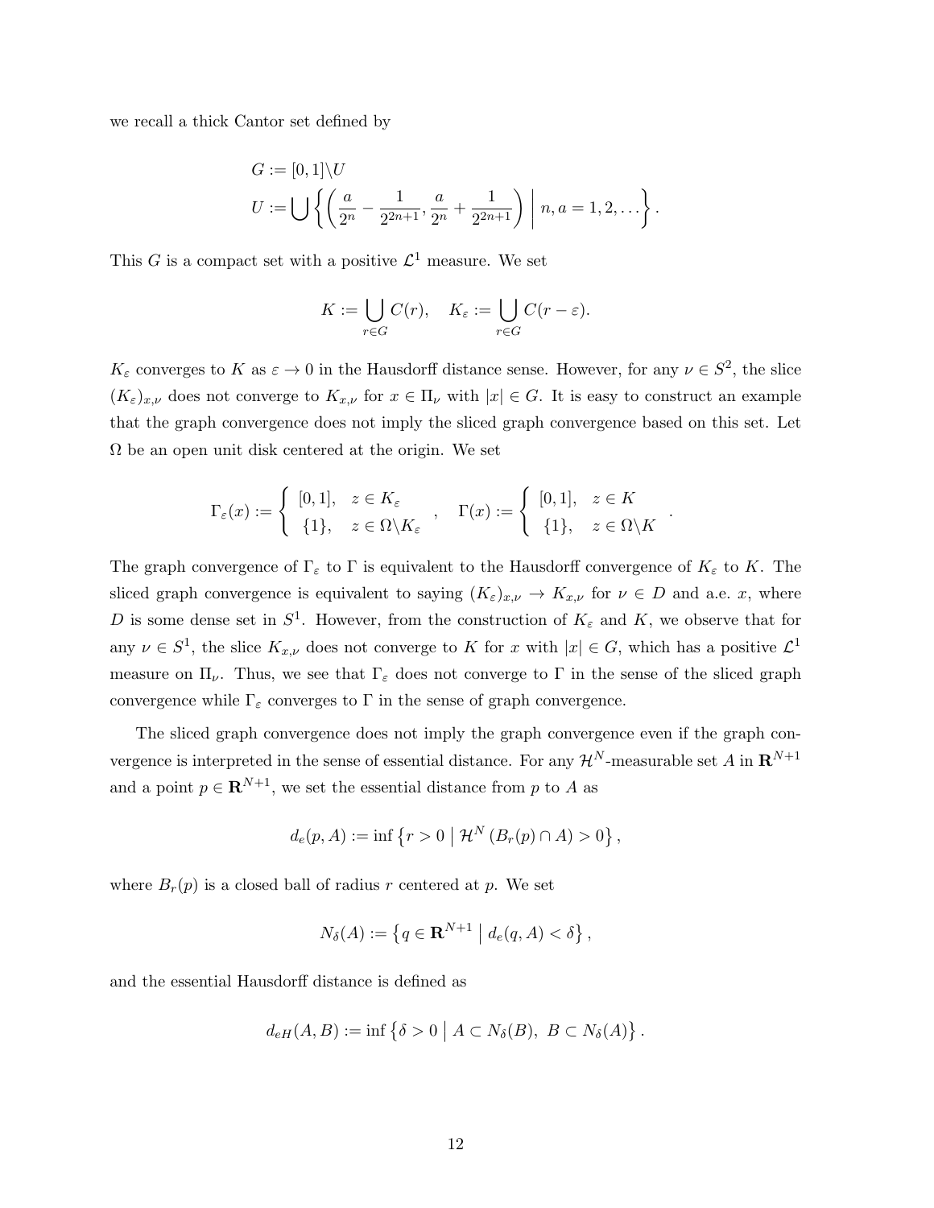we recall a thick Cantor set defined by

$$
\begin{aligned}
&G := [0,1]\backslash U \\
&U := \bigcup \left\{ \left( \frac{a}{2^n} - \frac{1}{2^{2n+1}}, \frac{a}{2^n} + \frac{1}{2^{2n+1}} \right) \,\middle|\, n, a = 1, 2, \dots \right\}.
\end{aligned}
$$

This $G$ is a compact set with a positive $\mathcal{L}^1$ measure. We set

$$
K := \bigcup_{r \in G} C(r), \quad K_\varepsilon := \bigcup_{r \in G} C(r - \varepsilon).
$$

$K_\varepsilon$ converges to $K$ as $\varepsilon \to 0$ in the Hausdorff distance sense. However, for any $\nu \in S^2$, the slice $(K_\varepsilon)_{x,\nu}$ does not converge to $K_{x,\nu}$ for $x \in \Pi_\nu$ with $|x| \in G$. It is easy to construct an example that the graph convergence does not imply the sliced graph convergence based on this set. Let $\Omega$ be an open unit disk centered at the origin. We set

$$
\Gamma_\varepsilon(x) := \left\{ \begin{array}{ll} [0,1], & z \in K_\varepsilon \\ \{1\}, & z \in \Omega \backslash K_\varepsilon \end{array} \right. , \quad \Gamma(x) := \left\{ \begin{array}{ll} [0,1], & z \in K \\ \{1\}, & z \in \Omega \backslash K \end{array} \right. .
$$

The graph convergence of $\Gamma_\varepsilon$ to $\Gamma$ is equivalent to the Hausdorff convergence of $K_\varepsilon$ to $K$. The sliced graph convergence is equivalent to saying $(K_\varepsilon)_{x,\nu} \to K_{x,\nu}$ for $\nu \in D$ and a.e. $x$, where $D$ is some dense set in $S^1$. However, from the construction of $K_\varepsilon$ and $K$, we observe that for any $\nu \in S^1$, the slice $K_{x,\nu}$ does not converge to $K$ for $x$ with $|x| \in G$, which has a positive $\mathcal{L}^1$ measure on $\Pi_\nu$. Thus, we see that $\Gamma_\varepsilon$ does not converge to $\Gamma$ in the sense of the sliced graph convergence while $\Gamma_\varepsilon$ converges to $\Gamma$ in the sense of graph convergence.

The sliced graph convergence does not imply the graph convergence even if the graph convergence is interpreted in the sense of essential distance. For any $\mathcal{H}^N$-measurable set $A$ in $\mathbf{R}^{N+1}$ and a point $p \in \mathbf{R}^{N+1}$, we set the essential distance from $p$ to $A$ as

$$
d_e(p, A) := \inf \left\{ r > 0 \,\middle|\, \mathcal{H}^N \left( B_r(p) \cap A \right) > 0 \right\},
$$

where $B_r(p)$ is a closed ball of radius $r$ centered at $p$. We set

$$
N_\delta(A) := \left\{ q \in \mathbf{R}^{N+1} \,\middle|\, d_e(q, A) < \delta \right\},
$$

and the essential Hausdorff distance is defined as

$$
d_{eH}(A, B) := \inf \left\{ \delta > 0 \,\middle|\, A \subset N_\delta(B),\ B \subset N_\delta(A) \right\}.
$$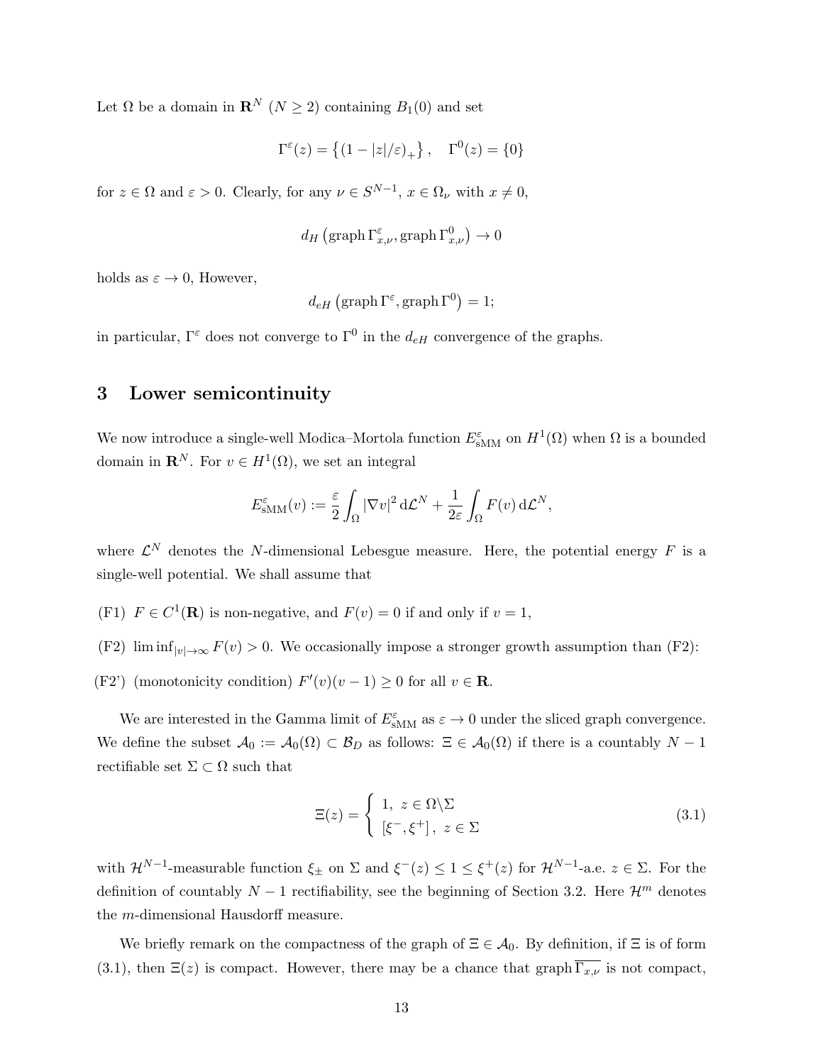Let $\Omega$ be a domain in $\mathbf{R}^N$ ($N \geq 2$) containing $B_1(0)$ and set

$$\Gamma^\varepsilon(z) = \left\{ (1 - |z|/\varepsilon)_+ \right\}, \quad \Gamma^0(z) = \{0\}$$

for $z \in \Omega$ and $\varepsilon > 0$. Clearly, for any $\nu \in S^{N-1}$, $x \in \Omega_\nu$ with $x \neq 0$,

$$d_H \left( \operatorname{graph} \Gamma^\varepsilon_{x,\nu}, \operatorname{graph} \Gamma^0_{x,\nu} \right) \to 0$$

holds as $\varepsilon \to 0$, However,

$$d_{eH} \left( \operatorname{graph} \Gamma^\varepsilon, \operatorname{graph} \Gamma^0 \right) = 1;$$

in particular, $\Gamma^\varepsilon$ does not converge to $\Gamma^0$ in the $d_{eH}$ convergence of the graphs.

# 3 Lower semicontinuity

We now introduce a single-well Modica–Mortola function $E^\varepsilon_{\mathrm{sMM}}$ on $H^1(\Omega)$ when $\Omega$ is a bounded domain in $\mathbf{R}^N$. For $v \in H^1(\Omega)$, we set an integral

$$E^\varepsilon_{\mathrm{sMM}}(v) := \frac{\varepsilon}{2} \int_\Omega |\nabla v|^2 \, \mathrm{d}\mathcal{L}^N + \frac{1}{2\varepsilon} \int_\Omega F(v) \, \mathrm{d}\mathcal{L}^N,$$

where $\mathcal{L}^N$ denotes the $N$-dimensional Lebesgue measure. Here, the potential energy $F$ is a single-well potential. We shall assume that

(F1) $F \in C^1(\mathbf{R})$ is non-negative, and $F(v) = 0$ if and only if $v = 1$,

(F2) $\liminf_{|v| \to \infty} F(v) > 0$. We occasionally impose a stronger growth assumption than (F2):

(F2') (monotonicity condition) $F'(v)(v-1) \geq 0$ for all $v \in \mathbf{R}$.

We are interested in the Gamma limit of $E^\varepsilon_{\mathrm{sMM}}$ as $\varepsilon \to 0$ under the sliced graph convergence. We define the subset $\mathcal{A}_0 := \mathcal{A}_0(\Omega) \subset \mathcal{B}_D$ as follows: $\Xi \in \mathcal{A}_0(\Omega)$ if there is a countably $N-1$ rectifiable set $\Sigma \subset \Omega$ such that

$$\Xi(z) = \begin{cases} 1, & z \in \Omega \backslash \Sigma \\ [\xi^-, \xi^+], & z \in \Sigma \end{cases} \tag{3.1}$$

with $\mathcal{H}^{N-1}$-measurable function $\xi_\pm$ on $\Sigma$ and $\xi^-(z) \leq 1 \leq \xi^+(z)$ for $\mathcal{H}^{N-1}$-a.e. $z \in \Sigma$. For the definition of countably $N-1$ rectifiability, see the beginning of Section 3.2. Here $\mathcal{H}^m$ denotes the $m$-dimensional Hausdorff measure.

We briefly remark on the compactness of the graph of $\Xi \in \mathcal{A}_0$. By definition, if $\Xi$ is of form (3.1), then $\Xi(z)$ is compact. However, there may be a chance that $\operatorname{graph} \overline{\Gamma_{x,\nu}}$ is not compact,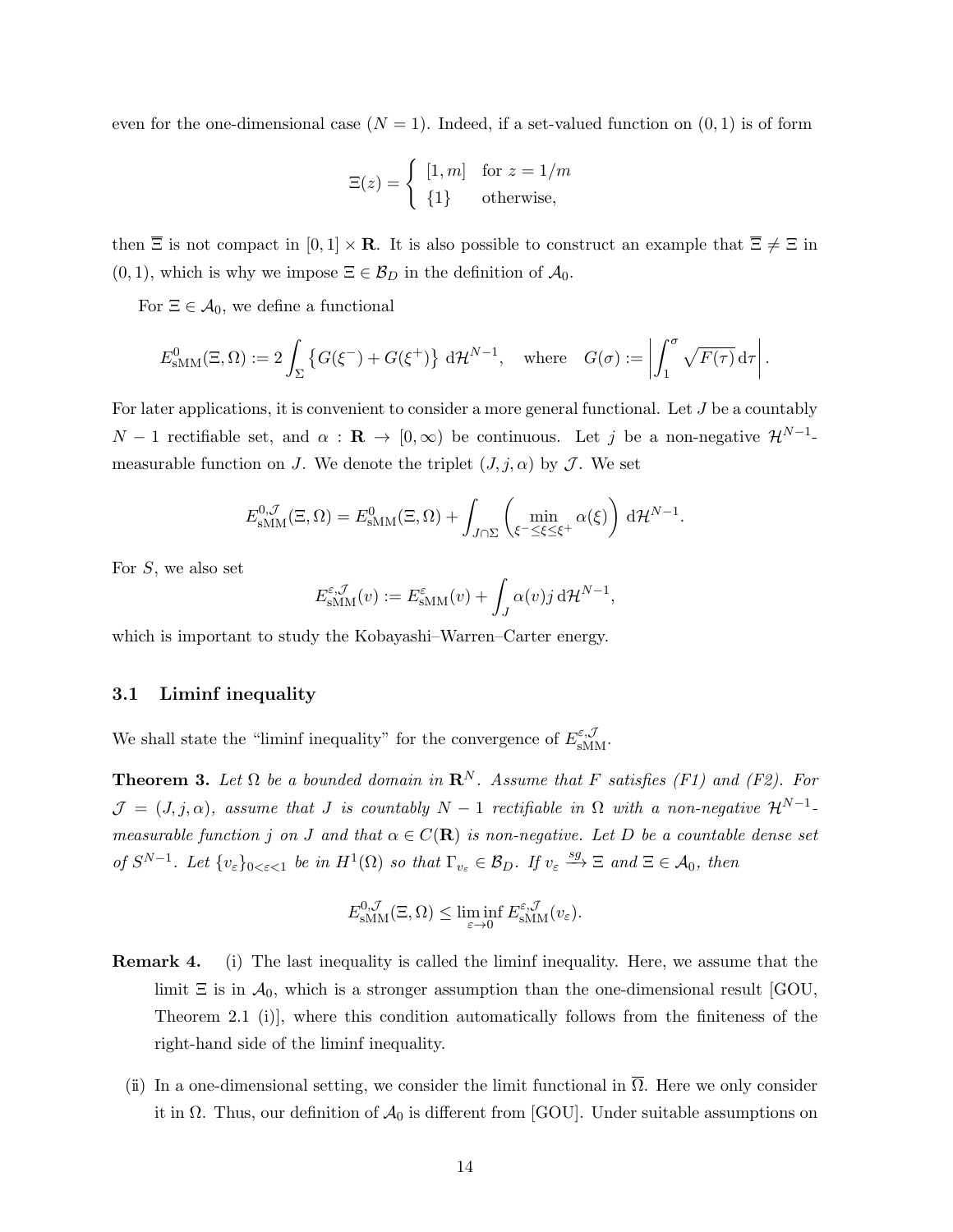even for the one-dimensional case ($N = 1$). Indeed, if a set-valued function on $(0,1)$ is of form

$$\Xi(z) = \begin{cases} [1, m] & \text{for } z = 1/m \\ \{1\} & \text{otherwise,} \end{cases}$$

then $\overline{\Xi}$ is not compact in $[0,1] \times \mathbf{R}$. It is also possible to construct an example that $\overline{\Xi} \neq \Xi$ in $(0,1)$, which is why we impose $\Xi \in \mathcal{B}_D$ in the definition of $\mathcal{A}_0$.

For $\Xi \in \mathcal{A}_0$, we define a functional

$$E^0_{\mathrm{sMM}}(\Xi, \Omega) := 2 \int_\Sigma \left\{ G(\xi^-) + G(\xi^+) \right\} \, \mathrm{d}\mathcal{H}^{N-1}, \quad \text{where} \quad G(\sigma) := \left| \int_1^\sigma \sqrt{F(\tau)} \, \mathrm{d}\tau \right|.$$

For later applications, it is convenient to consider a more general functional. Let $J$ be a countably $N-1$ rectifiable set, and $\alpha : \mathbf{R} \to [0, \infty)$ be continuous. Let $j$ be a non-negative $\mathcal{H}^{N-1}$-measurable function on $J$. We denote the triplet $(J, j, \alpha)$ by $\mathcal{J}$. We set

$$E^{0,\mathcal{J}}_{\mathrm{sMM}}(\Xi, \Omega) = E^0_{\mathrm{sMM}}(\Xi, \Omega) + \int_{J \cap \Sigma} \left( \min_{\xi^- \leq \xi \leq \xi^+} \alpha(\xi) \right) \, \mathrm{d}\mathcal{H}^{N-1}.$$

For $S$, we also set

$$E^{\varepsilon,\mathcal{J}}_{\mathrm{sMM}}(v) := E^\varepsilon_{\mathrm{sMM}}(v) + \int_J \alpha(v) j \, \mathrm{d}\mathcal{H}^{N-1},$$

which is important to study the Kobayashi–Warren–Carter energy.

### 3.1 Liminf inequality

We shall state the "liminf inequality" for the convergence of $E^{\varepsilon,\mathcal{J}}_{\mathrm{sMM}}$.

**Theorem 3.** *Let $\Omega$ be a bounded domain in $\mathbf{R}^N$. Assume that $F$ satisfies (F1) and (F2). For $\mathcal{J} = (J, j, \alpha)$, assume that $J$ is countably $N-1$ rectifiable in $\Omega$ with a non-negative $\mathcal{H}^{N-1}$-measurable function $j$ on $J$ and that $\alpha \in C(\mathbf{R})$ is non-negative. Let $D$ be a countable dense set of $S^{N-1}$. Let $\{v_\varepsilon\}_{0<\varepsilon<1}$ be in $H^1(\Omega)$ so that $\Gamma_{v_\varepsilon} \in \mathcal{B}_D$. If $v_\varepsilon \xrightarrow{sg} \Xi$ and $\Xi \in \mathcal{A}_0$, then*

$$E^{0,\mathcal{J}}_{\mathrm{sMM}}(\Xi, \Omega) \leq \liminf_{\varepsilon \to 0} E^{\varepsilon,\mathcal{J}}_{\mathrm{sMM}}(v_\varepsilon).$$

**Remark 4.** (i) The last inequality is called the liminf inequality. Here, we assume that the limit $\Xi$ is in $\mathcal{A}_0$, which is a stronger assumption than the one-dimensional result [GOU, Theorem 2.1 (i)], where this condition automatically follows from the finiteness of the right-hand side of the liminf inequality.

(ii) In a one-dimensional setting, we consider the limit functional in $\overline{\Omega}$. Here we only consider it in $\Omega$. Thus, our definition of $\mathcal{A}_0$ is different from [GOU]. Under suitable assumptions on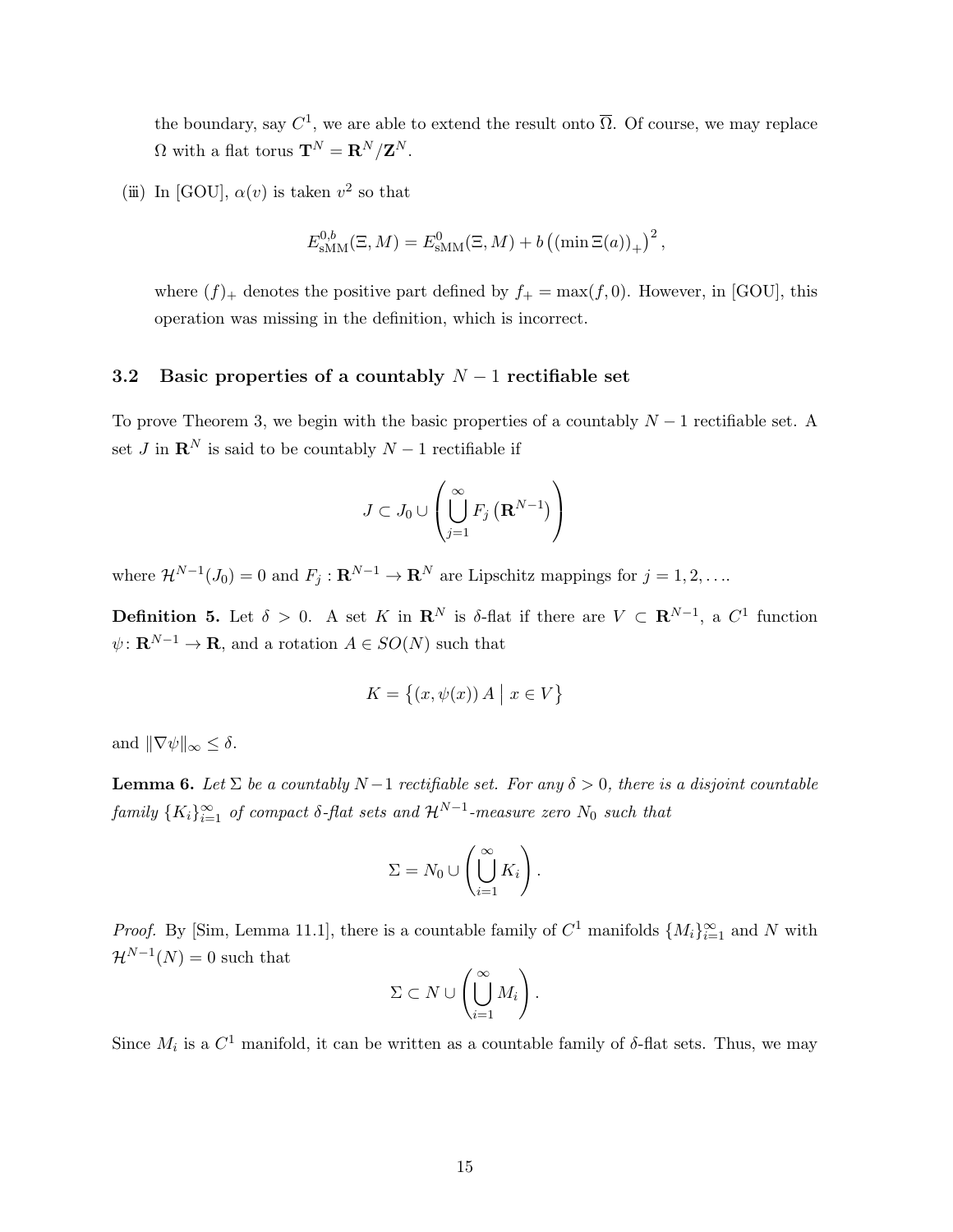the boundary, say $C^1$, we are able to extend the result onto $\overline{\Omega}$. Of course, we may replace $\Omega$ with a flat torus $\mathbf{T}^N = \mathbf{R}^N/\mathbf{Z}^N$.

(iii) In [GOU], $\alpha(v)$ is taken $v^2$ so that

$$E^{0,b}_{\mathrm{sMM}}(\Xi, M) = E^0_{\mathrm{sMM}}(\Xi, M) + b\left((\min \Xi(a))_+\right)^2,$$

where $(f)_+$ denotes the positive part defined by $f_+ = \max(f, 0)$. However, in [GOU], this operation was missing in the definition, which is incorrect.

### 3.2 Basic properties of a countably $N-1$ rectifiable set

To prove Theorem 3, we begin with the basic properties of a countably $N-1$ rectifiable set. A set $J$ in $\mathbf{R}^N$ is said to be countably $N-1$ rectifiable if

$$J \subset J_0 \cup \left( \bigcup_{j=1}^{\infty} F_j\left(\mathbf{R}^{N-1}\right) \right)$$

where $\mathcal{H}^{N-1}(J_0) = 0$ and $F_j : \mathbf{R}^{N-1} \to \mathbf{R}^N$ are Lipschitz mappings for $j = 1, 2, \ldots$.

**Definition 5.** Let $\delta > 0$. A set $K$ in $\mathbf{R}^N$ is $\delta$-flat if there are $V \subset \mathbf{R}^{N-1}$, a $C^1$ function $\psi \colon \mathbf{R}^{N-1} \to \mathbf{R}$, and a rotation $A \in SO(N)$ such that

$$K = \left\{ (x, \psi(x))\, A \;\middle|\; x \in V \right\}$$

and $\|\nabla \psi\|_\infty \leq \delta$.

**Lemma 6.** *Let $\Sigma$ be a countably $N-1$ rectifiable set. For any $\delta > 0$, there is a disjoint countable family $\{K_i\}_{i=1}^{\infty}$ of compact $\delta$-flat sets and $\mathcal{H}^{N-1}$-measure zero $N_0$ such that*

$$\Sigma = N_0 \cup \left( \bigcup_{i=1}^{\infty} K_i \right).$$

*Proof.* By [Sim, Lemma 11.1], there is a countable family of $C^1$ manifolds $\{M_i\}_{i=1}^{\infty}$ and $N$ with $\mathcal{H}^{N-1}(N) = 0$ such that

$$\Sigma \subset N \cup \left( \bigcup_{i=1}^{\infty} M_i \right).$$

Since $M_i$ is a $C^1$ manifold, it can be written as a countable family of $\delta$-flat sets. Thus, we may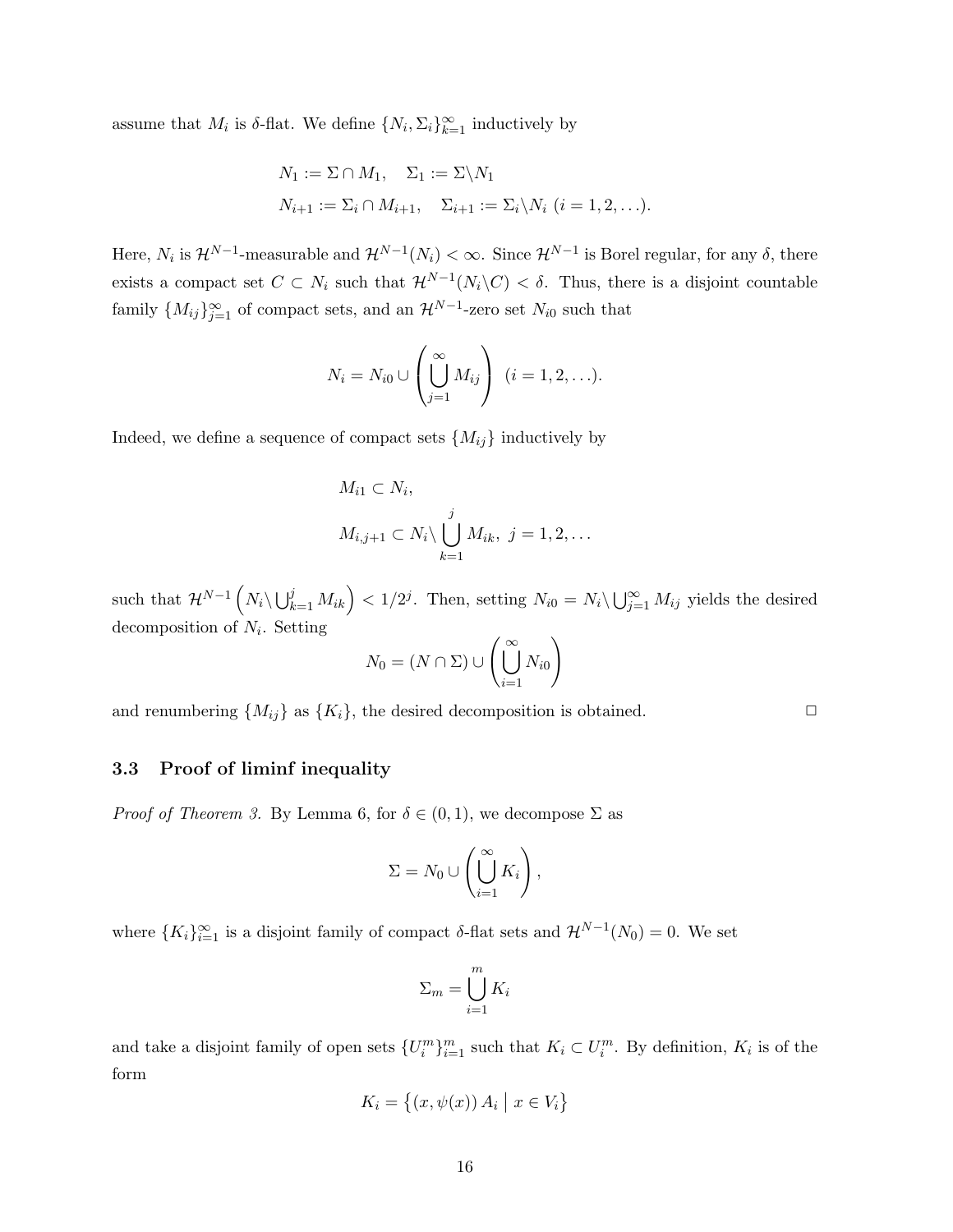assume that $M_i$ is $\delta$-flat. We define $\{N_i, \Sigma_i\}_{k=1}^{\infty}$ inductively by

$$
\begin{aligned}
&N_1 := \Sigma \cap M_1, \quad \Sigma_1 := \Sigma \backslash N_1 \\
&N_{i+1} := \Sigma_i \cap M_{i+1}, \quad \Sigma_{i+1} := \Sigma_i \backslash N_i \ (i = 1, 2, \ldots).
\end{aligned}
$$

Here, $N_i$ is $\mathcal{H}^{N-1}$-measurable and $\mathcal{H}^{N-1}(N_i) < \infty$. Since $\mathcal{H}^{N-1}$ is Borel regular, for any $\delta$, there exists a compact set $C \subset N_i$ such that $\mathcal{H}^{N-1}(N_i \backslash C) < \delta$. Thus, there is a disjoint countable family $\{M_{ij}\}_{j=1}^{\infty}$ of compact sets, and an $\mathcal{H}^{N-1}$-zero set $N_{i0}$ such that

$$
N_i = N_{i0} \cup \left( \bigcup_{j=1}^{\infty} M_{ij} \right) \ (i = 1, 2, \ldots).
$$

Indeed, we define a sequence of compact sets $\{M_{ij}\}$ inductively by

$$
\begin{aligned}
&M_{i1} \subset N_i, \\
&M_{i,j+1} \subset N_i \backslash \bigcup_{k=1}^{j} M_{ik}, \ j = 1, 2, \ldots
\end{aligned}
$$

such that $\mathcal{H}^{N-1}\left( N_i \backslash \bigcup_{k=1}^{j} M_{ik} \right) < 1/2^j$. Then, setting $N_{i0} = N_i \backslash \bigcup_{j=1}^{\infty} M_{ij}$ yields the desired decomposition of $N_i$. Setting

$$
N_0 = (N \cap \Sigma) \cup \left( \bigcup_{i=1}^{\infty} N_{i0} \right)
$$

and renumbering $\{M_{ij}\}$ as $\{K_i\}$, the desired decomposition is obtained. □

### 3.3 Proof of liminf inequality

*Proof of Theorem 3.* By Lemma 6, for $\delta \in (0, 1)$, we decompose $\Sigma$ as

$$
\Sigma = N_0 \cup \left( \bigcup_{i=1}^{\infty} K_i \right),
$$

where $\{K_i\}_{i=1}^{\infty}$ is a disjoint family of compact $\delta$-flat sets and $\mathcal{H}^{N-1}(N_0) = 0$. We set

$$
\Sigma_m = \bigcup_{i=1}^{m} K_i
$$

and take a disjoint family of open sets $\{U_i^m\}_{i=1}^{m}$ such that $K_i \subset U_i^m$. By definition, $K_i$ is of the form

$$
K_i = \left\{ (x, \psi(x)) \, A_i \mid x \in V_i \right\}
$$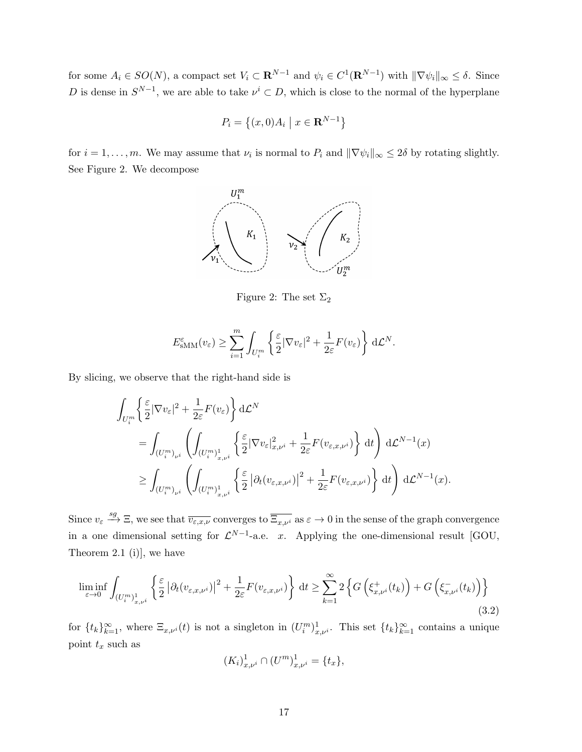for some $A_i \in SO(N)$, a compact set $V_i \subset \mathbf{R}^{N-1}$ and $\psi_i \in C^1(\mathbf{R}^{N-1})$ with $\|\nabla \psi_i\|_\infty \leq \delta$. Since $D$ is dense in $S^{N-1}$, we are able to take $\nu^i \subset D$, which is close to the normal of the hyperplane

$$P_i = \left\{ (x, 0)A_i \;\middle|\; x \in \mathbf{R}^{N-1} \right\}$$

for $i = 1, \ldots, m$. We may assume that $\nu_i$ is normal to $P_i$ and $\|\nabla \psi_i\|_\infty \leq 2\delta$ by rotating slightly. See Figure 2. We decompose

Figure 2: The set $\Sigma_2$

$$E^\varepsilon_{\mathrm{sMM}}(v_\varepsilon) \geq \sum_{i=1}^{m} \int_{U_i^m} \left\{ \frac{\varepsilon}{2} |\nabla v_\varepsilon|^2 + \frac{1}{2\varepsilon} F(v_\varepsilon) \right\} \mathrm{d}\mathcal{L}^N.$$

By slicing, we observe that the right-hand side is

$$\begin{aligned}
&\int_{U_i^m} \left\{ \frac{\varepsilon}{2} |\nabla v_\varepsilon|^2 + \frac{1}{2\varepsilon} F(v_\varepsilon) \right\} \mathrm{d}\mathcal{L}^N \\
&\quad = \int_{(U_i^m)_{\nu^i}} \left( \int_{(U_i^m)^1_{x,\nu^i}} \left\{ \frac{\varepsilon}{2} |\nabla v_\varepsilon|^2_{x,\nu^i} + \frac{1}{2\varepsilon} F(v_{\varepsilon,x,\nu^i}) \right\} \mathrm{d}t \right) \mathrm{d}\mathcal{L}^{N-1}(x) \\
&\quad \geq \int_{(U_i^m)_{\nu^i}} \left( \int_{(U_i^m)^1_{x,\nu^i}} \left\{ \frac{\varepsilon}{2} \left| \partial_t (v_{\varepsilon,x,\nu^i}) \right|^2 + \frac{1}{2\varepsilon} F(v_{\varepsilon,x,\nu^i}) \right\} \mathrm{d}t \right) \mathrm{d}\mathcal{L}^{N-1}(x).
\end{aligned}$$

Since $v_\varepsilon \xrightarrow{sg} \Xi$, we see that $\overline{v_{\varepsilon,x,\nu}}$ converges to $\overline{\Xi_{x,\nu^i}}$ as $\varepsilon \to 0$ in the sense of the graph convergence in a one dimensional setting for $\mathcal{L}^{N-1}$-a.e. $x$. Applying the one-dimensional result [GOU, Theorem 2.1 (i)], we have

$$\liminf_{\varepsilon \to 0} \int_{(U_i^m)^1_{x,\nu^i}} \left\{ \frac{\varepsilon}{2} \left| \partial_t (v_{\varepsilon,x,\nu^i}) \right|^2 + \frac{1}{2\varepsilon} F(v_{\varepsilon,x,\nu^i}) \right\} \mathrm{d}t \geq \sum_{k=1}^{\infty} 2 \left\{ G\left( \xi^+_{x,\nu^i}(t_k) \right) + G\left( \xi^-_{x,\nu^i}(t_k) \right) \right\} \tag{3.2}$$

for $\{t_k\}_{k=1}^\infty$, where $\Xi_{x,\nu^i}(t)$ is not a singleton in $(U_i^m)^1_{x,\nu^i}$. This set $\{t_k\}_{k=1}^\infty$ contains a unique point $t_x$ such as

$$(K_i)^1_{x,\nu^i} \cap (U^m)^1_{x,\nu^i} = \{t_x\},$$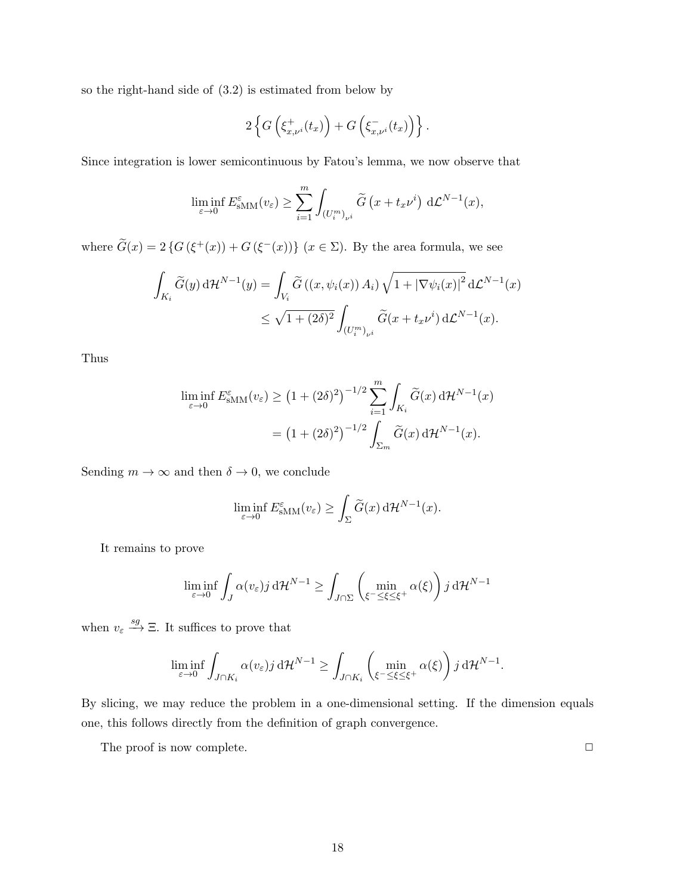so the right-hand side of (3.2) is estimated from below by

$$2\left\{G\left(\xi^+_{x,\nu^i}(t_x)\right)+G\left(\xi^-_{x,\nu^i}(t_x)\right)\right\}.$$

Since integration is lower semicontinuous by Fatou's lemma, we now observe that

$$\liminf_{\varepsilon\to 0} E^\varepsilon_{\mathrm{sMM}}(v_\varepsilon)\geq\sum_{i=1}^m\int_{(U_i^m)_{\nu^i}}\widetilde{G}\left(x+t_x\nu^i\right)\,\mathrm{d}\mathcal{L}^{N-1}(x),$$

where $\widetilde{G}(x)=2\left\{G\left(\xi^+(x)\right)+G\left(\xi^-(x)\right)\right\}$ $(x\in\Sigma)$. By the area formula, we see

$$\begin{aligned}\int_{K_i}\widetilde{G}(y)\,\mathrm{d}\mathcal{H}^{N-1}(y)&=\int_{V_i}\widetilde{G}\left((x,\psi_i(x))\,A_i\right)\sqrt{1+\left|\nabla\psi_i(x)\right|^2}\,\mathrm{d}\mathcal{L}^{N-1}(x)\\&\leq\sqrt{1+(2\delta)^2}\int_{(U_i^m)_{\nu^i}}\widetilde{G}(x+t_x\nu^i)\,\mathrm{d}\mathcal{L}^{N-1}(x).\end{aligned}$$

Thus

$$\begin{aligned}\liminf_{\varepsilon\to 0} E^\varepsilon_{\mathrm{sMM}}(v_\varepsilon)&\geq\left(1+(2\delta)^2\right)^{-1/2}\sum_{i=1}^m\int_{K_i}\widetilde{G}(x)\,\mathrm{d}\mathcal{H}^{N-1}(x)\\&=\left(1+(2\delta)^2\right)^{-1/2}\int_{\Sigma_m}\widetilde{G}(x)\,\mathrm{d}\mathcal{H}^{N-1}(x).\end{aligned}$$

Sending $m\to\infty$ and then $\delta\to 0$, we conclude

$$\liminf_{\varepsilon\to 0} E^\varepsilon_{\mathrm{sMM}}(v_\varepsilon)\geq\int_\Sigma\widetilde{G}(x)\,\mathrm{d}\mathcal{H}^{N-1}(x).$$

It remains to prove

$$\liminf_{\varepsilon\to 0}\int_J\alpha(v_\varepsilon)j\,\mathrm{d}\mathcal{H}^{N-1}\geq\int_{J\cap\Sigma}\left(\min_{\xi^-\leq\xi\leq\xi^+}\alpha(\xi)\right)j\,\mathrm{d}\mathcal{H}^{N-1}$$

when $v_\varepsilon\xrightarrow{sg}\Xi$. It suffices to prove that

$$\liminf_{\varepsilon\to 0}\int_{J\cap K_i}\alpha(v_\varepsilon)j\,\mathrm{d}\mathcal{H}^{N-1}\geq\int_{J\cap K_i}\left(\min_{\xi^-\leq\xi\leq\xi^+}\alpha(\xi)\right)j\,\mathrm{d}\mathcal{H}^{N-1}.$$

By slicing, we may reduce the problem in a one-dimensional setting. If the dimension equals one, this follows directly from the definition of graph convergence.

The proof is now complete. □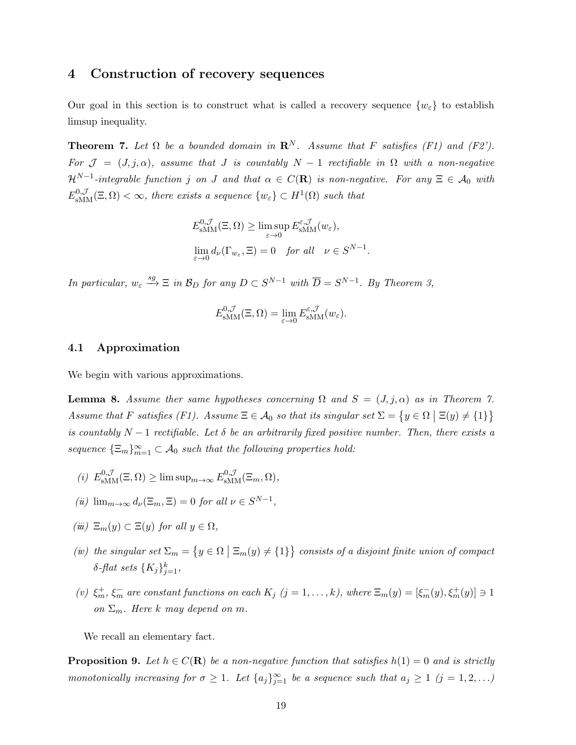## 4 Construction of recovery sequences

Our goal in this section is to construct what is called a recovery sequence $\{w_\varepsilon\}$ to establish limsup inequality.

**Theorem 7.** *Let $\Omega$ be a bounded domain in $\mathbf{R}^N$. Assume that $F$ satisfies (F1) and (F2'). For $\mathcal{J} = (J, j, \alpha)$, assume that $J$ is countably $N-1$ rectifiable in $\Omega$ with a non-negative $\mathcal{H}^{N-1}$-integrable function $j$ on $J$ and that $\alpha \in C(\mathbf{R})$ is non-negative. For any $\Xi \in \mathcal{A}_0$ with $E^{0,\mathcal{J}}_{\mathrm{sMM}}(\Xi, \Omega) < \infty$, there exists a sequence $\{w_\varepsilon\} \subset H^1(\Omega)$ such that*

$$E^{0,\mathcal{J}}_{\mathrm{sMM}}(\Xi, \Omega) \geq \limsup_{\varepsilon \to 0} E^{\varepsilon,\mathcal{J}}_{\mathrm{sMM}}(w_\varepsilon),$$

$$\lim_{\varepsilon \to 0} d_\nu(\Gamma_{w_\varepsilon}, \Xi) = 0 \quad \text{for all} \quad \nu \in S^{N-1}.$$

*In particular, $w_\varepsilon \xrightarrow{sg} \Xi$ in $\mathcal{B}_D$ for any $D \subset S^{N-1}$ with $\overline{D} = S^{N-1}$. By Theorem 3,*

$$E^{0,\mathcal{J}}_{\mathrm{sMM}}(\Xi, \Omega) = \lim_{\varepsilon \to 0} E^{\varepsilon,\mathcal{J}}_{\mathrm{sMM}}(w_\varepsilon).$$

### 4.1 Approximation

We begin with various approximations.

**Lemma 8.** *Assume ther same hypotheses concerning $\Omega$ and $S = (J, j, \alpha)$ as in Theorem 7. Assume that $F$ satisfies (F1). Assume $\Xi \in \mathcal{A}_0$ so that its singular set $\Sigma = \{y \in \Omega \mid \Xi(y) \neq \{1\}\}$ is countably $N-1$ rectifiable. Let $\delta$ be an arbitrarily fixed positive number. Then, there exists a sequence $\{\Xi_m\}_{m=1}^\infty \subset \mathcal{A}_0$ such that the following properties hold:*

*(i)* $E^{0,\mathcal{J}}_{\mathrm{sMM}}(\Xi, \Omega) \geq \limsup_{m\to\infty} E^{0,\mathcal{J}}_{\mathrm{sMM}}(\Xi_m, \Omega)$,

*(ii)* $\lim_{m\to\infty} d_\nu(\Xi_m, \Xi) = 0$ *for all* $\nu \in S^{N-1}$,

*(iii)* $\Xi_m(y) \subset \Xi(y)$ *for all* $y \in \Omega$,

*(iv) the singular set $\Sigma_m = \{y \in \Omega \mid \Xi_m(y) \neq \{1\}\}$ consists of a disjoint finite union of compact $\delta$-flat sets $\{K_j\}_{j=1}^k$,*

*(v) $\xi_m^+$, $\xi_m^-$ are constant functions on each $K_j$ $(j = 1, \ldots, k)$, where $\Xi_m(y) = [\xi_m^-(y), \xi_m^+(y)] \ni 1$ on $\Sigma_m$. Here $k$ may depend on $m$.*

We recall an elementary fact.

**Proposition 9.** *Let $h \in C(\mathbf{R})$ be a non-negative function that satisfies $h(1) = 0$ and is strictly monotonically increasing for $\sigma \geq 1$. Let $\{a_j\}_{j=1}^\infty$ be a sequence such that $a_j \geq 1$ $(j = 1, 2, \ldots)$*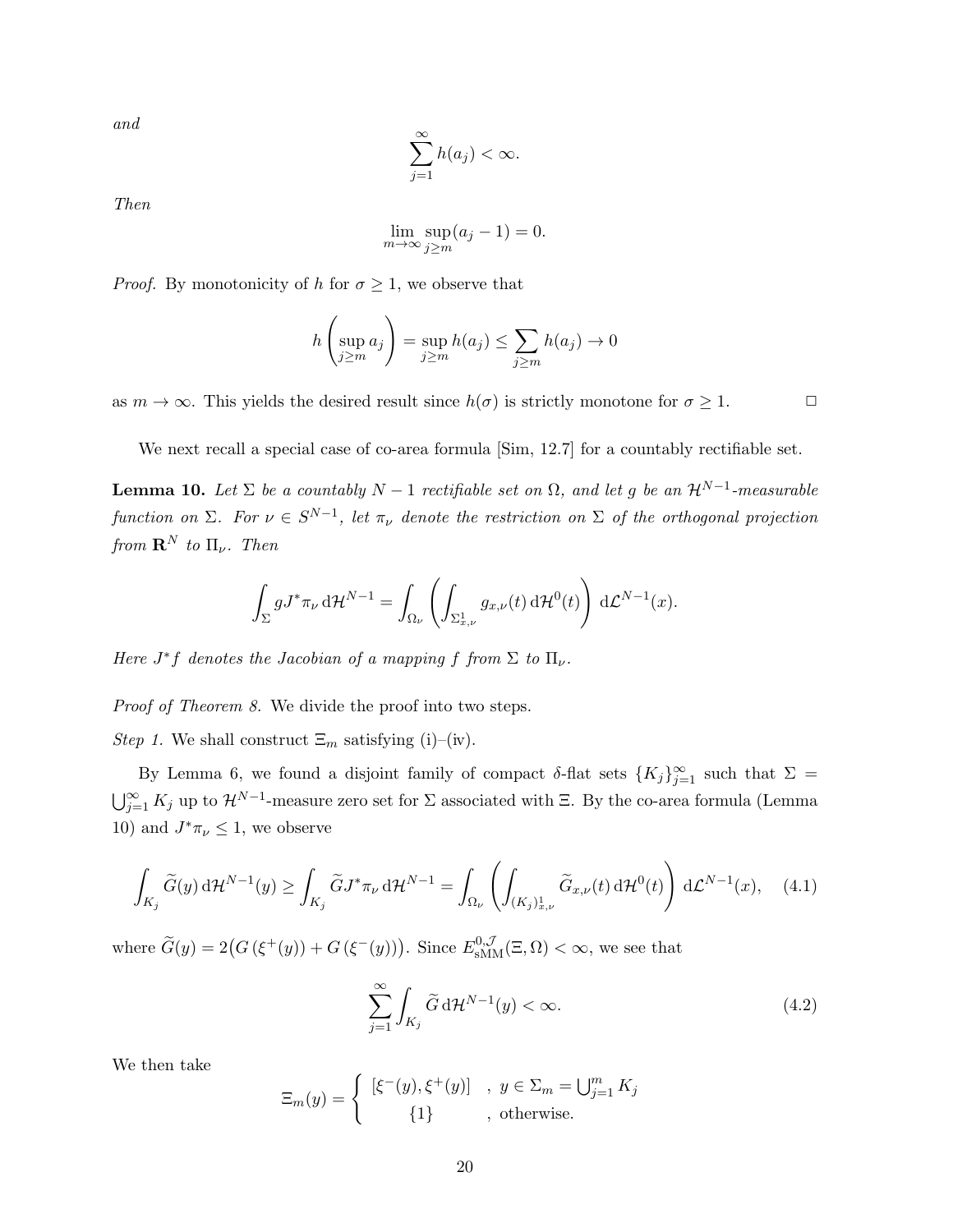*and*

$$\sum_{j=1}^{\infty} h(a_j) < \infty.$$

*Then*

$$\lim_{m\to\infty} \sup_{j\geq m}(a_j - 1) = 0.$$

*Proof.* By monotonicity of $h$ for $\sigma \geq 1$, we observe that

$$h\left(\sup_{j\geq m} a_j\right) = \sup_{j\geq m} h(a_j) \leq \sum_{j\geq m} h(a_j) \to 0$$

as $m \to \infty$. This yields the desired result since $h(\sigma)$ is strictly monotone for $\sigma \geq 1$. □

We next recall a special case of co-area formula [Sim, 12.7] for a countably rectifiable set.

**Lemma 10.** *Let $\Sigma$ be a countably $N-1$ rectifiable set on $\Omega$, and let $g$ be an $\mathcal{H}^{N-1}$-measurable function on $\Sigma$. For $\nu \in S^{N-1}$, let $\pi_\nu$ denote the restriction on $\Sigma$ of the orthogonal projection from $\mathbf{R}^N$ to $\Pi_\nu$. Then*

$$\int_\Sigma g J^*\pi_\nu \, \mathrm{d}\mathcal{H}^{N-1} = \int_{\Omega_\nu} \left( \int_{\Sigma^1_{x,\nu}} g_{x,\nu}(t) \, \mathrm{d}\mathcal{H}^0(t) \right) \mathrm{d}\mathcal{L}^{N-1}(x).$$

*Here $J^*f$ denotes the Jacobian of a mapping $f$ from $\Sigma$ to $\Pi_\nu$.*

*Proof of Theorem 8.* We divide the proof into two steps.

*Step 1.* We shall construct $\Xi_m$ satisfying (i)–(iv).

By Lemma 6, we found a disjoint family of compact $\delta$-flat sets $\{K_j\}_{j=1}^\infty$ such that $\Sigma = \bigcup_{j=1}^\infty K_j$ up to $\mathcal{H}^{N-1}$-measure zero set for $\Sigma$ associated with $\Xi$. By the co-area formula (Lemma 10) and $J^*\pi_\nu \leq 1$, we observe

$$\int_{K_j} \widetilde{G}(y) \, \mathrm{d}\mathcal{H}^{N-1}(y) \geq \int_{K_j} \widetilde{G} J^*\pi_\nu \, \mathrm{d}\mathcal{H}^{N-1} = \int_{\Omega_\nu} \left( \int_{(K_j)^1_{x,\nu}} \widetilde{G}_{x,\nu}(t) \, \mathrm{d}\mathcal{H}^0(t) \right) \mathrm{d}\mathcal{L}^{N-1}(x), \quad (4.1)$$

where $\widetilde{G}(y) = 2\big(G\left(\xi^+(y)\right) + G\left(\xi^-(y)\right)\big)$. Since $E^{0,\mathcal{J}}_{\mathrm{sMM}}(\Xi, \Omega) < \infty$, we see that

$$\sum_{j=1}^{\infty} \int_{K_j} \widetilde{G} \, \mathrm{d}\mathcal{H}^{N-1}(y) < \infty. \quad (4.2)$$

We then take

$$\Xi_m(y) = \begin{cases} [\xi^-(y), \xi^+(y)] & , \ y \in \Sigma_m = \bigcup_{j=1}^m K_j \\ \{1\} & , \ \text{otherwise.} \end{cases}$$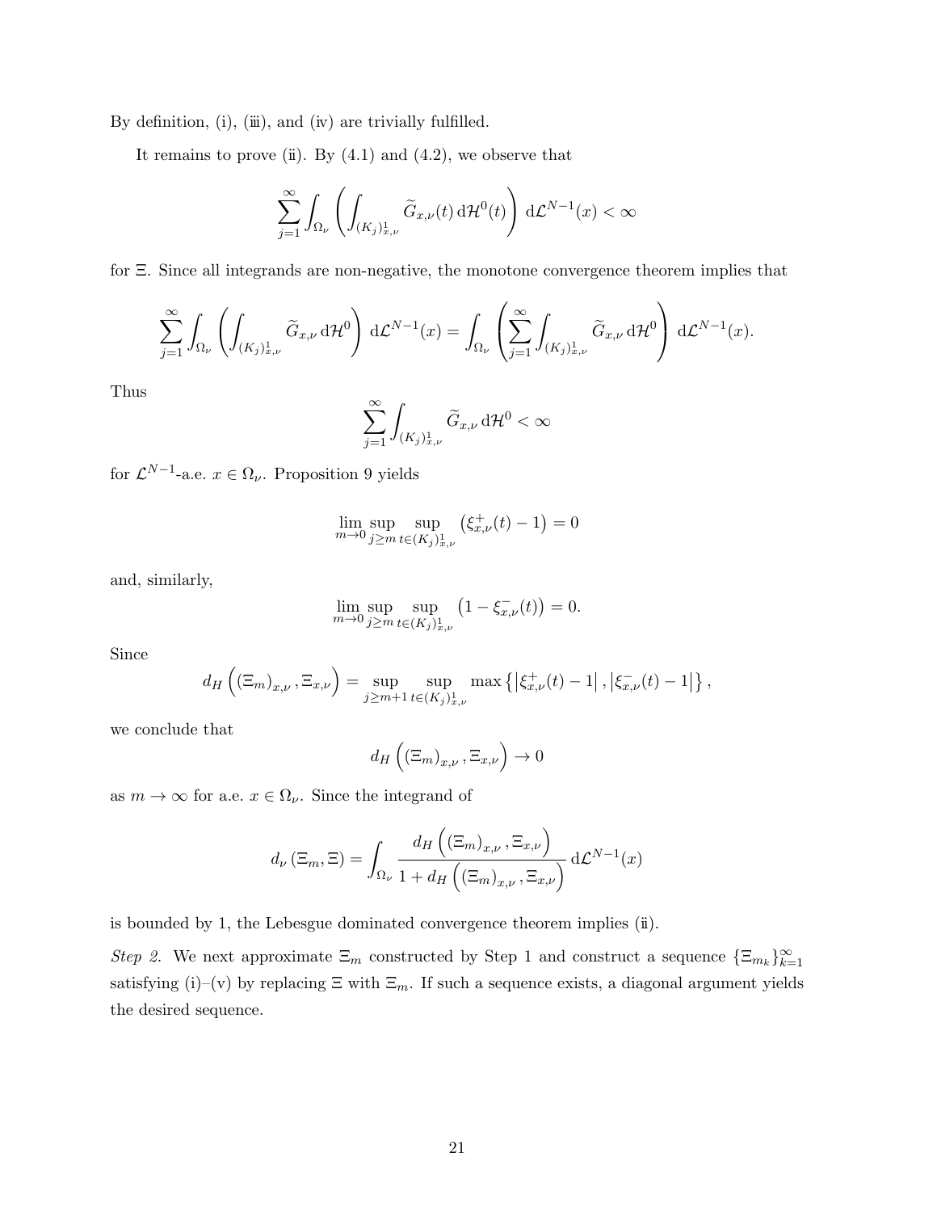By definition, (i), (iii), and (iv) are trivially fulfilled.

It remains to prove (ii). By (4.1) and (4.2), we observe that

$$\sum_{j=1}^{\infty} \int_{\Omega_\nu} \left( \int_{(K_j)^1_{x,\nu}} \widetilde{G}_{x,\nu}(t) \, \mathrm{d}\mathcal{H}^0(t) \right) \, \mathrm{d}\mathcal{L}^{N-1}(x) < \infty$$

for $\Xi$. Since all integrands are non-negative, the monotone convergence theorem implies that

$$\sum_{j=1}^{\infty} \int_{\Omega_\nu} \left( \int_{(K_j)^1_{x,\nu}} \widetilde{G}_{x,\nu} \, \mathrm{d}\mathcal{H}^0 \right) \, \mathrm{d}\mathcal{L}^{N-1}(x) = \int_{\Omega_\nu} \left( \sum_{j=1}^{\infty} \int_{(K_j)^1_{x,\nu}} \widetilde{G}_{x,\nu} \, \mathrm{d}\mathcal{H}^0 \right) \, \mathrm{d}\mathcal{L}^{N-1}(x).$$

Thus

$$\sum_{j=1}^{\infty} \int_{(K_j)^1_{x,\nu}} \widetilde{G}_{x,\nu} \, \mathrm{d}\mathcal{H}^0 < \infty$$

for $\mathcal{L}^{N-1}$-a.e. $x \in \Omega_\nu$. Proposition 9 yields

$$\lim_{m \to 0} \sup_{j \geq m} \sup_{t \in (K_j)^1_{x,\nu}} \left( \xi^+_{x,\nu}(t) - 1 \right) = 0$$

and, similarly,

$$\lim_{m \to 0} \sup_{j \geq m} \sup_{t \in (K_j)^1_{x,\nu}} \left( 1 - \xi^-_{x,\nu}(t) \right) = 0.$$

Since

$$d_H \left( (\Xi_m)_{x,\nu}, \Xi_{x,\nu} \right) = \sup_{j \geq m+1} \sup_{t \in (K_j)^1_{x,\nu}} \max \left\{ \left| \xi^+_{x,\nu}(t) - 1 \right|, \left| \xi^-_{x,\nu}(t) - 1 \right| \right\},$$

we conclude that

$$d_H \left( (\Xi_m)_{x,\nu}, \Xi_{x,\nu} \right) \to 0$$

as $m \to \infty$ for a.e. $x \in \Omega_\nu$. Since the integrand of

$$d_\nu \left( \Xi_m, \Xi \right) = \int_{\Omega_\nu} \frac{d_H \left( (\Xi_m)_{x,\nu}, \Xi_{x,\nu} \right)}{1 + d_H \left( (\Xi_m)_{x,\nu}, \Xi_{x,\nu} \right)} \, \mathrm{d}\mathcal{L}^{N-1}(x)$$

is bounded by 1, the Lebesgue dominated convergence theorem implies (ii).

*Step 2.* We next approximate $\Xi_m$ constructed by Step 1 and construct a sequence $\{\Xi_{m_k}\}_{k=1}^{\infty}$ satisfying (i)–(v) by replacing $\Xi$ with $\Xi_m$. If such a sequence exists, a diagonal argument yields the desired sequence.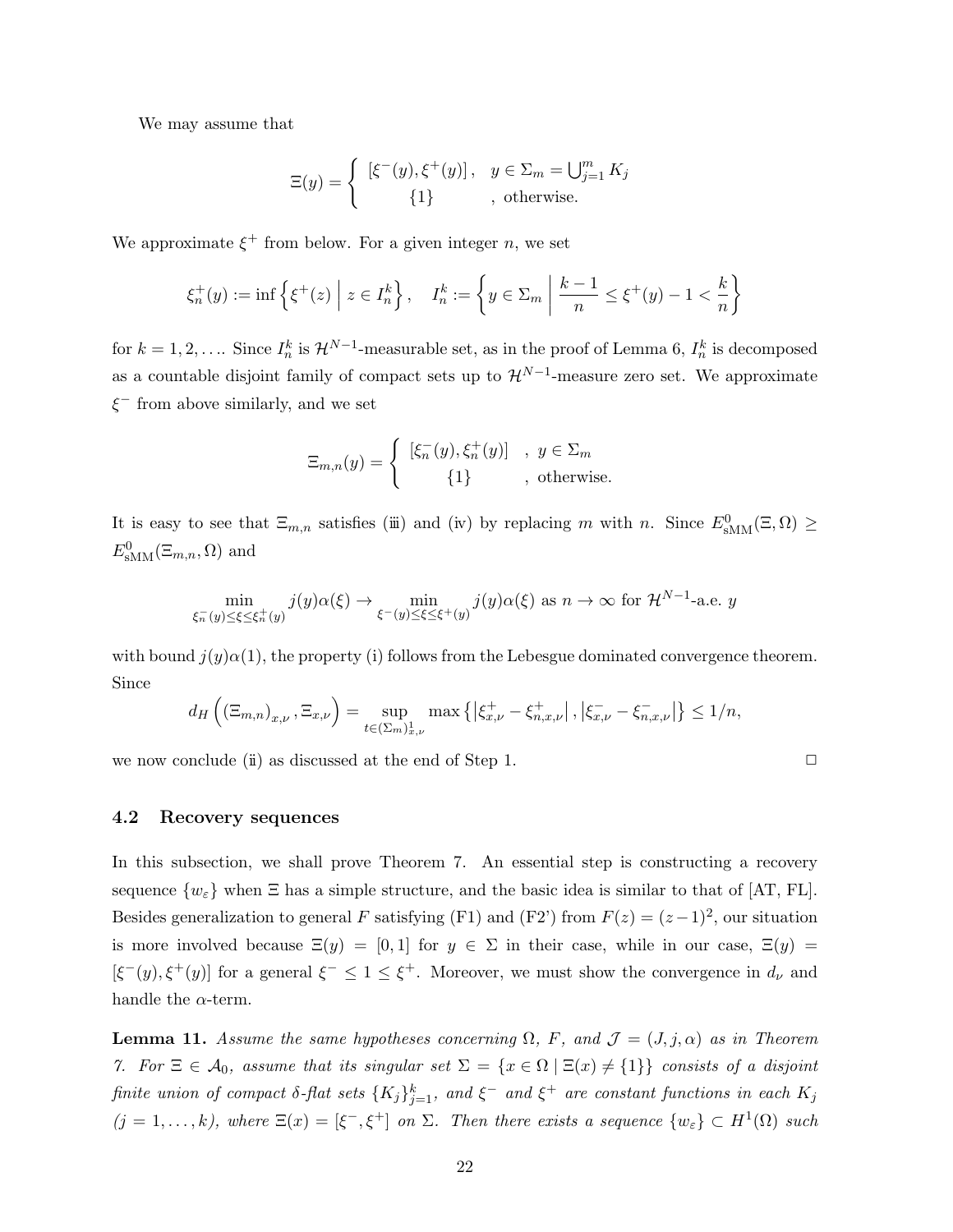We may assume that

$$\Xi(y) = \left\{ \begin{array}{cl} [\xi^-(y), \xi^+(y)], & y \in \Sigma_m = \bigcup_{j=1}^m K_j \\ \{1\} & , \text{ otherwise.} \end{array} \right.$$

We approximate $\xi^+$ from below. For a given integer $n$, we set

$$\xi_n^+(y) := \inf\left\{ \xi^+(z) \;\middle|\; z \in I_n^k \right\}, \quad I_n^k := \left\{ y \in \Sigma_m \;\middle|\; \frac{k-1}{n} \le \xi^+(y) - 1 < \frac{k}{n} \right\}$$

for $k = 1, 2, \ldots$. Since $I_n^k$ is $\mathcal{H}^{N-1}$-measurable set, as in the proof of Lemma 6, $I_n^k$ is decomposed as a countable disjoint family of compact sets up to $\mathcal{H}^{N-1}$-measure zero set. We approximate $\xi^-$ from above similarly, and we set

$$\Xi_{m,n}(y) = \left\{ \begin{array}{cl} [\xi_n^-(y), \xi_n^+(y)] & , \ y \in \Sigma_m \\ \{1\} & , \text{ otherwise.} \end{array} \right.$$

It is easy to see that $\Xi_{m,n}$ satisfies (iii) and (iv) by replacing $m$ with $n$. Since $E^0_{\mathrm{sMM}}(\Xi, \Omega) \ge E^0_{\mathrm{sMM}}(\Xi_{m,n}, \Omega)$ and

$$\min_{\xi_n^-(y) \le \xi \le \xi_n^+(y)} j(y)\alpha(\xi) \to \min_{\xi^-(y) \le \xi \le \xi^+(y)} j(y)\alpha(\xi) \text{ as } n \to \infty \text{ for } \mathcal{H}^{N-1}\text{-a.e. } y$$

with bound $j(y)\alpha(1)$, the property (i) follows from the Lebesgue dominated convergence theorem. Since

$$d_H\left( (\Xi_{m,n})_{x,\nu}, \Xi_{x,\nu} \right) = \sup_{t \in (\Sigma_m)^1_{x,\nu}} \max\left\{ \left|\xi^+_{x,\nu} - \xi^+_{n,x,\nu}\right|, \left|\xi^-_{x,\nu} - \xi^-_{n,x,\nu}\right| \right\} \le 1/n,$$

we now conclude (ii) as discussed at the end of Step 1. $\square$

### 4.2 Recovery sequences

In this subsection, we shall prove Theorem 7. An essential step is constructing a recovery sequence $\{w_\varepsilon\}$ when $\Xi$ has a simple structure, and the basic idea is similar to that of [AT, FL]. Besides generalization to general $F$ satisfying (F1) and (F2') from $F(z) = (z-1)^2$, our situation is more involved because $\Xi(y) = [0,1]$ for $y \in \Sigma$ in their case, while in our case, $\Xi(y) = [\xi^-(y), \xi^+(y)]$ for a general $\xi^- \le 1 \le \xi^+$. Moreover, we must show the convergence in $d_\nu$ and handle the $\alpha$-term.

**Lemma 11.** *Assume the same hypotheses concerning $\Omega$, $F$, and $\mathcal{J} = (J, j, \alpha)$ as in Theorem 7. For $\Xi \in \mathcal{A}_0$, assume that its singular set $\Sigma = \{x \in \Omega \mid \Xi(x) \ne \{1\}\}$ consists of a disjoint finite union of compact $\delta$-flat sets $\{K_j\}_{j=1}^k$, and $\xi^-$ and $\xi^+$ are constant functions in each $K_j$ $(j = 1, \ldots, k)$, where $\Xi(x) = [\xi^-, \xi^+]$ on $\Sigma$. Then there exists a sequence $\{w_\varepsilon\} \subset H^1(\Omega)$ such*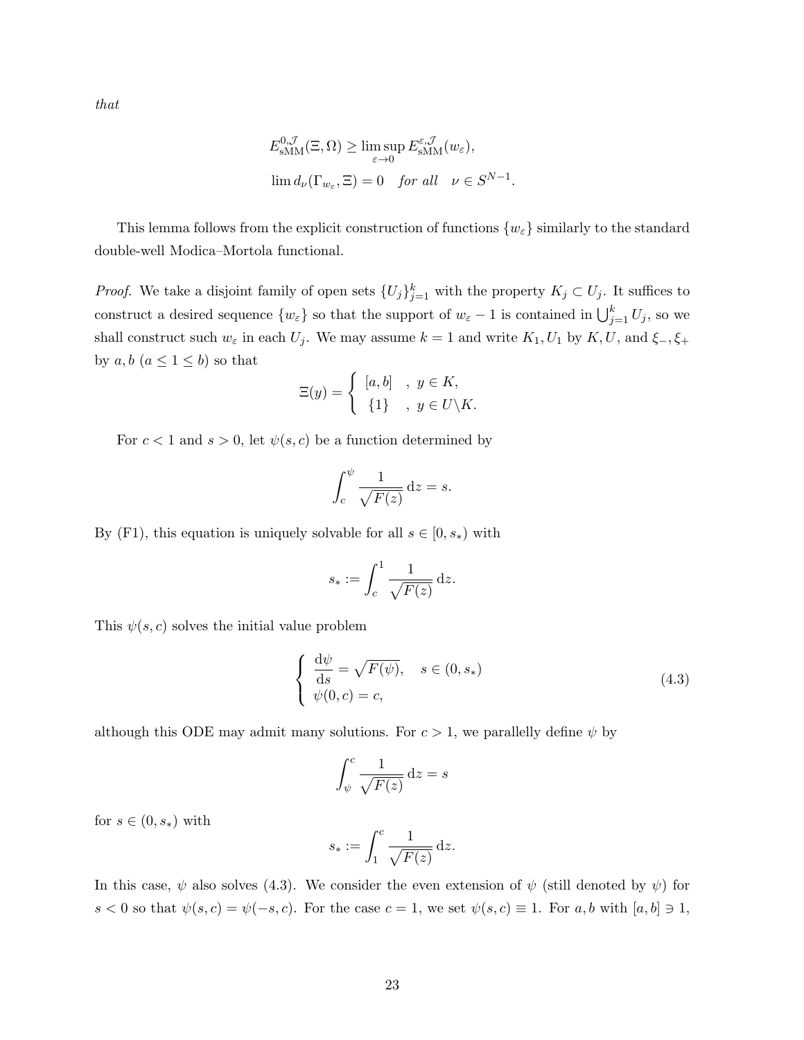*that*

$$E^{0,\mathcal{J}}_{\mathrm{sMM}}(\Xi,\Omega) \geq \limsup_{\varepsilon\to 0} E^{\varepsilon,\mathcal{J}}_{\mathrm{sMM}}(w_\varepsilon),$$
$$\lim d_\nu(\Gamma_{w_\varepsilon},\Xi) = 0 \quad \textit{for all} \quad \nu \in S^{N-1}.$$

This lemma follows from the explicit construction of functions $\{w_\varepsilon\}$ similarly to the standard double-well Modica–Mortola functional.

*Proof.* We take a disjoint family of open sets $\{U_j\}_{j=1}^k$ with the property $K_j \subset U_j$. It suffices to construct a desired sequence $\{w_\varepsilon\}$ so that the support of $w_\varepsilon - 1$ is contained in $\bigcup_{j=1}^k U_j$, so we shall construct such $w_\varepsilon$ in each $U_j$. We may assume $k=1$ and write $K_1, U_1$ by $K, U$, and $\xi_-, \xi_+$ by $a, b$ ($a \leq 1 \leq b$) so that

$$\Xi(y) = \left\{ \begin{array}{ll} [a,b] & ,\ y \in K, \\ \{1\} & ,\ y \in U\backslash K. \end{array} \right.$$

For $c < 1$ and $s > 0$, let $\psi(s,c)$ be a function determined by

$$\int_c^\psi \frac{1}{\sqrt{F(z)}}\,\mathrm{d}z = s.$$

By (F1), this equation is uniquely solvable for all $s \in [0, s_*)$ with

$$s_* := \int_c^1 \frac{1}{\sqrt{F(z)}}\,\mathrm{d}z.$$

This $\psi(s,c)$ solves the initial value problem

$$\left\{ \begin{array}{l} \dfrac{\mathrm{d}\psi}{\mathrm{d}s} = \sqrt{F(\psi)}, \quad s \in (0, s_*) \\ \psi(0,c) = c, \end{array} \right. \tag{4.3}$$

although this ODE may admit many solutions. For $c > 1$, we parallelly define $\psi$ by

$$\int_\psi^c \frac{1}{\sqrt{F(z)}}\,\mathrm{d}z = s$$

for $s \in (0, s_*)$ with

$$s_* := \int_1^c \frac{1}{\sqrt{F(z)}}\,\mathrm{d}z.$$

In this case, $\psi$ also solves (4.3). We consider the even extension of $\psi$ (still denoted by $\psi$) for $s < 0$ so that $\psi(s,c) = \psi(-s,c)$. For the case $c = 1$, we set $\psi(s,c) \equiv 1$. For $a, b$ with $[a,b] \ni 1$,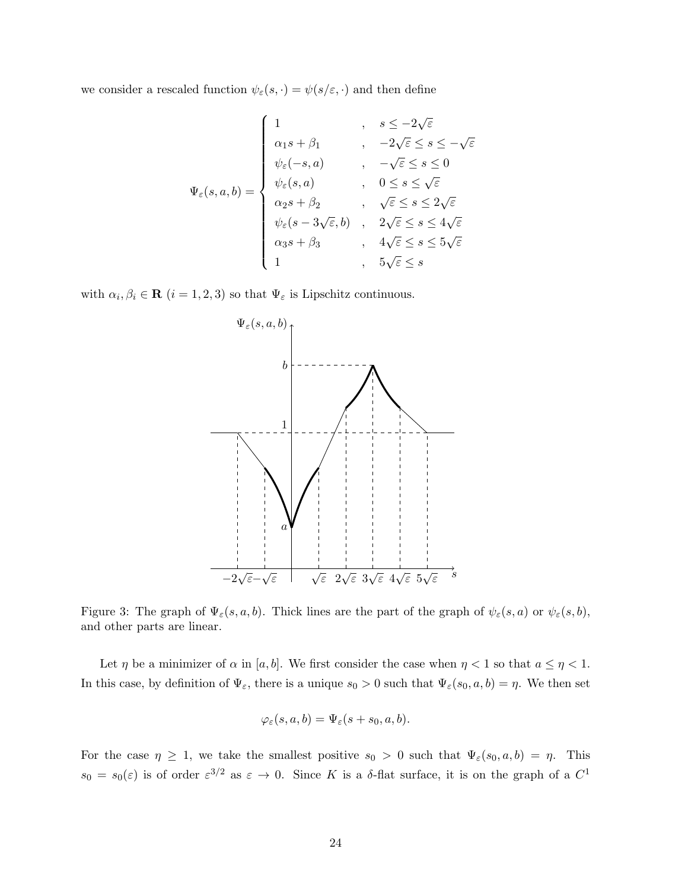we consider a rescaled function $\psi_\varepsilon(s,\cdot) = \psi(s/\varepsilon,\cdot)$ and then define

$$
\Psi_\varepsilon(s,a,b) = \begin{cases}
1 & , \quad s \le -2\sqrt{\varepsilon} \\
\alpha_1 s + \beta_1 & , \quad -2\sqrt{\varepsilon} \le s \le -\sqrt{\varepsilon} \\
\psi_\varepsilon(-s,a) & , \quad -\sqrt{\varepsilon} \le s \le 0 \\
\psi_\varepsilon(s,a) & , \quad 0 \le s \le \sqrt{\varepsilon} \\
\alpha_2 s + \beta_2 & , \quad \sqrt{\varepsilon} \le s \le 2\sqrt{\varepsilon} \\
\psi_\varepsilon(s - 3\sqrt{\varepsilon}, b) & , \quad 2\sqrt{\varepsilon} \le s \le 4\sqrt{\varepsilon} \\
\alpha_3 s + \beta_3 & , \quad 4\sqrt{\varepsilon} \le s \le 5\sqrt{\varepsilon} \\
1 & , \quad 5\sqrt{\varepsilon} \le s
\end{cases}
$$

with $\alpha_i, \beta_i \in \mathbf{R}$ $(i = 1,2,3)$ so that $\Psi_\varepsilon$ is Lipschitz continuous.

Figure 3: The graph of $\Psi_\varepsilon(s,a,b)$. Thick lines are the part of the graph of $\psi_\varepsilon(s,a)$ or $\psi_\varepsilon(s,b)$, and other parts are linear.

Let $\eta$ be a minimizer of $\alpha$ in $[a,b]$. We first consider the case when $\eta < 1$ so that $a \le \eta < 1$. In this case, by definition of $\Psi_\varepsilon$, there is a unique $s_0 > 0$ such that $\Psi_\varepsilon(s_0,a,b) = \eta$. We then set

$$
\varphi_\varepsilon(s,a,b) = \Psi_\varepsilon(s + s_0, a, b).
$$

For the case $\eta \ge 1$, we take the smallest positive $s_0 > 0$ such that $\Psi_\varepsilon(s_0,a,b) = \eta$. This $s_0 = s_0(\varepsilon)$ is of order $\varepsilon^{3/2}$ as $\varepsilon \to 0$. Since $K$ is a $\delta$-flat surface, it is on the graph of a $C^1$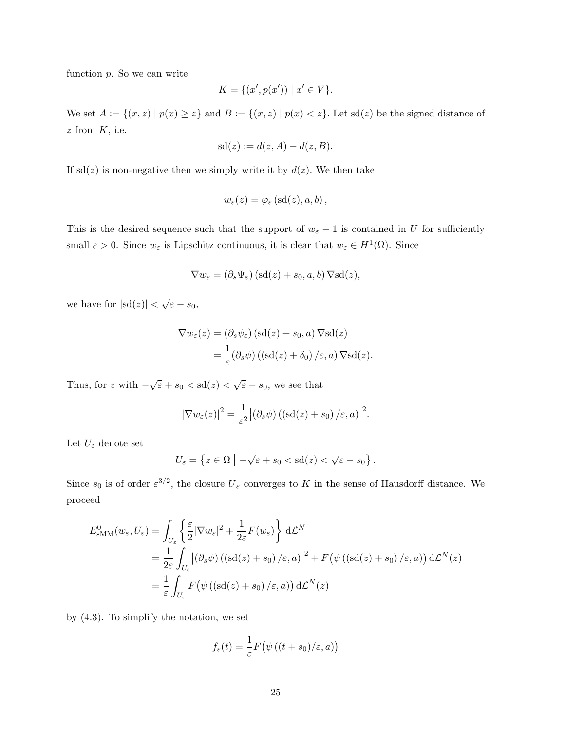function $p$. So we can write

$$K = \{(x', p(x')) \mid x' \in V\}.$$

We set $A := \{(x,z) \mid p(x) \geq z\}$ and $B := \{(x,z) \mid p(x) < z\}$. Let $\mathrm{sd}(z)$ be the signed distance of $z$ from $K$, i.e.

$$\mathrm{sd}(z) := d(z,A) - d(z,B).$$

If $\mathrm{sd}(z)$ is non-negative then we simply write it by $d(z)$. We then take

$$w_\varepsilon(z) = \varphi_\varepsilon\left(\mathrm{sd}(z), a, b\right),$$

This is the desired sequence such that the support of $w_\varepsilon - 1$ is contained in $U$ for sufficiently small $\varepsilon > 0$. Since $w_\varepsilon$ is Lipschitz continuous, it is clear that $w_\varepsilon \in H^1(\Omega)$. Since

$$\nabla w_\varepsilon = \left(\partial_s \Psi_\varepsilon\right)\left(\mathrm{sd}(z) + s_0, a, b\right) \nabla \mathrm{sd}(z),$$

we have for $|\mathrm{sd}(z)| < \sqrt{\varepsilon} - s_0$,

$$\begin{aligned}
\nabla w_\varepsilon(z) &= \left(\partial_s \psi_\varepsilon\right)\left(\mathrm{sd}(z) + s_0, a\right) \nabla \mathrm{sd}(z) \\
&= \frac{1}{\varepsilon}(\partial_s \psi)\left(\left(\mathrm{sd}(z) + \delta_0\right)/\varepsilon, a\right) \nabla \mathrm{sd}(z).
\end{aligned}$$

Thus, for $z$ with $-\sqrt{\varepsilon} + s_0 < \mathrm{sd}(z) < \sqrt{\varepsilon} - s_0$, we see that

$$|\nabla w_\varepsilon(z)|^2 = \frac{1}{\varepsilon^2}\left|(\partial_s \psi)\left(\left(\mathrm{sd}(z) + s_0\right)/\varepsilon, a\right)\right|^2.$$

Let $U_\varepsilon$ denote set

$$U_\varepsilon = \left\{ z \in \Omega \;\middle|\; -\sqrt{\varepsilon} + s_0 < \mathrm{sd}(z) < \sqrt{\varepsilon} - s_0 \right\}.$$

Since $s_0$ is of order $\varepsilon^{3/2}$, the closure $\overline{U}_\varepsilon$ converges to $K$ in the sense of Hausdorff distance. We proceed

$$\begin{aligned}
E^0_{\mathrm{sMM}}(w_\varepsilon, U_\varepsilon) &= \int_{U_\varepsilon} \left\{ \frac{\varepsilon}{2}|\nabla w_\varepsilon|^2 + \frac{1}{2\varepsilon} F(w_\varepsilon) \right\} \mathrm{d}\mathcal{L}^N \\
&= \frac{1}{2\varepsilon} \int_{U_\varepsilon} \left|(\partial_s \psi)\left(\left(\mathrm{sd}(z) + s_0\right)/\varepsilon, a\right)\right|^2 + F\big(\psi\left(\left(\mathrm{sd}(z) + s_0\right)/\varepsilon, a\right)\big)\, \mathrm{d}\mathcal{L}^N(z) \\
&= \frac{1}{\varepsilon} \int_{U_\varepsilon} F\big(\psi\left(\left(\mathrm{sd}(z) + s_0\right)/\varepsilon, a\right)\big)\, \mathrm{d}\mathcal{L}^N(z)
\end{aligned}$$

by (4.3). To simplify the notation, we set

$$f_\varepsilon(t) = \frac{1}{\varepsilon} F\big(\psi\left((t + s_0)/\varepsilon, a\right)\big)$$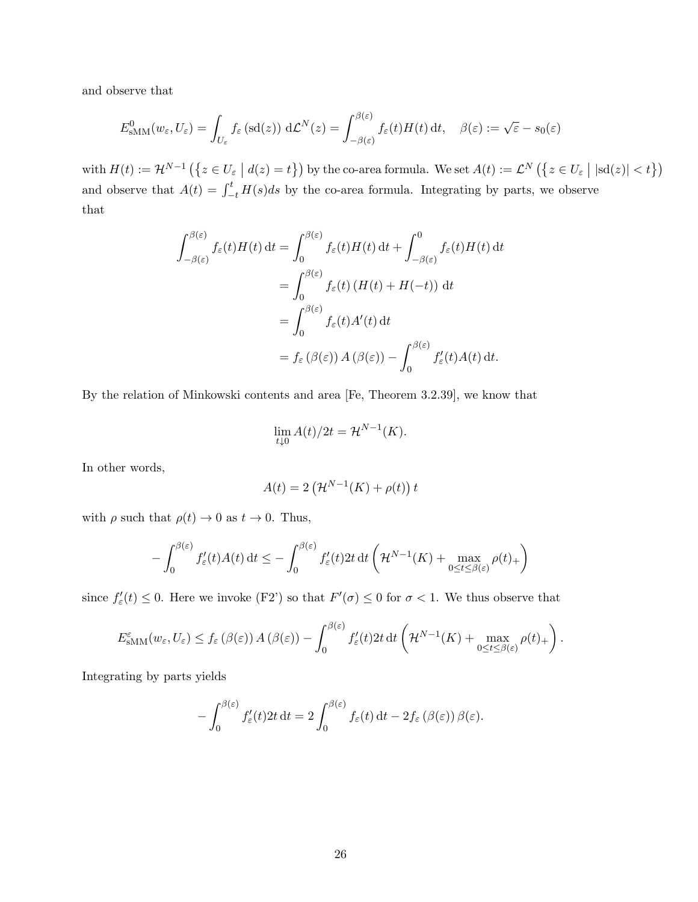and observe that

$$E^0_{\mathrm{sMM}}(w_\varepsilon, U_\varepsilon) = \int_{U_\varepsilon} f_\varepsilon\left(\mathrm{sd}(z)\right) \mathrm{d}\mathcal{L}^N(z) = \int_{-\beta(\varepsilon)}^{\beta(\varepsilon)} f_\varepsilon(t) H(t)\,\mathrm{d}t, \quad \beta(\varepsilon) := \sqrt{\varepsilon} - s_0(\varepsilon)$$

with $H(t) := \mathcal{H}^{N-1}\left(\left\{z \in U_\varepsilon \mid d(z) = t\right\}\right)$ by the co-area formula. We set $A(t) := \mathcal{L}^N\left(\left\{z \in U_\varepsilon \mid |\mathrm{sd}(z)| < t\right\}\right)$ and observe that $A(t) = \int_{-t}^{t} H(s)ds$ by the co-area formula. Integrating by parts, we observe that

$$\begin{aligned}
\int_{-\beta(\varepsilon)}^{\beta(\varepsilon)} f_\varepsilon(t) H(t)\,\mathrm{d}t &= \int_0^{\beta(\varepsilon)} f_\varepsilon(t) H(t)\,\mathrm{d}t + \int_{-\beta(\varepsilon)}^{0} f_\varepsilon(t) H(t)\,\mathrm{d}t \\
&= \int_0^{\beta(\varepsilon)} f_\varepsilon(t) \left(H(t) + H(-t)\right)\,\mathrm{d}t \\
&= \int_0^{\beta(\varepsilon)} f_\varepsilon(t) A'(t)\,\mathrm{d}t \\
&= f_\varepsilon\left(\beta(\varepsilon)\right) A\left(\beta(\varepsilon)\right) - \int_0^{\beta(\varepsilon)} f'_\varepsilon(t) A(t)\,\mathrm{d}t.
\end{aligned}$$

By the relation of Minkowski contents and area [Fe, Theorem 3.2.39], we know that

$$\lim_{t \downarrow 0} A(t)/2t = \mathcal{H}^{N-1}(K).$$

In other words,

$$A(t) = 2\left(\mathcal{H}^{N-1}(K) + \rho(t)\right) t$$

with $\rho$ such that $\rho(t) \to 0$ as $t \to 0$. Thus,

$$-\int_0^{\beta(\varepsilon)} f'_\varepsilon(t) A(t)\,\mathrm{d}t \le -\int_0^{\beta(\varepsilon)} f'_\varepsilon(t) 2t\,\mathrm{d}t \left(\mathcal{H}^{N-1}(K) + \max_{0 \le t \le \beta(\varepsilon)} \rho(t)_+\right)$$

since $f'_\varepsilon(t) \le 0$. Here we invoke (F2') so that $F'(\sigma) \le 0$ for $\sigma < 1$. We thus observe that

$$E^\varepsilon_{\mathrm{sMM}}(w_\varepsilon, U_\varepsilon) \le f_\varepsilon\left(\beta(\varepsilon)\right) A\left(\beta(\varepsilon)\right) - \int_0^{\beta(\varepsilon)} f'_\varepsilon(t) 2t\,\mathrm{d}t \left(\mathcal{H}^{N-1}(K) + \max_{0 \le t \le \beta(\varepsilon)} \rho(t)_+\right).$$

Integrating by parts yields

$$-\int_0^{\beta(\varepsilon)} f'_\varepsilon(t) 2t\,\mathrm{d}t = 2\int_0^{\beta(\varepsilon)} f_\varepsilon(t)\,\mathrm{d}t - 2 f_\varepsilon\left(\beta(\varepsilon)\right)\beta(\varepsilon).$$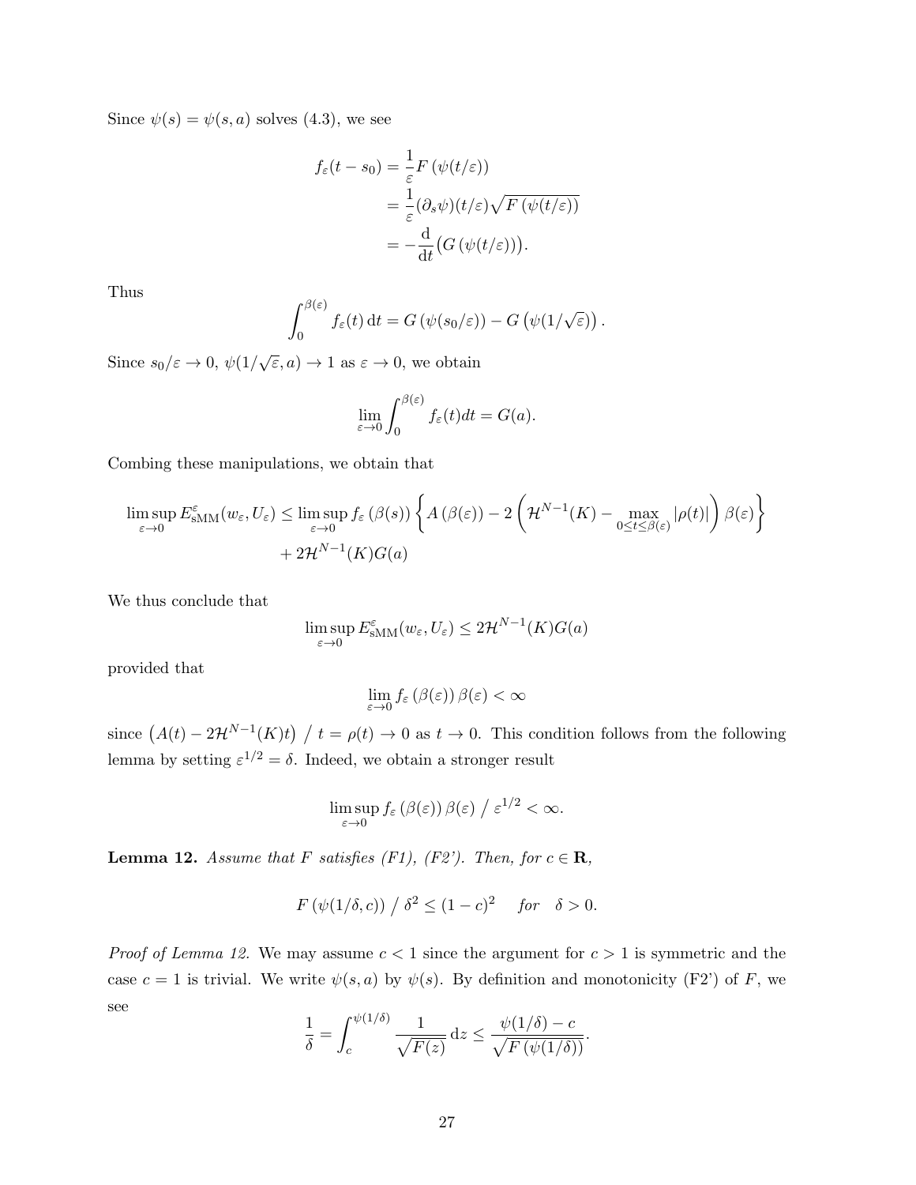Since $\psi(s) = \psi(s,a)$ solves (4.3), we see

$$\begin{aligned} f_\varepsilon(t - s_0) &= \frac{1}{\varepsilon} F\left(\psi(t/\varepsilon)\right) \\ &= \frac{1}{\varepsilon} (\partial_s \psi)(t/\varepsilon) \sqrt{F\left(\psi(t/\varepsilon)\right)} \\ &= -\frac{\mathrm{d}}{\mathrm{d}t}\bigl(G\left(\psi(t/\varepsilon)\right)\bigr). \end{aligned}$$

Thus

$$\int_0^{\beta(\varepsilon)} f_\varepsilon(t)\,\mathrm{d}t = G\left(\psi(s_0/\varepsilon)\right) - G\left(\psi(1/\sqrt{\varepsilon})\right).$$

Since $s_0/\varepsilon \to 0$, $\psi(1/\sqrt{\varepsilon}, a) \to 1$ as $\varepsilon \to 0$, we obtain

$$\lim_{\varepsilon \to 0} \int_0^{\beta(\varepsilon)} f_\varepsilon(t) dt = G(a).$$

Combing these manipulations, we obtain that

$$\begin{aligned} \limsup_{\varepsilon \to 0} E^\varepsilon_{\mathrm{sMM}}(w_\varepsilon, U_\varepsilon) \leq \limsup_{\varepsilon \to 0} f_\varepsilon\left(\beta(s)\right) &\left\{ A\left(\beta(\varepsilon)\right) - 2\left(\mathcal{H}^{N-1}(K) - \max_{0 \leq t \leq \beta(\varepsilon)} |\rho(t)|\right) \beta(\varepsilon) \right\} \\ &+ 2\mathcal{H}^{N-1}(K) G(a) \end{aligned}$$

We thus conclude that

$$\limsup_{\varepsilon \to 0} E^\varepsilon_{\mathrm{sMM}}(w_\varepsilon, U_\varepsilon) \leq 2\mathcal{H}^{N-1}(K) G(a)$$

provided that

$$\lim_{\varepsilon \to 0} f_\varepsilon\left(\beta(\varepsilon)\right) \beta(\varepsilon) < \infty$$

since $\left(A(t) - 2\mathcal{H}^{N-1}(K)t\right) / t = \rho(t) \to 0$ as $t \to 0$. This condition follows from the following lemma by setting $\varepsilon^{1/2} = \delta$. Indeed, we obtain a stronger result

$$\limsup_{\varepsilon \to 0} f_\varepsilon\left(\beta(\varepsilon)\right) \beta(\varepsilon) \,/\, \varepsilon^{1/2} < \infty.$$

**Lemma 12.** *Assume that $F$ satisfies (F1), (F2'). Then, for $c \in \mathbf{R}$,*

$$F\left(\psi(1/\delta, c)\right) / \delta^2 \leq (1-c)^2 \quad \textit{for} \quad \delta > 0.$$

*Proof of Lemma 12.* We may assume $c < 1$ since the argument for $c > 1$ is symmetric and the case $c = 1$ is trivial. We write $\psi(s,a)$ by $\psi(s)$. By definition and monotonicity (F2') of $F$, we see

$$\frac{1}{\delta} = \int_c^{\psi(1/\delta)} \frac{1}{\sqrt{F(z)}}\,\mathrm{d}z \leq \frac{\psi(1/\delta) - c}{\sqrt{F\left(\psi(1/\delta)\right)}}.$$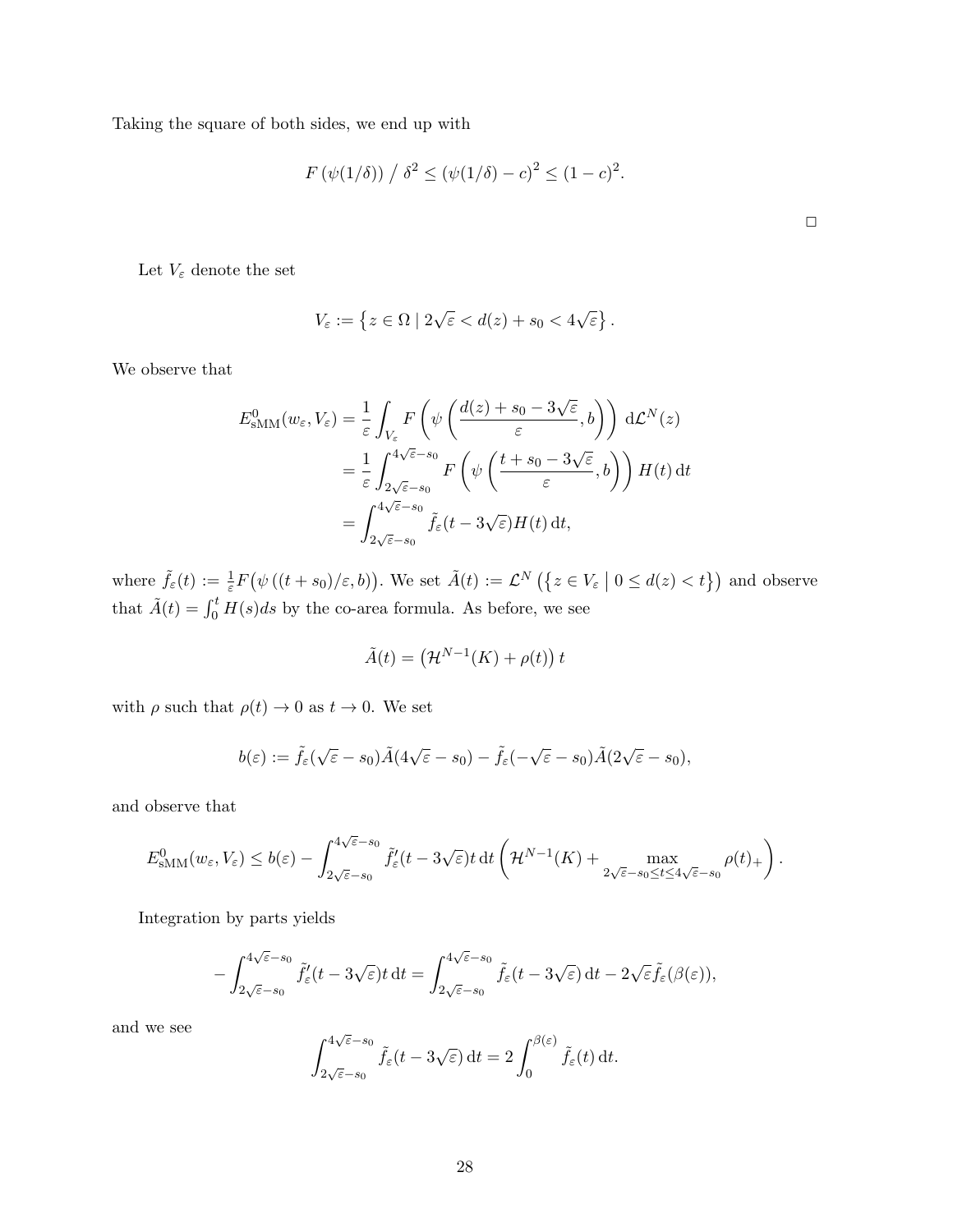Taking the square of both sides, we end up with

$$F\left(\psi(1/\delta)\right) \,/\, \delta^2 \leq \left(\psi(1/\delta) - c\right)^2 \leq (1-c)^2.$$

□

Let $V_\varepsilon$ denote the set

$$V_\varepsilon := \left\{ z \in \Omega \mid 2\sqrt{\varepsilon} < d(z) + s_0 < 4\sqrt{\varepsilon} \right\}.$$

We observe that

$$\begin{aligned}
E^0_{\mathrm{sMM}}(w_\varepsilon, V_\varepsilon) &= \frac{1}{\varepsilon} \int_{V_\varepsilon} F\left(\psi\left(\frac{d(z) + s_0 - 3\sqrt{\varepsilon}}{\varepsilon}, b\right)\right) \, \mathrm{d}\mathcal{L}^N(z) \\
&= \frac{1}{\varepsilon} \int_{2\sqrt{\varepsilon}-s_0}^{4\sqrt{\varepsilon}-s_0} F\left(\psi\left(\frac{t + s_0 - 3\sqrt{\varepsilon}}{\varepsilon}, b\right)\right) H(t) \, \mathrm{d}t \\
&= \int_{2\sqrt{\varepsilon}-s_0}^{4\sqrt{\varepsilon}-s_0} \tilde{f}_\varepsilon(t - 3\sqrt{\varepsilon}) H(t) \, \mathrm{d}t,
\end{aligned}$$

where $\tilde{f}_\varepsilon(t) := \frac{1}{\varepsilon} F\big(\psi\left((t+s_0)/\varepsilon, b\right)\big)$. We set $\tilde{A}(t) := \mathcal{L}^N\left(\left\{ z \in V_\varepsilon \;\middle|\; 0 \leq d(z) < t \right\}\right)$ and observe that $\tilde{A}(t) = \int_0^t H(s) ds$ by the co-area formula. As before, we see

$$\tilde{A}(t) = \left(\mathcal{H}^{N-1}(K) + \rho(t)\right) t$$

with $\rho$ such that $\rho(t) \to 0$ as $t \to 0$. We set

$$b(\varepsilon) := \tilde{f}_\varepsilon(\sqrt{\varepsilon} - s_0) \tilde{A}(4\sqrt{\varepsilon} - s_0) - \tilde{f}_\varepsilon(-\sqrt{\varepsilon} - s_0) \tilde{A}(2\sqrt{\varepsilon} - s_0),$$

and observe that

$$E^0_{\mathrm{sMM}}(w_\varepsilon, V_\varepsilon) \leq b(\varepsilon) - \int_{2\sqrt{\varepsilon}-s_0}^{4\sqrt{\varepsilon}-s_0} \tilde{f}'_\varepsilon(t - 3\sqrt{\varepsilon}) t \, \mathrm{d}t \left(\mathcal{H}^{N-1}(K) + \max_{2\sqrt{\varepsilon}-s_0 \leq t \leq 4\sqrt{\varepsilon}-s_0} \rho(t)_+\right).$$

Integration by parts yields

$$-\int_{2\sqrt{\varepsilon}-s_0}^{4\sqrt{\varepsilon}-s_0} \tilde{f}'_\varepsilon(t - 3\sqrt{\varepsilon}) t \, \mathrm{d}t = \int_{2\sqrt{\varepsilon}-s_0}^{4\sqrt{\varepsilon}-s_0} \tilde{f}_\varepsilon(t - 3\sqrt{\varepsilon}) \, \mathrm{d}t - 2\sqrt{\varepsilon} \tilde{f}_\varepsilon(\beta(\varepsilon)),$$

and we see

$$\int_{2\sqrt{\varepsilon}-s_0}^{4\sqrt{\varepsilon}-s_0} \tilde{f}_\varepsilon(t - 3\sqrt{\varepsilon}) \, \mathrm{d}t = 2 \int_0^{\beta(\varepsilon)} \tilde{f}_\varepsilon(t) \, \mathrm{d}t.$$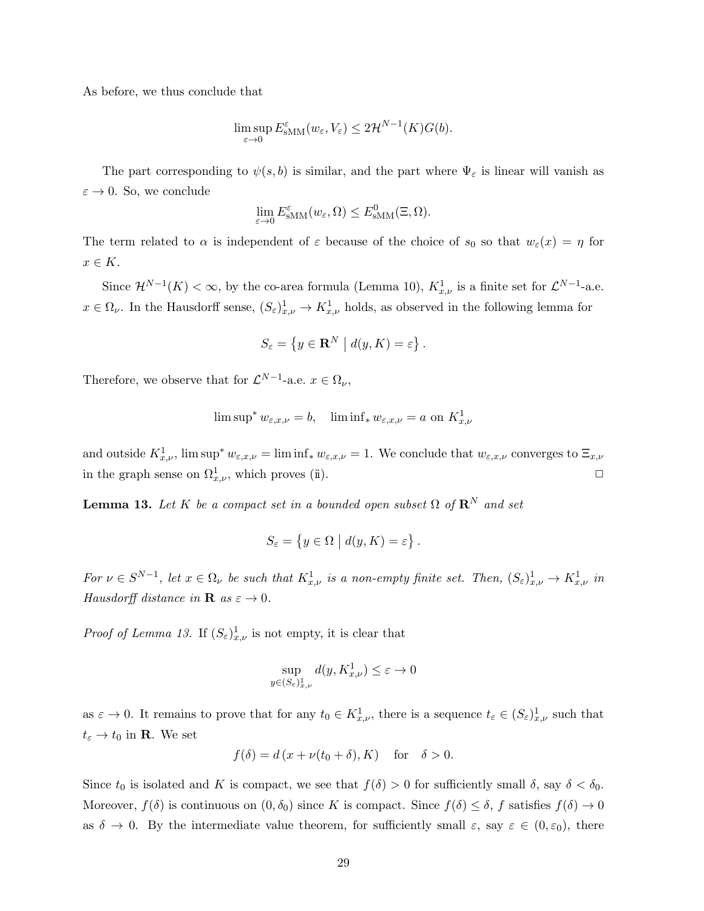As before, we thus conclude that

$$\limsup_{\varepsilon\to 0} E^{\varepsilon}_{\mathrm{sMM}}(w_\varepsilon, V_\varepsilon) \leq 2\mathcal{H}^{N-1}(K)G(b).$$

The part corresponding to $\psi(s,b)$ is similar, and the part where $\Psi_\varepsilon$ is linear will vanish as $\varepsilon \to 0$. So, we conclude

$$\lim_{\varepsilon\to 0} E^{\varepsilon}_{\mathrm{sMM}}(w_\varepsilon, \Omega) \leq E^{0}_{\mathrm{sMM}}(\Xi, \Omega).$$

The term related to $\alpha$ is independent of $\varepsilon$ because of the choice of $s_0$ so that $w_\varepsilon(x) = \eta$ for $x \in K$.

Since $\mathcal{H}^{N-1}(K) < \infty$, by the co-area formula (Lemma 10), $K^1_{x,\nu}$ is a finite set for $\mathcal{L}^{N-1}$-a.e. $x \in \Omega_\nu$. In the Hausdorff sense, $(S_\varepsilon)^1_{x,\nu} \to K^1_{x,\nu}$ holds, as observed in the following lemma for

$$S_\varepsilon = \left\{ y \in \mathbf{R}^N \;\middle|\; d(y,K) = \varepsilon \right\}.$$

Therefore, we observe that for $\mathcal{L}^{N-1}$-a.e. $x \in \Omega_\nu$,

$$\limsup{}^* w_{\varepsilon,x,\nu} = b, \quad \liminf{}_* w_{\varepsilon,x,\nu} = a \text{ on } K^1_{x,\nu}$$

and outside $K^1_{x,\nu}$, $\limsup^* w_{\varepsilon,x,\nu} = \liminf_* w_{\varepsilon,x,\nu} = 1$. We conclude that $w_{\varepsilon,x,\nu}$ converges to $\Xi_{x,\nu}$ in the graph sense on $\Omega^1_{x,\nu}$, which proves (ii). □

**Lemma 13.** *Let $K$ be a compact set in a bounded open subset $\Omega$ of $\mathbf{R}^N$ and set*

$$S_\varepsilon = \left\{ y \in \Omega \;\middle|\; d(y,K) = \varepsilon \right\}.$$

*For $\nu \in S^{N-1}$, let $x \in \Omega_\nu$ be such that $K^1_{x,\nu}$ is a non-empty finite set. Then, $(S_\varepsilon)^1_{x,\nu} \to K^1_{x,\nu}$ in Hausdorff distance in $\mathbf{R}$ as $\varepsilon \to 0$.*

*Proof of Lemma 13.* If $(S_\varepsilon)^1_{x,\nu}$ is not empty, it is clear that

$$\sup_{y \in (S_\varepsilon)^1_{x,\nu}} d(y, K^1_{x,\nu}) \leq \varepsilon \to 0$$

as $\varepsilon \to 0$. It remains to prove that for any $t_0 \in K^1_{x,\nu}$, there is a sequence $t_\varepsilon \in (S_\varepsilon)^1_{x,\nu}$ such that $t_\varepsilon \to t_0$ in $\mathbf{R}$. We set

$$f(\delta) = d\left(x + \nu(t_0 + \delta), K\right) \quad \text{for} \quad \delta > 0.$$

Since $t_0$ is isolated and $K$ is compact, we see that $f(\delta) > 0$ for sufficiently small $\delta$, say $\delta < \delta_0$. Moreover, $f(\delta)$ is continuous on $(0, \delta_0)$ since $K$ is compact. Since $f(\delta) \leq \delta$, $f$ satisfies $f(\delta) \to 0$ as $\delta \to 0$. By the intermediate value theorem, for sufficiently small $\varepsilon$, say $\varepsilon \in (0, \varepsilon_0)$, there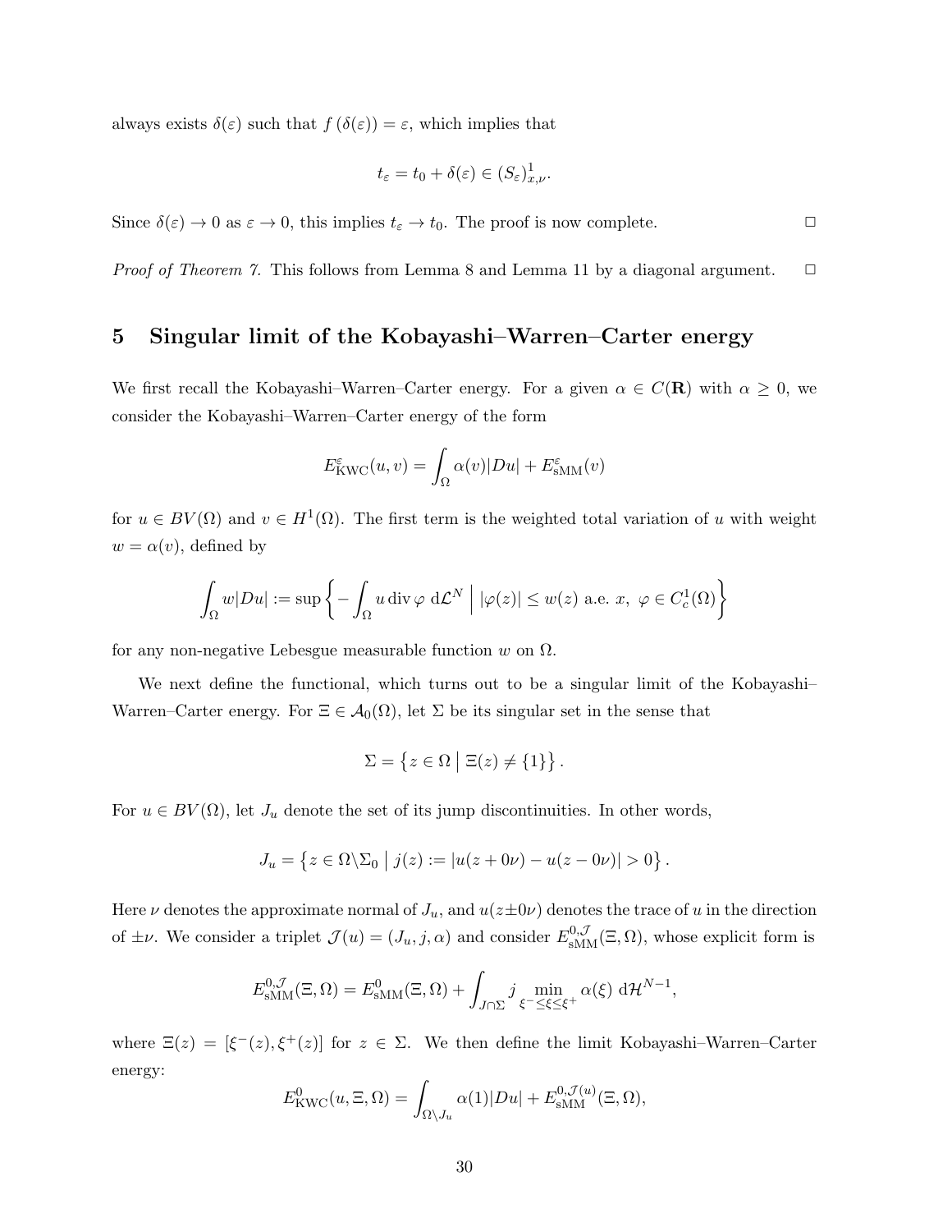always exists $\delta(\varepsilon)$ such that $f(\delta(\varepsilon)) = \varepsilon$, which implies that

$$t_\varepsilon = t_0 + \delta(\varepsilon) \in (S_\varepsilon)^1_{x,\nu}.$$

Since $\delta(\varepsilon) \to 0$ as $\varepsilon \to 0$, this implies $t_\varepsilon \to t_0$. The proof is now complete. □

*Proof of Theorem 7.* This follows from Lemma 8 and Lemma 11 by a diagonal argument. □

## 5 Singular limit of the Kobayashi–Warren–Carter energy

We first recall the Kobayashi–Warren–Carter energy. For a given $\alpha \in C(\mathbf{R})$ with $\alpha \geq 0$, we consider the Kobayashi–Warren–Carter energy of the form

$$E^\varepsilon_{\mathrm{KWC}}(u,v) = \int_\Omega \alpha(v)|Du| + E^\varepsilon_{\mathrm{sMM}}(v)$$

for $u \in BV(\Omega)$ and $v \in H^1(\Omega)$. The first term is the weighted total variation of $u$ with weight $w = \alpha(v)$, defined by

$$\int_\Omega w|Du| := \sup\left\{ -\int_\Omega u \operatorname{div}\varphi \; \mathrm{d}\mathcal{L}^N \;\Big|\; |\varphi(z)| \leq w(z) \text{ a.e. } x,\ \varphi \in C^1_c(\Omega) \right\}$$

for any non-negative Lebesgue measurable function $w$ on $\Omega$.

We next define the functional, which turns out to be a singular limit of the Kobayashi–Warren–Carter energy. For $\Xi \in \mathcal{A}_0(\Omega)$, let $\Sigma$ be its singular set in the sense that

$$\Sigma = \left\{ z \in \Omega \;\middle|\; \Xi(z) \neq \{1\} \right\}.$$

For $u \in BV(\Omega)$, let $J_u$ denote the set of its jump discontinuities. In other words,

$$J_u = \left\{ z \in \Omega\backslash\Sigma_0 \;\middle|\; j(z) := |u(z+0\nu) - u(z-0\nu)| > 0 \right\}.$$

Here $\nu$ denotes the approximate normal of $J_u$, and $u(z \pm 0\nu)$ denotes the trace of $u$ in the direction of $\pm\nu$. We consider a triplet $\mathcal{J}(u) = (J_u, j, \alpha)$ and consider $E^{0,\mathcal{J}}_{\mathrm{sMM}}(\Xi,\Omega)$, whose explicit form is

$$E^{0,\mathcal{J}}_{\mathrm{sMM}}(\Xi,\Omega) = E^0_{\mathrm{sMM}}(\Xi,\Omega) + \int_{J\cap\Sigma} j \min_{\xi^- \leq \xi \leq \xi^+} \alpha(\xi) \; \mathrm{d}\mathcal{H}^{N-1},$$

where $\Xi(z) = [\xi^-(z), \xi^+(z)]$ for $z \in \Sigma$. We then define the limit Kobayashi–Warren–Carter energy:

$$E^0_{\mathrm{KWC}}(u,\Xi,\Omega) = \int_{\Omega\backslash J_u} \alpha(1)|Du| + E^{0,\mathcal{J}(u)}_{\mathrm{sMM}}(\Xi,\Omega),$$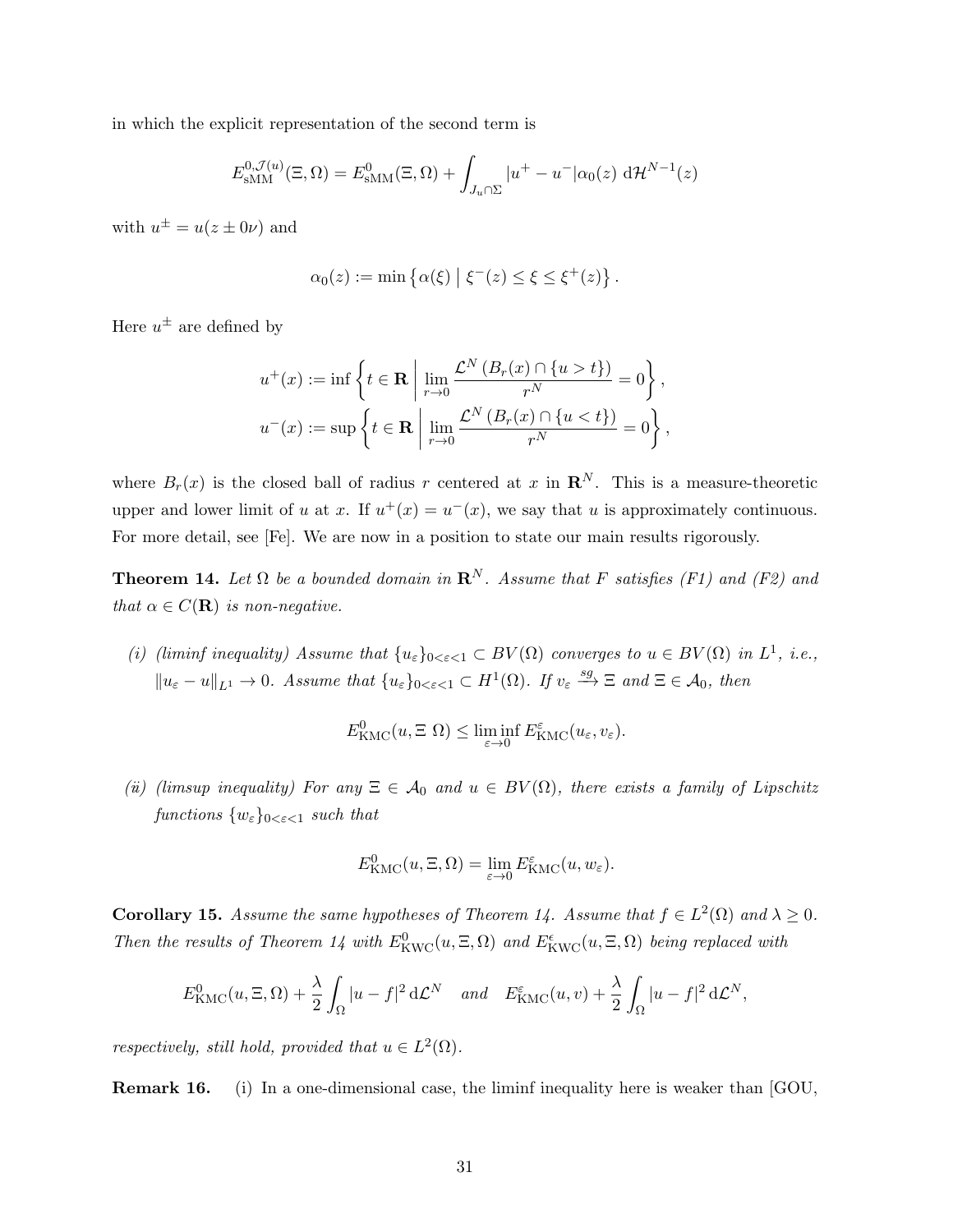in which the explicit representation of the second term is

$$E^{0,\mathcal{J}(u)}_{\mathrm{sMM}}(\Xi, \Omega) = E^0_{\mathrm{sMM}}(\Xi, \Omega) + \int_{J_u \cap \Sigma} |u^+ - u^-| \alpha_0(z) \; \mathrm{d}\mathcal{H}^{N-1}(z)$$

with $u^\pm = u(z \pm 0\nu)$ and

$$\alpha_0(z) := \min \left\{ \alpha(\xi) \;\middle|\; \xi^-(z) \leq \xi \leq \xi^+(z) \right\}.$$

Here $u^\pm$ are defined by

$$u^+(x) := \inf \left\{ t \in \mathbf{R} \;\middle|\; \lim_{r \to 0} \frac{\mathcal{L}^N \left( B_r(x) \cap \{u > t\} \right)}{r^N} = 0 \right\},$$

$$u^-(x) := \sup \left\{ t \in \mathbf{R} \;\middle|\; \lim_{r \to 0} \frac{\mathcal{L}^N \left( B_r(x) \cap \{u < t\} \right)}{r^N} = 0 \right\},$$

where $B_r(x)$ is the closed ball of radius $r$ centered at $x$ in $\mathbf{R}^N$. This is a measure-theoretic upper and lower limit of $u$ at $x$. If $u^+(x) = u^-(x)$, we say that $u$ is approximately continuous. For more detail, see [Fe]. We are now in a position to state our main results rigorously.

**Theorem 14.** *Let $\Omega$ be a bounded domain in $\mathbf{R}^N$. Assume that $F$ satisfies (F1) and (F2) and that $\alpha \in C(\mathbf{R})$ is non-negative.*

*(i) (liminf inequality) Assume that $\{u_\varepsilon\}_{0<\varepsilon<1} \subset BV(\Omega)$ converges to $u \in BV(\Omega)$ in $L^1$, i.e., $\|u_\varepsilon - u\|_{L^1} \to 0$. Assume that $\{u_\varepsilon\}_{0<\varepsilon<1} \subset H^1(\Omega)$. If $v_\varepsilon \xrightarrow{sg} \Xi$ and $\Xi \in \mathcal{A}_0$, then*

$$E^0_{\mathrm{KMC}}(u, \Xi \; \Omega) \leq \liminf_{\varepsilon \to 0} E^\varepsilon_{\mathrm{KMC}}(u_\varepsilon, v_\varepsilon).$$

*(ii) (limsup inequality) For any $\Xi \in \mathcal{A}_0$ and $u \in BV(\Omega)$, there exists a family of Lipschitz functions $\{w_\varepsilon\}_{0<\varepsilon<1}$ such that*

$$E^0_{\mathrm{KMC}}(u, \Xi, \Omega) = \lim_{\varepsilon \to 0} E^\varepsilon_{\mathrm{KMC}}(u, w_\varepsilon).$$

**Corollary 15.** *Assume the same hypotheses of Theorem 14. Assume that $f \in L^2(\Omega)$ and $\lambda \geq 0$. Then the results of Theorem 14 with $E^0_{\mathrm{KWC}}(u, \Xi, \Omega)$ and $E^\epsilon_{\mathrm{KWC}}(u, \Xi, \Omega)$ being replaced with*

$$E^0_{\mathrm{KMC}}(u, \Xi, \Omega) + \frac{\lambda}{2} \int_\Omega |u - f|^2 \, \mathrm{d}\mathcal{L}^N \quad \textit{and} \quad E^\varepsilon_{\mathrm{KMC}}(u, v) + \frac{\lambda}{2} \int_\Omega |u - f|^2 \, \mathrm{d}\mathcal{L}^N,$$

*respectively, still hold, provided that $u \in L^2(\Omega)$.*

**Remark 16.** (i) In a one-dimensional case, the liminf inequality here is weaker than [GOU,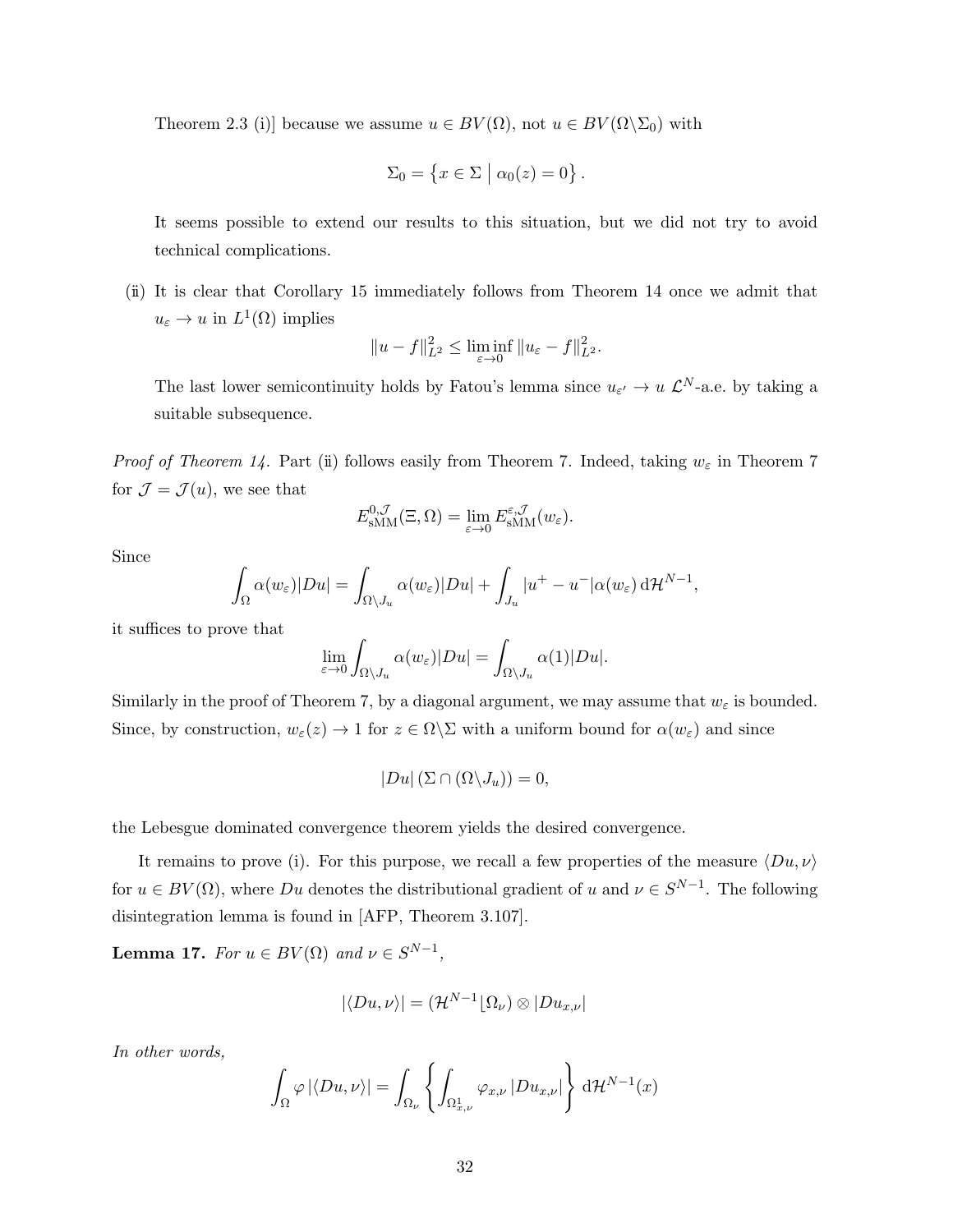Theorem 2.3 (i)] because we assume $u \in BV(\Omega)$, not $u \in BV(\Omega\backslash\Sigma_0)$ with

$$\Sigma_0 = \left\{ x \in \Sigma \;\middle|\; \alpha_0(z) = 0 \right\}.$$

It seems possible to extend our results to this situation, but we did not try to avoid technical complications.

(ii) It is clear that Corollary 15 immediately follows from Theorem 14 once we admit that $u_\varepsilon \to u$ in $L^1(\Omega)$ implies

$$\|u - f\|_{L^2}^2 \le \liminf_{\varepsilon \to 0} \|u_\varepsilon - f\|_{L^2}^2.$$

The last lower semicontinuity holds by Fatou's lemma since $u_{\varepsilon'} \to u$ $\mathcal{L}^N$-a.e. by taking a suitable subsequence.

*Proof of Theorem 14.* Part (ii) follows easily from Theorem 7. Indeed, taking $w_\varepsilon$ in Theorem 7 for $\mathcal{J} = \mathcal{J}(u)$, we see that

$$E_{\mathrm{sMM}}^{0,\mathcal{J}}(\Xi, \Omega) = \lim_{\varepsilon \to 0} E_{\mathrm{sMM}}^{\varepsilon,\mathcal{J}}(w_\varepsilon).$$

Since

$$\int_\Omega \alpha(w_\varepsilon)|Du| = \int_{\Omega\backslash J_u} \alpha(w_\varepsilon)|Du| + \int_{J_u} |u^+ - u^-|\alpha(w_\varepsilon)\,\mathrm{d}\mathcal{H}^{N-1},$$

it suffices to prove that

$$\lim_{\varepsilon \to 0} \int_{\Omega\backslash J_u} \alpha(w_\varepsilon)|Du| = \int_{\Omega\backslash J_u} \alpha(1)|Du|.$$

Similarly in the proof of Theorem 7, by a diagonal argument, we may assume that $w_\varepsilon$ is bounded. Since, by construction, $w_\varepsilon(z) \to 1$ for $z \in \Omega\backslash\Sigma$ with a uniform bound for $\alpha(w_\varepsilon)$ and since

$$|Du|\left(\Sigma \cap (\Omega\backslash J_u)\right) = 0,$$

the Lebesgue dominated convergence theorem yields the desired convergence.

It remains to prove (i). For this purpose, we recall a few properties of the measure $\langle Du, \nu\rangle$ for $u \in BV(\Omega)$, where $Du$ denotes the distributional gradient of $u$ and $\nu \in S^{N-1}$. The following disintegration lemma is found in [AFP, Theorem 3.107].

**Lemma 17.** *For $u \in BV(\Omega)$ and $\nu \in S^{N-1}$,*

$$|\langle Du, \nu\rangle| = (\mathcal{H}^{N-1}\lfloor\Omega_\nu) \otimes |Du_{x,\nu}|$$

*In other words,*

$$\int_\Omega \varphi\,|\langle Du, \nu\rangle| = \int_{\Omega_\nu} \left\{ \int_{\Omega^1_{x,\nu}} \varphi_{x,\nu}\,|Du_{x,\nu}| \right\} \mathrm{d}\mathcal{H}^{N-1}(x)$$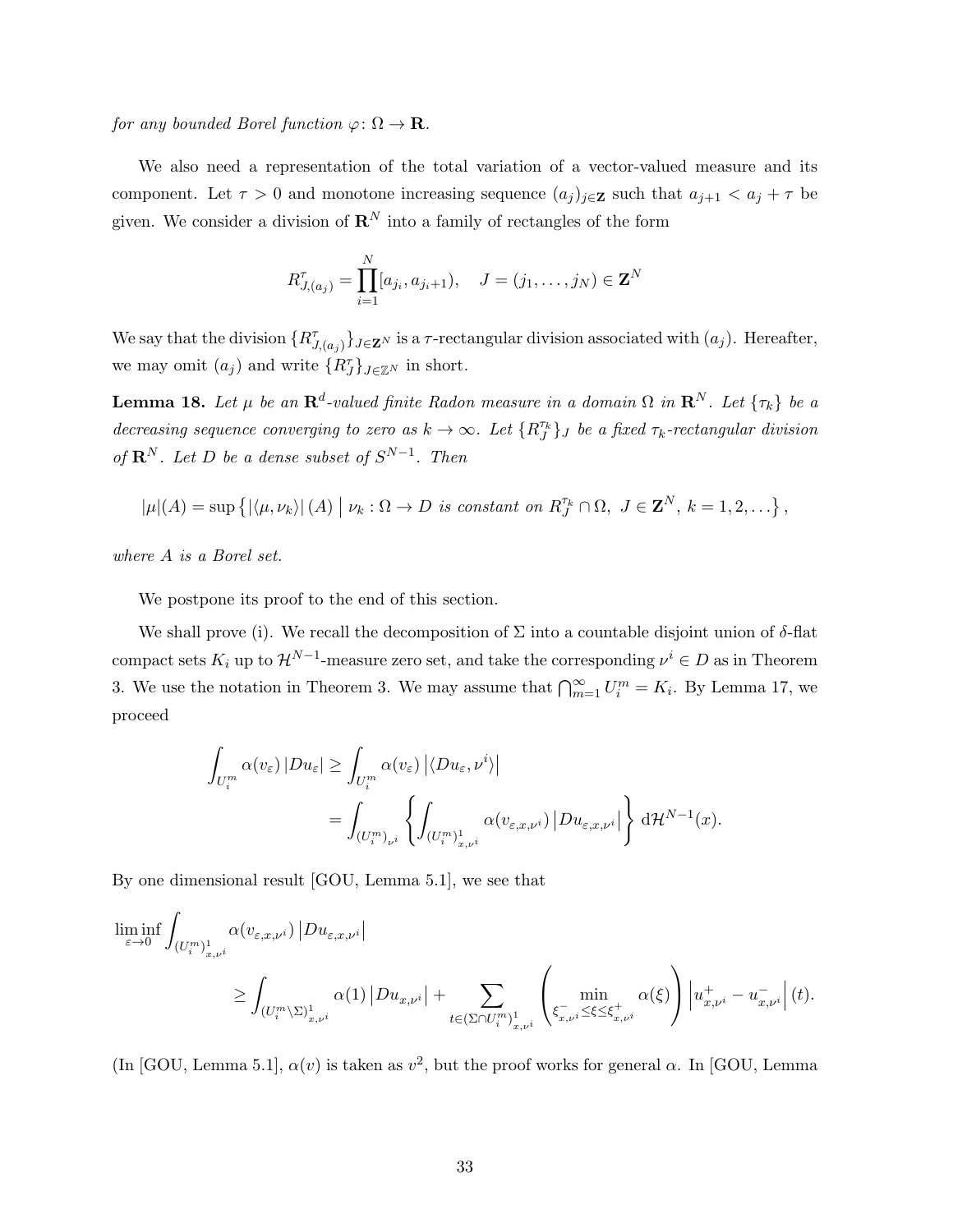*for any bounded Borel function* $\varphi\colon \Omega \to \mathbf{R}$.

We also need a representation of the total variation of a vector-valued measure and its component. Let $\tau > 0$ and monotone increasing sequence $(a_j)_{j\in\mathbf{Z}}$ such that $a_{j+1} < a_j + \tau$ be given. We consider a division of $\mathbf{R}^N$ into a family of rectangles of the form

$$R^\tau_{J,(a_j)} = \prod_{i=1}^N [a_{j_i}, a_{j_i+1}), \quad J = (j_1, \ldots, j_N) \in \mathbf{Z}^N$$

We say that the division $\{R^\tau_{J,(a_j)}\}_{J\in\mathbf{Z}^N}$ is a $\tau$-rectangular division associated with $(a_j)$. Hereafter, we may omit $(a_j)$ and write $\{R^\tau_J\}_{J\in\mathbb{Z}^N}$ in short.

**Lemma 18.** *Let $\mu$ be an $\mathbf{R}^d$-valued finite Radon measure in a domain $\Omega$ in $\mathbf{R}^N$. Let $\{\tau_k\}$ be a decreasing sequence converging to zero as $k \to \infty$. Let $\{R^{\tau_k}_J\}_J$ be a fixed $\tau_k$-rectangular division of $\mathbf{R}^N$. Let $D$ be a dense subset of $S^{N-1}$. Then*

$$|\mu|(A) = \sup\left\{ |\langle \mu, \nu_k\rangle|(A) \;\middle|\; \nu_k : \Omega \to D \text{ is constant on } R^{\tau_k}_J \cap \Omega,\ J \in \mathbf{Z}^N,\ k = 1, 2, \ldots \right\},$$

*where $A$ is a Borel set.*

We postpone its proof to the end of this section.

We shall prove (i). We recall the decomposition of $\Sigma$ into a countable disjoint union of $\delta$-flat compact sets $K_i$ up to $\mathcal{H}^{N-1}$-measure zero set, and take the corresponding $\nu^i \in D$ as in Theorem 3. We use the notation in Theorem 3. We may assume that $\bigcap_{m=1}^\infty U^m_i = K_i$. By Lemma 17, we proceed

$$\begin{aligned}
\int_{U^m_i} \alpha(v_\varepsilon)\, |Du_\varepsilon| &\geq \int_{U^m_i} \alpha(v_\varepsilon) \left|\langle Du_\varepsilon, \nu^i\rangle\right| \\
&= \int_{(U^m_i)_{\nu^i}} \left\{ \int_{(U^m_i)^1_{x,\nu^i}} \alpha(v_{\varepsilon,x,\nu^i}) \left|Du_{\varepsilon,x,\nu^i}\right| \right\} \mathrm{d}\mathcal{H}^{N-1}(x).
\end{aligned}$$

By one dimensional result [GOU, Lemma 5.1], we see that

$$\begin{aligned}
\liminf_{\varepsilon\to 0} &\int_{(U^m_i)^1_{x,\nu^i}} \alpha(v_{\varepsilon,x,\nu^i}) \left|Du_{\varepsilon,x,\nu^i}\right| \\
&\geq \int_{(U^m_i\setminus\Sigma)^1_{x,\nu^i}} \alpha(1) \left|Du_{x,\nu^i}\right| + \sum_{t\in(\Sigma\cap U^m_i)^1_{x,\nu^i}} \left( \min_{\xi^-_{x,\nu^i} \leq \xi \leq \xi^+_{x,\nu^i}} \alpha(\xi) \right) \left|u^+_{x,\nu^i} - u^-_{x,\nu^i}\right|(t).
\end{aligned}$$

(In [GOU, Lemma 5.1], $\alpha(v)$ is taken as $v^2$, but the proof works for general $\alpha$. In [GOU, Lemma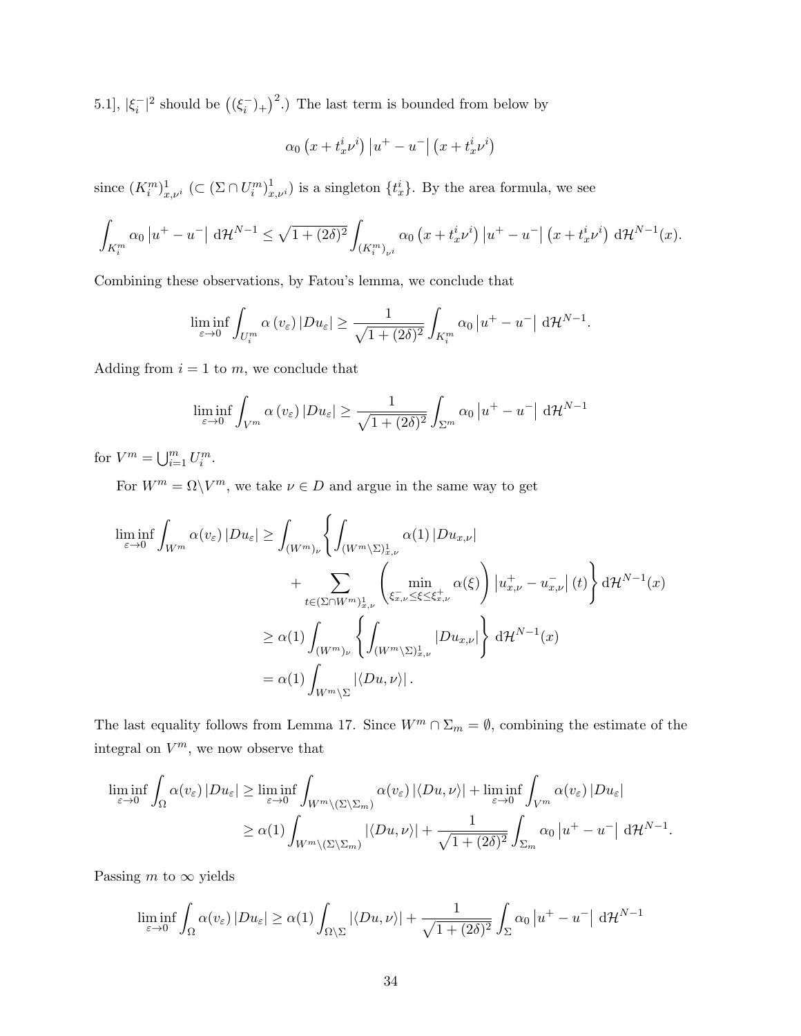5.1], $|\xi_i^-|^2$ should be $\left((\xi_i^-)_+\right)^2$.) The last term is bounded from below by

$$\alpha_0\left(x+t_x^i\nu^i\right)\left|u^+-u^-\right|\left(x+t_x^i\nu^i\right)$$

since $(K_i^m)^1_{x,\nu^i}$ ($\subset (\Sigma\cap U_i^m)^1_{x,\nu^i}$) is a singleton $\{t_x^i\}$. By the area formula, we see

$$\int_{K_i^m}\alpha_0\left|u^+-u^-\right|\,\mathrm{d}\mathcal{H}^{N-1}\leq\sqrt{1+(2\delta)^2}\int_{(K_i^m)_{\nu^i}}\alpha_0\left(x+t_x^i\nu^i\right)\left|u^+-u^-\right|\left(x+t_x^i\nu^i\right)\,\mathrm{d}\mathcal{H}^{N-1}(x).$$

Combining these observations, by Fatou's lemma, we conclude that

$$\liminf_{\varepsilon\to 0}\int_{U_i^m}\alpha\left(v_\varepsilon\right)\left|Du_\varepsilon\right|\geq\frac{1}{\sqrt{1+(2\delta)^2}}\int_{K_i^m}\alpha_0\left|u^+-u^-\right|\,\mathrm{d}\mathcal{H}^{N-1}.$$

Adding from $i=1$ to $m$, we conclude that

$$\liminf_{\varepsilon\to 0}\int_{V^m}\alpha\left(v_\varepsilon\right)\left|Du_\varepsilon\right|\geq\frac{1}{\sqrt{1+(2\delta)^2}}\int_{\Sigma^m}\alpha_0\left|u^+-u^-\right|\,\mathrm{d}\mathcal{H}^{N-1}$$

for $V^m=\bigcup_{i=1}^m U_i^m$.

For $W^m=\Omega\backslash V^m$, we take $\nu\in D$ and argue in the same way to get

$$\begin{aligned}\liminf_{\varepsilon\to 0}\int_{W^m}\alpha(v_\varepsilon)\left|Du_\varepsilon\right|&\geq\int_{(W^m)_\nu}\left\{\int_{(W^m\backslash\Sigma)^1_{x,\nu}}\alpha(1)\left|Du_{x,\nu}\right|\right.\\&\qquad\left.+\sum_{t\in(\Sigma\cap W^m)^1_{x,\nu}}\left(\min_{\xi^-_{x,\nu}\leq\xi\leq\xi^+_{x,\nu}}\alpha(\xi)\right)\left|u^+_{x,\nu}-u^-_{x,\nu}\right|(t)\right\}\mathrm{d}\mathcal{H}^{N-1}(x)\\&\geq\alpha(1)\int_{(W^m)_\nu}\left\{\int_{(W^m\backslash\Sigma)^1_{x,\nu}}\left|Du_{x,\nu}\right|\right\}\mathrm{d}\mathcal{H}^{N-1}(x)\\&=\alpha(1)\int_{W^m\backslash\Sigma}\left|\langle Du,\nu\rangle\right|.\end{aligned}$$

The last equality follows from Lemma 17. Since $W^m\cap\Sigma_m=\emptyset$, combining the estimate of the integral on $V^m$, we now observe that

$$\begin{aligned}\liminf_{\varepsilon\to 0}\int_\Omega\alpha(v_\varepsilon)\left|Du_\varepsilon\right|&\geq\liminf_{\varepsilon\to 0}\int_{W^m\backslash(\Sigma\backslash\Sigma_m)}\alpha(v_\varepsilon)\left|\langle Du,\nu\rangle\right|+\liminf_{\varepsilon\to 0}\int_{V^m}\alpha(v_\varepsilon)\left|Du_\varepsilon\right|\\&\geq\alpha(1)\int_{W^m\backslash(\Sigma\backslash\Sigma_m)}\left|\langle Du,\nu\rangle\right|+\frac{1}{\sqrt{1+(2\delta)^2}}\int_{\Sigma_m}\alpha_0\left|u^+-u^-\right|\,\mathrm{d}\mathcal{H}^{N-1}.\end{aligned}$$

Passing $m$ to $\infty$ yields

$$\liminf_{\varepsilon\to 0}\int_\Omega\alpha(v_\varepsilon)\left|Du_\varepsilon\right|\geq\alpha(1)\int_{\Omega\backslash\Sigma}\left|\langle Du,\nu\rangle\right|+\frac{1}{\sqrt{1+(2\delta)^2}}\int_\Sigma\alpha_0\left|u^+-u^-\right|\,\mathrm{d}\mathcal{H}^{N-1}$$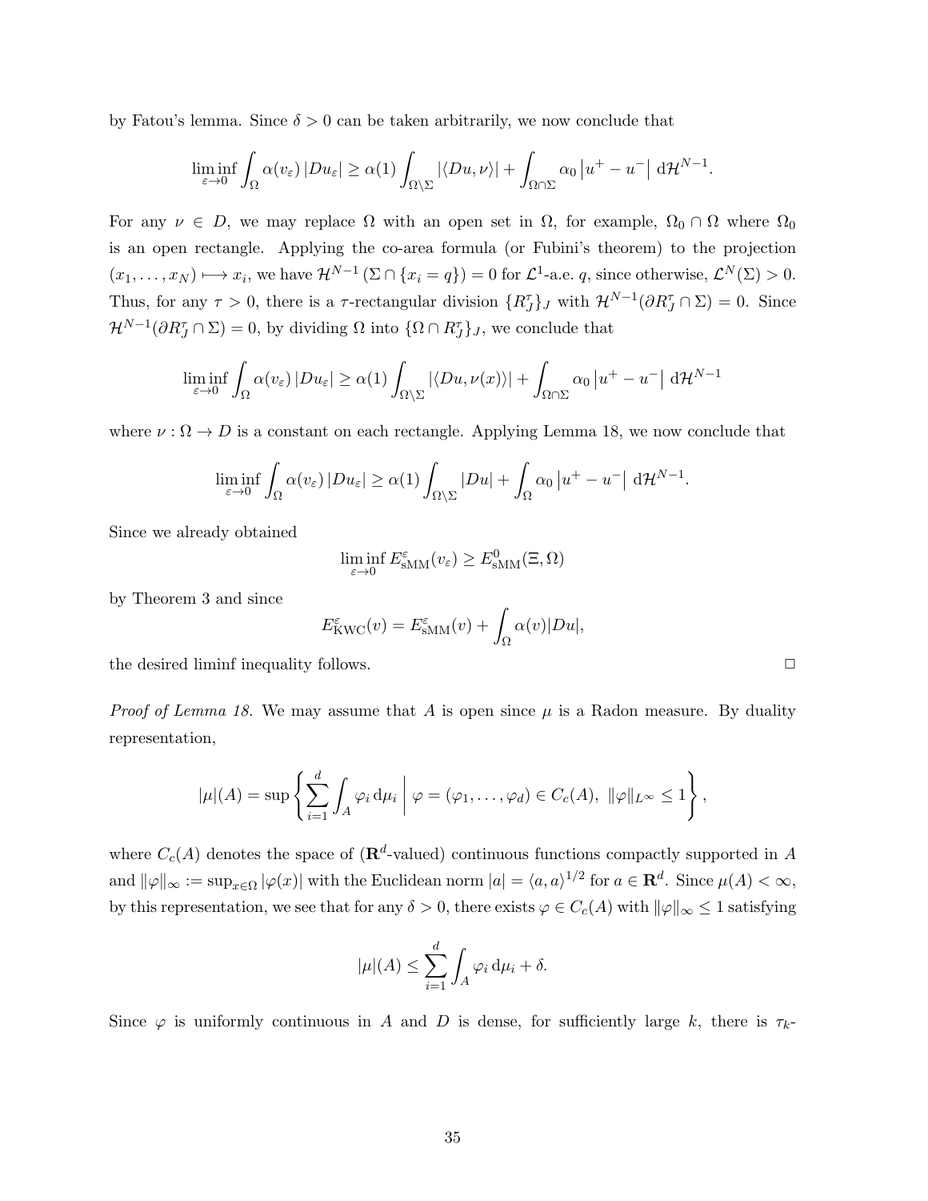by Fatou's lemma. Since $\delta > 0$ can be taken arbitrarily, we now conclude that

$$\liminf_{\varepsilon\to 0} \int_\Omega \alpha(v_\varepsilon)\,|Du_\varepsilon| \geq \alpha(1) \int_{\Omega\setminus\Sigma} |\langle Du, \nu\rangle| + \int_{\Omega\cap\Sigma} \alpha_0 \left|u^+ - u^-\right| \,\mathrm{d}\mathcal{H}^{N-1}.$$

For any $\nu \in D$, we may replace $\Omega$ with an open set in $\Omega$, for example, $\Omega_0 \cap \Omega$ where $\Omega_0$ is an open rectangle. Applying the co-area formula (or Fubini's theorem) to the projection $(x_1, \ldots, x_N) \longmapsto x_i$, we have $\mathcal{H}^{N-1}\left(\Sigma \cap \{x_i = q\}\right) = 0$ for $\mathcal{L}^1$-a.e. $q$, since otherwise, $\mathcal{L}^N(\Sigma) > 0$. Thus, for any $\tau > 0$, there is a $\tau$-rectangular division $\{R_J^\tau\}_J$ with $\mathcal{H}^{N-1}(\partial R_J^\tau \cap \Sigma) = 0$. Since $\mathcal{H}^{N-1}(\partial R_J^\tau \cap \Sigma) = 0$, by dividing $\Omega$ into $\{\Omega \cap R_J^\tau\}_J$, we conclude that

$$\liminf_{\varepsilon\to 0} \int_\Omega \alpha(v_\varepsilon)\,|Du_\varepsilon| \geq \alpha(1) \int_{\Omega\setminus\Sigma} |\langle Du, \nu(x)\rangle| + \int_{\Omega\cap\Sigma} \alpha_0 \left|u^+ - u^-\right| \,\mathrm{d}\mathcal{H}^{N-1}$$

where $\nu : \Omega \to D$ is a constant on each rectangle. Applying Lemma 18, we now conclude that

$$\liminf_{\varepsilon\to 0} \int_\Omega \alpha(v_\varepsilon)\,|Du_\varepsilon| \geq \alpha(1) \int_{\Omega\setminus\Sigma} |Du| + \int_{\Omega} \alpha_0 \left|u^+ - u^-\right| \,\mathrm{d}\mathcal{H}^{N-1}.$$

Since we already obtained

$$\liminf_{\varepsilon\to 0} E^\varepsilon_{\mathrm{sMM}}(v_\varepsilon) \geq E^0_{\mathrm{sMM}}(\Xi, \Omega)$$

by Theorem 3 and since

$$E^\varepsilon_{\mathrm{KWC}}(v) = E^\varepsilon_{\mathrm{sMM}}(v) + \int_\Omega \alpha(v)|Du|,$$

the desired liminf inequality follows. $\square$

*Proof of Lemma 18.* We may assume that $A$ is open since $\mu$ is a Radon measure. By duality representation,

$$|\mu|(A) = \sup\left\{ \sum_{i=1}^d \int_A \varphi_i \,\mathrm{d}\mu_i \;\middle|\; \varphi = (\varphi_1, \ldots, \varphi_d) \in C_c(A),\ \|\varphi\|_{L^\infty} \leq 1 \right\},$$

where $C_c(A)$ denotes the space of ($\mathbf{R}^d$-valued) continuous functions compactly supported in $A$ and $\|\varphi\|_\infty := \sup_{x\in\Omega} |\varphi(x)|$ with the Euclidean norm $|a| = \langle a, a\rangle^{1/2}$ for $a \in \mathbf{R}^d$. Since $\mu(A) < \infty$, by this representation, we see that for any $\delta > 0$, there exists $\varphi \in C_c(A)$ with $\|\varphi\|_\infty \leq 1$ satisfying

$$|\mu|(A) \leq \sum_{i=1}^d \int_A \varphi_i \,\mathrm{d}\mu_i + \delta.$$

Since $\varphi$ is uniformly continuous in $A$ and $D$ is dense, for sufficiently large $k$, there is $\tau_k$-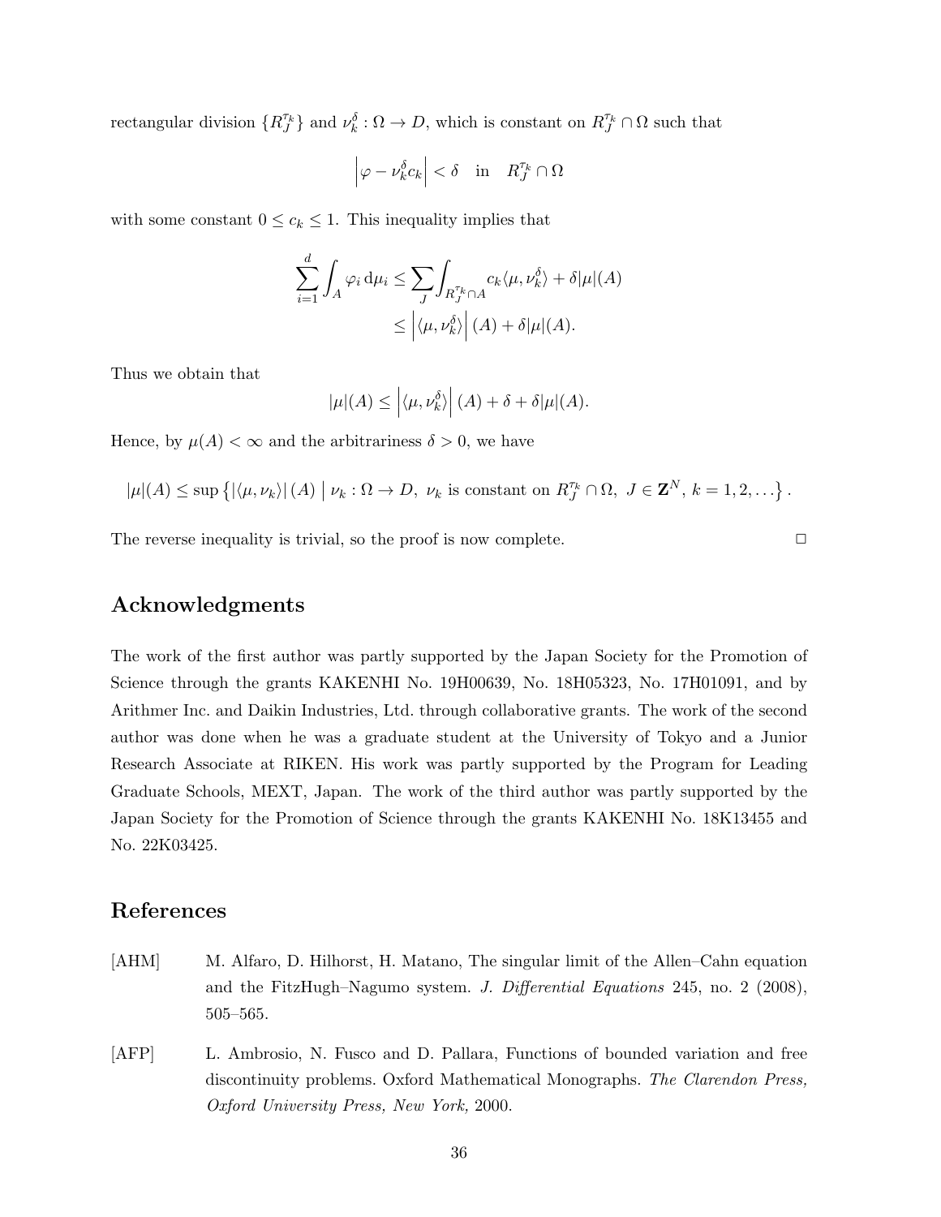rectangular division $\{R_J^{\tau_k}\}$ and $\nu_k^\delta : \Omega \to D$, which is constant on $R_J^{\tau_k} \cap \Omega$ such that

$$\left| \varphi - \nu_k^\delta c_k \right| < \delta \quad \text{in} \quad R_J^{\tau_k} \cap \Omega$$

with some constant $0 \le c_k \le 1$. This inequality implies that

$$\begin{aligned}
\sum_{i=1}^{d} \int_A \varphi_i \, \mathrm{d}\mu_i &\le \sum_J \int_{R_J^{\tau_k} \cap A} c_k \langle \mu, \nu_k^\delta \rangle + \delta |\mu|(A) \\
&\le \left| \langle \mu, \nu_k^\delta \rangle \right| (A) + \delta |\mu|(A).
\end{aligned}$$

Thus we obtain that

$$|\mu|(A) \le \left| \langle \mu, \nu_k^\delta \rangle \right| (A) + \delta + \delta |\mu|(A).$$

Hence, by $\mu(A) < \infty$ and the arbitrariness $\delta > 0$, we have

$$|\mu|(A) \le \sup \left\{ \left| \langle \mu, \nu_k \rangle \right| (A) \;\middle|\; \nu_k : \Omega \to D, \; \nu_k \text{ is constant on } R_J^{\tau_k} \cap \Omega, \; J \in \mathbf{Z}^N, \; k = 1, 2, \ldots \right\}.$$

The reverse inequality is trivial, so the proof is now complete. $\square$

## Acknowledgments

The work of the first author was partly supported by the Japan Society for the Promotion of Science through the grants KAKENHI No. 19H00639, No. 18H05323, No. 17H01091, and by Arithmer Inc. and Daikin Industries, Ltd. through collaborative grants. The work of the second author was done when he was a graduate student at the University of Tokyo and a Junior Research Associate at RIKEN. His work was partly supported by the Program for Leading Graduate Schools, MEXT, Japan. The work of the third author was partly supported by the Japan Society for the Promotion of Science through the grants KAKENHI No. 18K13455 and No. 22K03425.

## References

[AHM] M. Alfaro, D. Hilhorst, H. Matano, The singular limit of the Allen–Cahn equation and the FitzHugh–Nagumo system. *J. Differential Equations* 245, no. 2 (2008), 505–565.

[AFP] L. Ambrosio, N. Fusco and D. Pallara, Functions of bounded variation and free discontinuity problems. Oxford Mathematical Monographs. *The Clarendon Press, Oxford University Press, New York,* 2000.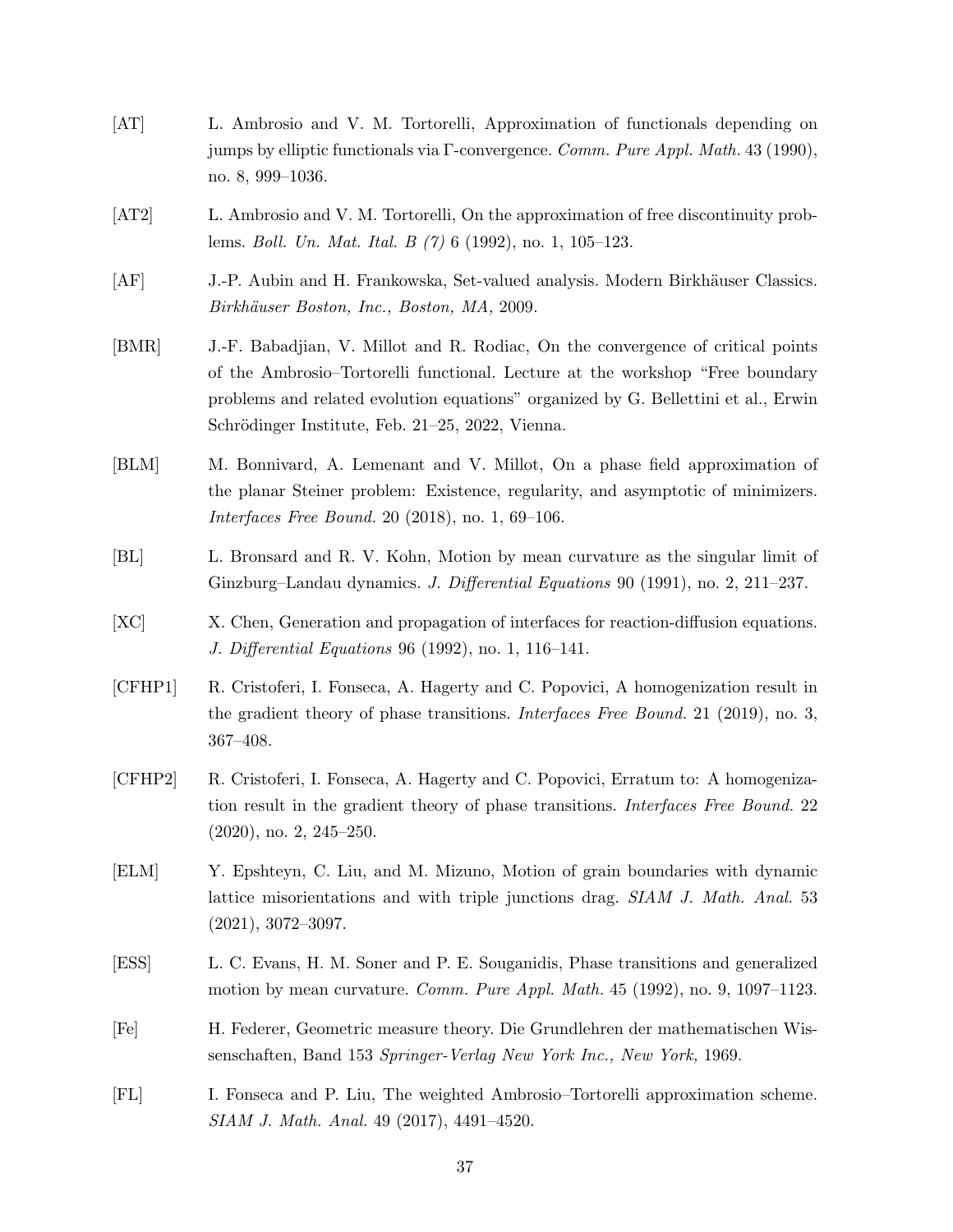[AT] L. Ambrosio and V. M. Tortorelli, Approximation of functionals depending on jumps by elliptic functionals via $\Gamma$-convergence. *Comm. Pure Appl. Math.* 43 (1990), no. 8, 999–1036.

[AT2] L. Ambrosio and V. M. Tortorelli, On the approximation of free discontinuity problems. *Boll. Un. Mat. Ital. B (7)* 6 (1992), no. 1, 105–123.

[AF] J.-P. Aubin and H. Frankowska, Set-valued analysis. Modern Birkhäuser Classics. *Birkhäuser Boston, Inc., Boston, MA,* 2009.

[BMR] J.-F. Babadjian, V. Millot and R. Rodiac, On the convergence of critical points of the Ambrosio–Tortorelli functional. Lecture at the workshop "Free boundary problems and related evolution equations" organized by G. Bellettini et al., Erwin Schrödinger Institute, Feb. 21–25, 2022, Vienna.

[BLM] M. Bonnivard, A. Lemenant and V. Millot, On a phase field approximation of the planar Steiner problem: Existence, regularity, and asymptotic of minimizers. *Interfaces Free Bound.* 20 (2018), no. 1, 69–106.

[BL] L. Bronsard and R. V. Kohn, Motion by mean curvature as the singular limit of Ginzburg–Landau dynamics. *J. Differential Equations* 90 (1991), no. 2, 211–237.

[XC] X. Chen, Generation and propagation of interfaces for reaction-diffusion equations. *J. Differential Equations* 96 (1992), no. 1, 116–141.

[CFHP1] R. Cristoferi, I. Fonseca, A. Hagerty and C. Popovici, A homogenization result in the gradient theory of phase transitions. *Interfaces Free Bound.* 21 (2019), no. 3, 367–408.

[CFHP2] R. Cristoferi, I. Fonseca, A. Hagerty and C. Popovici, Erratum to: A homogenization result in the gradient theory of phase transitions. *Interfaces Free Bound.* 22 (2020), no. 2, 245–250.

[ELM] Y. Epshteyn, C. Liu, and M. Mizuno, Motion of grain boundaries with dynamic lattice misorientations and with triple junctions drag. *SIAM J. Math. Anal.* 53 (2021), 3072–3097.

[ESS] L. C. Evans, H. M. Soner and P. E. Souganidis, Phase transitions and generalized motion by mean curvature. *Comm. Pure Appl. Math.* 45 (1992), no. 9, 1097–1123.

[Fe] H. Federer, Geometric measure theory. Die Grundlehren der mathematischen Wissenschaften, Band 153 *Springer-Verlag New York Inc., New York,* 1969.

[FL] I. Fonseca and P. Liu, The weighted Ambrosio–Tortorelli approximation scheme. *SIAM J. Math. Anal.* 49 (2017), 4491–4520.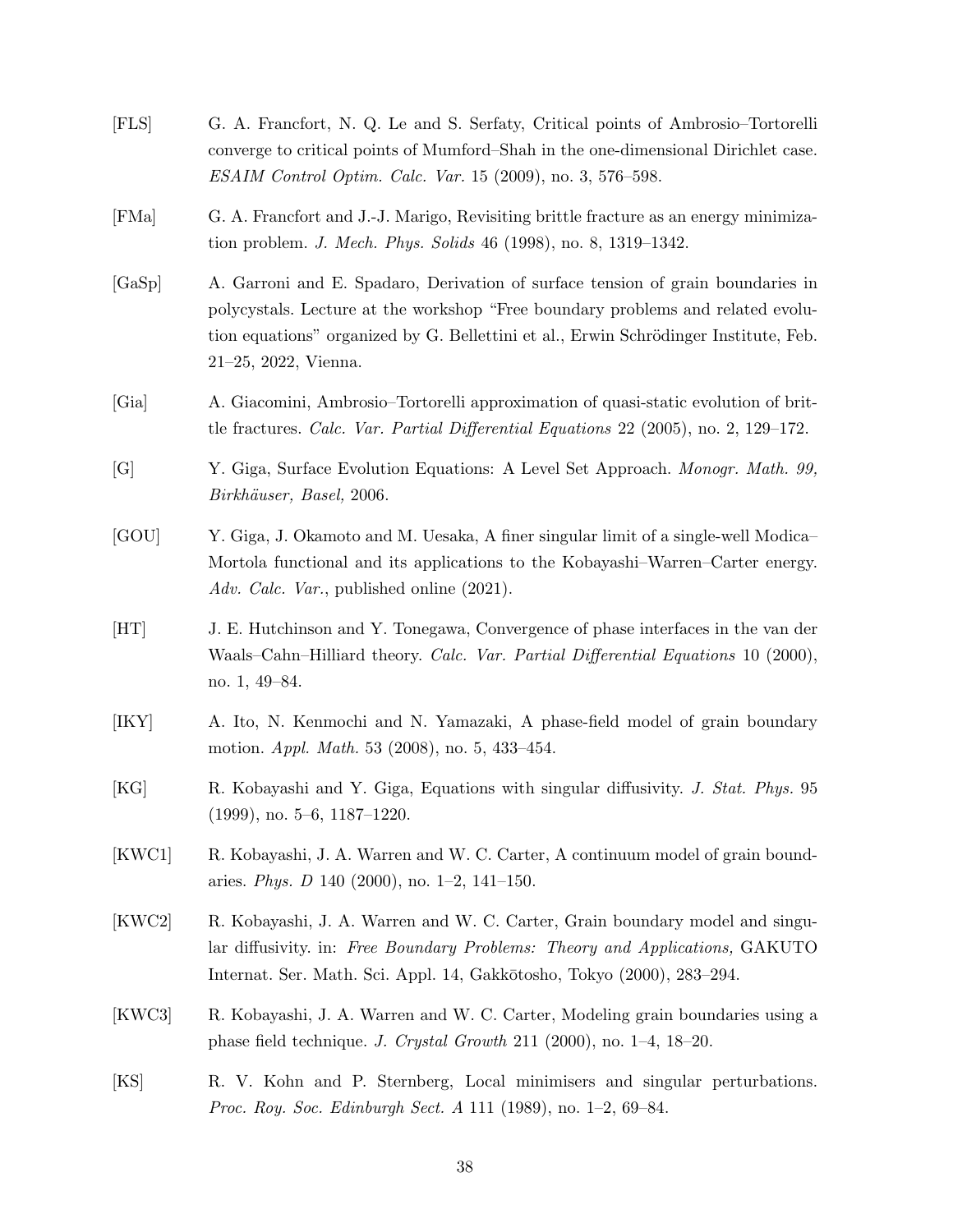[FLS] G. A. Francfort, N. Q. Le and S. Serfaty, Critical points of Ambrosio–Tortorelli converge to critical points of Mumford–Shah in the one-dimensional Dirichlet case. *ESAIM Control Optim. Calc. Var.* 15 (2009), no. 3, 576–598.

[FMa] G. A. Francfort and J.-J. Marigo, Revisiting brittle fracture as an energy minimization problem. *J. Mech. Phys. Solids* 46 (1998), no. 8, 1319–1342.

[GaSp] A. Garroni and E. Spadaro, Derivation of surface tension of grain boundaries in polycystals. Lecture at the workshop "Free boundary problems and related evolution equations" organized by G. Bellettini et al., Erwin Schrödinger Institute, Feb. 21–25, 2022, Vienna.

[Gia] A. Giacomini, Ambrosio–Tortorelli approximation of quasi-static evolution of brittle fractures. *Calc. Var. Partial Differential Equations* 22 (2005), no. 2, 129–172.

[G] Y. Giga, Surface Evolution Equations: A Level Set Approach. *Monogr. Math. 99, Birkhäuser, Basel,* 2006.

[GOU] Y. Giga, J. Okamoto and M. Uesaka, A finer singular limit of a single-well Modica–Mortola functional and its applications to the Kobayashi–Warren–Carter energy. *Adv. Calc. Var.*, published online (2021).

[HT] J. E. Hutchinson and Y. Tonegawa, Convergence of phase interfaces in the van der Waals–Cahn–Hilliard theory. *Calc. Var. Partial Differential Equations* 10 (2000), no. 1, 49–84.

[IKY] A. Ito, N. Kenmochi and N. Yamazaki, A phase-field model of grain boundary motion. *Appl. Math.* 53 (2008), no. 5, 433–454.

[KG] R. Kobayashi and Y. Giga, Equations with singular diffusivity. *J. Stat. Phys.* 95 (1999), no. 5–6, 1187–1220.

[KWC1] R. Kobayashi, J. A. Warren and W. C. Carter, A continuum model of grain boundaries. *Phys. D* 140 (2000), no. 1–2, 141–150.

[KWC2] R. Kobayashi, J. A. Warren and W. C. Carter, Grain boundary model and singular diffusivity. in: *Free Boundary Problems: Theory and Applications,* GAKUTO Internat. Ser. Math. Sci. Appl. 14, Gakkōtosho, Tokyo (2000), 283–294.

[KWC3] R. Kobayashi, J. A. Warren and W. C. Carter, Modeling grain boundaries using a phase field technique. *J. Crystal Growth* 211 (2000), no. 1–4, 18–20.

[KS] R. V. Kohn and P. Sternberg, Local minimisers and singular perturbations. *Proc. Roy. Soc. Edinburgh Sect. A* 111 (1989), no. 1–2, 69–84.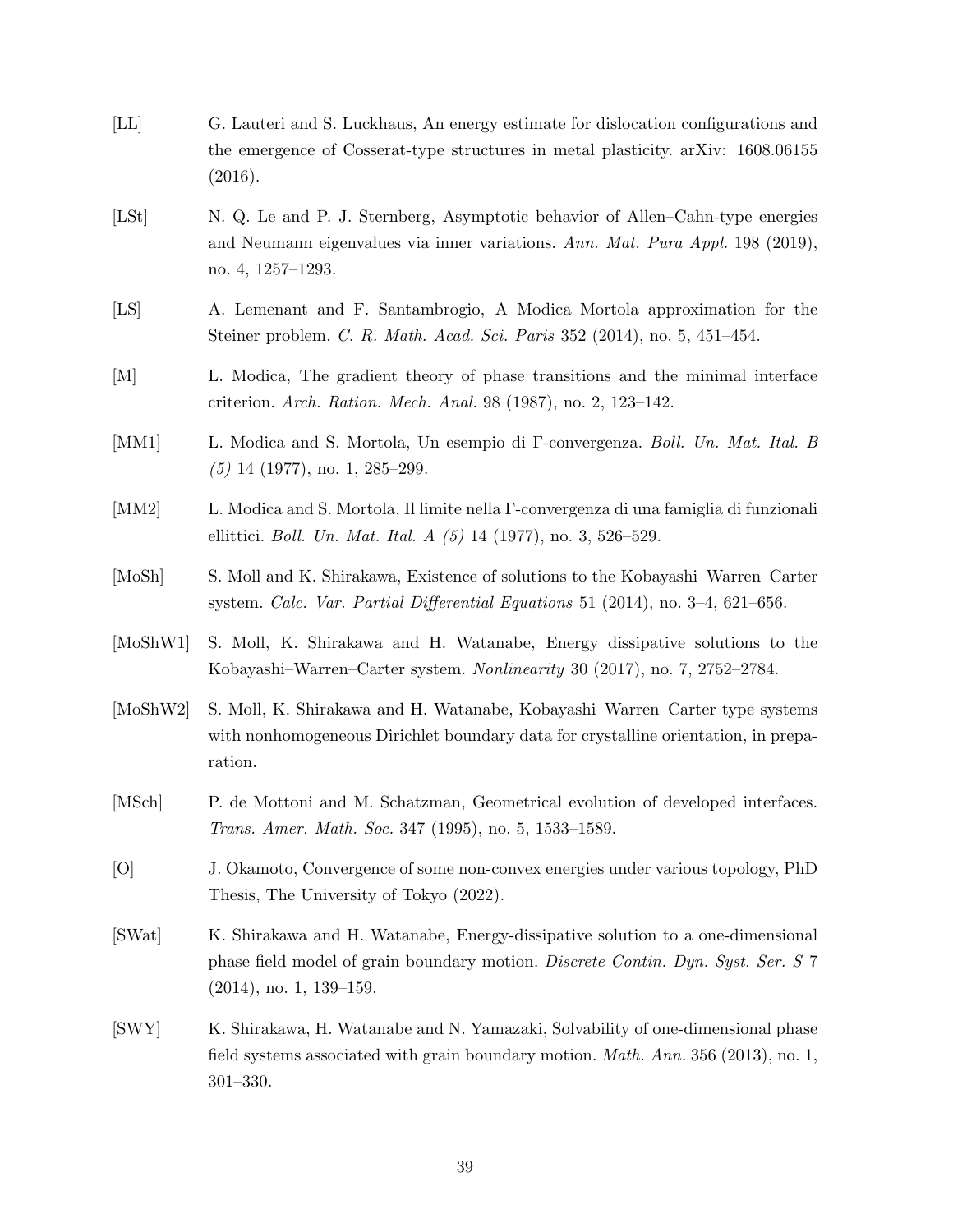[LL] G. Lauteri and S. Luckhaus, An energy estimate for dislocation configurations and the emergence of Cosserat-type structures in metal plasticity. arXiv: 1608.06155 (2016).

[LSt] N. Q. Le and P. J. Sternberg, Asymptotic behavior of Allen–Cahn-type energies and Neumann eigenvalues via inner variations. *Ann. Mat. Pura Appl.* 198 (2019), no. 4, 1257–1293.

[LS] A. Lemenant and F. Santambrogio, A Modica–Mortola approximation for the Steiner problem. *C. R. Math. Acad. Sci. Paris* 352 (2014), no. 5, 451–454.

[M] L. Modica, The gradient theory of phase transitions and the minimal interface criterion. *Arch. Ration. Mech. Anal.* 98 (1987), no. 2, 123–142.

[MM1] L. Modica and S. Mortola, Un esempio di Γ-convergenza. *Boll. Un. Mat. Ital. B (5)* 14 (1977), no. 1, 285–299.

[MM2] L. Modica and S. Mortola, Il limite nella Γ-convergenza di una famiglia di funzionali ellittici. *Boll. Un. Mat. Ital. A (5)* 14 (1977), no. 3, 526–529.

[MoSh] S. Moll and K. Shirakawa, Existence of solutions to the Kobayashi–Warren–Carter system. *Calc. Var. Partial Differential Equations* 51 (2014), no. 3–4, 621–656.

[MoShW1] S. Moll, K. Shirakawa and H. Watanabe, Energy dissipative solutions to the Kobayashi–Warren–Carter system. *Nonlinearity* 30 (2017), no. 7, 2752–2784.

[MoShW2] S. Moll, K. Shirakawa and H. Watanabe, Kobayashi–Warren–Carter type systems with nonhomogeneous Dirichlet boundary data for crystalline orientation, in preparation.

[MSch] P. de Mottoni and M. Schatzman, Geometrical evolution of developed interfaces. *Trans. Amer. Math. Soc.* 347 (1995), no. 5, 1533–1589.

[O] J. Okamoto, Convergence of some non-convex energies under various topology, PhD Thesis, The University of Tokyo (2022).

[SWat] K. Shirakawa and H. Watanabe, Energy-dissipative solution to a one-dimensional phase field model of grain boundary motion. *Discrete Contin. Dyn. Syst. Ser. S* 7 (2014), no. 1, 139–159.

[SWY] K. Shirakawa, H. Watanabe and N. Yamazaki, Solvability of one-dimensional phase field systems associated with grain boundary motion. *Math. Ann.* 356 (2013), no. 1, 301–330.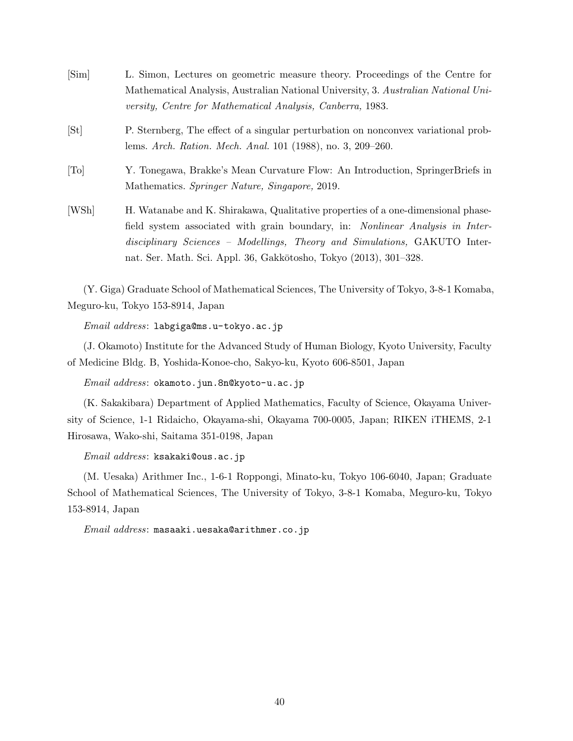[Sim] L. Simon, Lectures on geometric measure theory. Proceedings of the Centre for Mathematical Analysis, Australian National University, 3. *Australian National University, Centre for Mathematical Analysis, Canberra,* 1983.

[St] P. Sternberg, The effect of a singular perturbation on nonconvex variational problems. *Arch. Ration. Mech. Anal.* 101 (1988), no. 3, 209–260.

[To] Y. Tonegawa, Brakke's Mean Curvature Flow: An Introduction, SpringerBriefs in Mathematics. *Springer Nature, Singapore,* 2019.

[WSh] H. Watanabe and K. Shirakawa, Qualitative properties of a one-dimensional phase-field system associated with grain boundary, in: *Nonlinear Analysis in Interdisciplinary Sciences – Modellings, Theory and Simulations,* GAKUTO Internat. Ser. Math. Sci. Appl. 36, Gakkōtosho, Tokyo (2013), 301–328.

(Y. Giga) Graduate School of Mathematical Sciences, The University of Tokyo, 3-8-1 Komaba, Meguro-ku, Tokyo 153-8914, Japan

*Email address*: `labgiga@ms.u-tokyo.ac.jp`

(J. Okamoto) Institute for the Advanced Study of Human Biology, Kyoto University, Faculty of Medicine Bldg. B, Yoshida-Konoe-cho, Sakyo-ku, Kyoto 606-8501, Japan

*Email address*: `okamoto.jun.8n@kyoto-u.ac.jp`

(K. Sakakibara) Department of Applied Mathematics, Faculty of Science, Okayama University of Science, 1-1 Ridaicho, Okayama-shi, Okayama 700-0005, Japan; RIKEN iTHEMS, 2-1 Hirosawa, Wako-shi, Saitama 351-0198, Japan

*Email address*: `ksakaki@ous.ac.jp`

(M. Uesaka) Arithmer Inc., 1-6-1 Roppongi, Minato-ku, Tokyo 106-6040, Japan; Graduate School of Mathematical Sciences, The University of Tokyo, 3-8-1 Komaba, Meguro-ku, Tokyo 153-8914, Japan

*Email address*: `masaaki.uesaka@arithmer.co.jp`